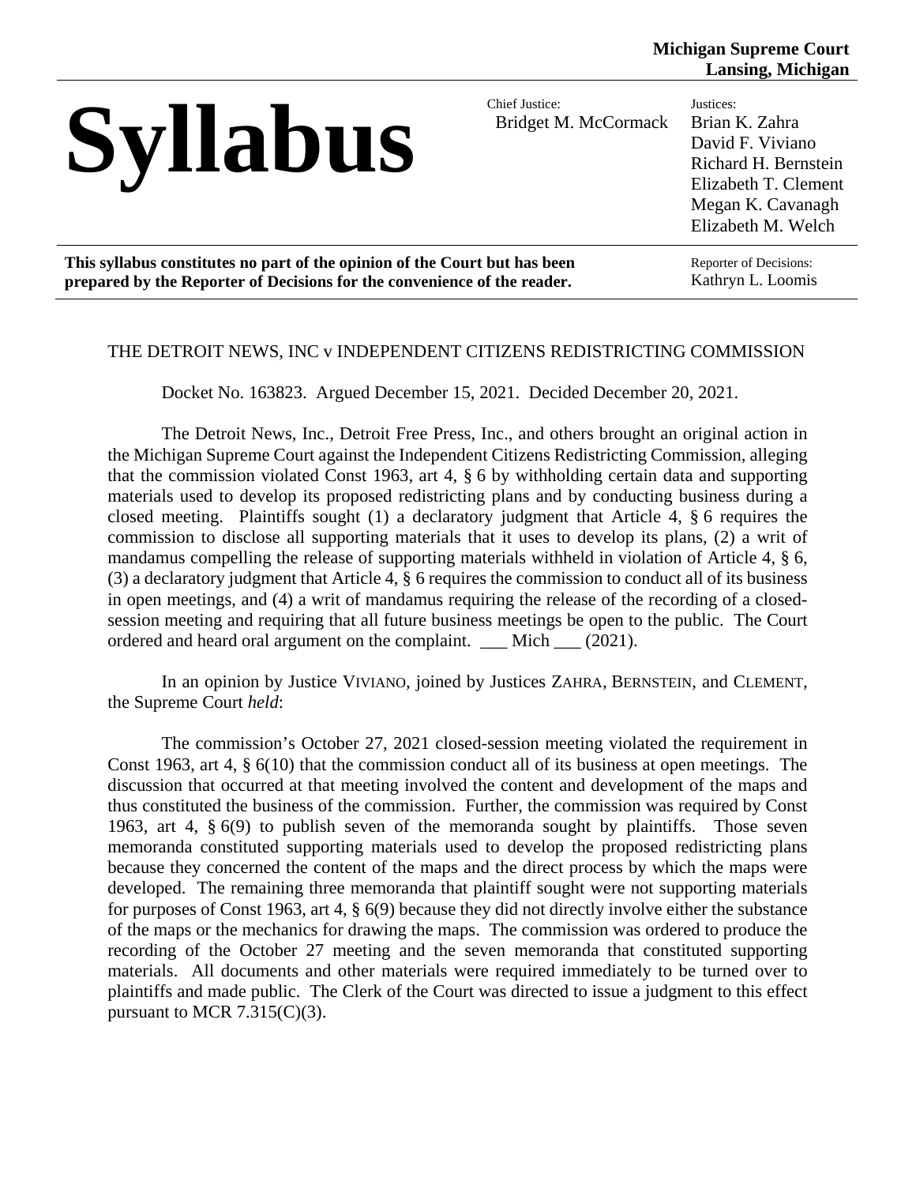**Michigan Supreme Court**
**Lansing, Michigan**

# Syllabus

Chief Justice:
Bridget M. McCormack

Justices:
Brian K. Zahra
David F. Viviano
Richard H. Bernstein
Elizabeth T. Clement
Megan K. Cavanagh
Elizabeth M. Welch

**This syllabus constitutes no part of the opinion of the Court but has been prepared by the Reporter of Decisions for the convenience of the reader.**

Reporter of Decisions:
Kathryn L. Loomis

THE DETROIT NEWS, INC v INDEPENDENT CITIZENS REDISTRICTING COMMISSION

Docket No. 163823. Argued December 15, 2021. Decided December 20, 2021.

The Detroit News, Inc., Detroit Free Press, Inc., and others brought an original action in the Michigan Supreme Court against the Independent Citizens Redistricting Commission, alleging that the commission violated Const 1963, art 4, § 6 by withholding certain data and supporting materials used to develop its proposed redistricting plans and by conducting business during a closed meeting. Plaintiffs sought (1) a declaratory judgment that Article 4, § 6 requires the commission to disclose all supporting materials that it uses to develop its plans, (2) a writ of mandamus compelling the release of supporting materials withheld in violation of Article 4, § 6, (3) a declaratory judgment that Article 4, § 6 requires the commission to conduct all of its business in open meetings, and (4) a writ of mandamus requiring the release of the recording of a closed-session meeting and requiring that all future business meetings be open to the public. The Court ordered and heard oral argument on the complaint. ___ Mich ___ (2021).

In an opinion by Justice VIVIANO, joined by Justices ZAHRA, BERNSTEIN, and CLEMENT, the Supreme Court *held*:

The commission's October 27, 2021 closed-session meeting violated the requirement in Const 1963, art 4, § 6(10) that the commission conduct all of its business at open meetings. The discussion that occurred at that meeting involved the content and development of the maps and thus constituted the business of the commission. Further, the commission was required by Const 1963, art 4, § 6(9) to publish seven of the memoranda sought by plaintiffs. Those seven memoranda constituted supporting materials used to develop the proposed redistricting plans because they concerned the content of the maps and the direct process by which the maps were developed. The remaining three memoranda that plaintiff sought were not supporting materials for purposes of Const 1963, art 4, § 6(9) because they did not directly involve either the substance of the maps or the mechanics for drawing the maps. The commission was ordered to produce the recording of the October 27 meeting and the seven memoranda that constituted supporting materials. All documents and other materials were required immediately to be turned over to plaintiffs and made public. The Clerk of the Court was directed to issue a judgment to this effect pursuant to MCR 7.315(C)(3).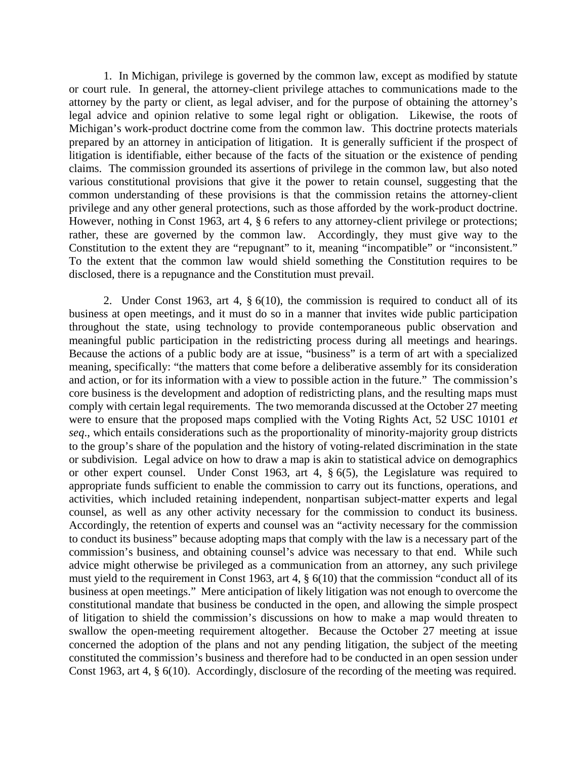1. In Michigan, privilege is governed by the common law, except as modified by statute or court rule. In general, the attorney-client privilege attaches to communications made to the attorney by the party or client, as legal adviser, and for the purpose of obtaining the attorney's legal advice and opinion relative to some legal right or obligation. Likewise, the roots of Michigan's work-product doctrine come from the common law. This doctrine protects materials prepared by an attorney in anticipation of litigation. It is generally sufficient if the prospect of litigation is identifiable, either because of the facts of the situation or the existence of pending claims. The commission grounded its assertions of privilege in the common law, but also noted various constitutional provisions that give it the power to retain counsel, suggesting that the common understanding of these provisions is that the commission retains the attorney-client privilege and any other general protections, such as those afforded by the work-product doctrine. However, nothing in Const 1963, art 4, § 6 refers to any attorney-client privilege or protections; rather, these are governed by the common law. Accordingly, they must give way to the Constitution to the extent they are "repugnant" to it, meaning "incompatible" or "inconsistent." To the extent that the common law would shield something the Constitution requires to be disclosed, there is a repugnance and the Constitution must prevail.

2. Under Const 1963, art 4, § 6(10), the commission is required to conduct all of its business at open meetings, and it must do so in a manner that invites wide public participation throughout the state, using technology to provide contemporaneous public observation and meaningful public participation in the redistricting process during all meetings and hearings. Because the actions of a public body are at issue, "business" is a term of art with a specialized meaning, specifically: "the matters that come before a deliberative assembly for its consideration and action, or for its information with a view to possible action in the future." The commission's core business is the development and adoption of redistricting plans, and the resulting maps must comply with certain legal requirements. The two memoranda discussed at the October 27 meeting were to ensure that the proposed maps complied with the Voting Rights Act, 52 USC 10101 *et seq*., which entails considerations such as the proportionality of minority-majority group districts to the group's share of the population and the history of voting-related discrimination in the state or subdivision. Legal advice on how to draw a map is akin to statistical advice on demographics or other expert counsel. Under Const 1963, art 4, § 6(5), the Legislature was required to appropriate funds sufficient to enable the commission to carry out its functions, operations, and activities, which included retaining independent, nonpartisan subject-matter experts and legal counsel, as well as any other activity necessary for the commission to conduct its business. Accordingly, the retention of experts and counsel was an "activity necessary for the commission to conduct its business" because adopting maps that comply with the law is a necessary part of the commission's business, and obtaining counsel's advice was necessary to that end. While such advice might otherwise be privileged as a communication from an attorney, any such privilege must yield to the requirement in Const 1963, art 4, § 6(10) that the commission "conduct all of its business at open meetings." Mere anticipation of likely litigation was not enough to overcome the constitutional mandate that business be conducted in the open, and allowing the simple prospect of litigation to shield the commission's discussions on how to make a map would threaten to swallow the open-meeting requirement altogether. Because the October 27 meeting at issue concerned the adoption of the plans and not any pending litigation, the subject of the meeting constituted the commission's business and therefore had to be conducted in an open session under Const 1963, art 4, § 6(10). Accordingly, disclosure of the recording of the meeting was required.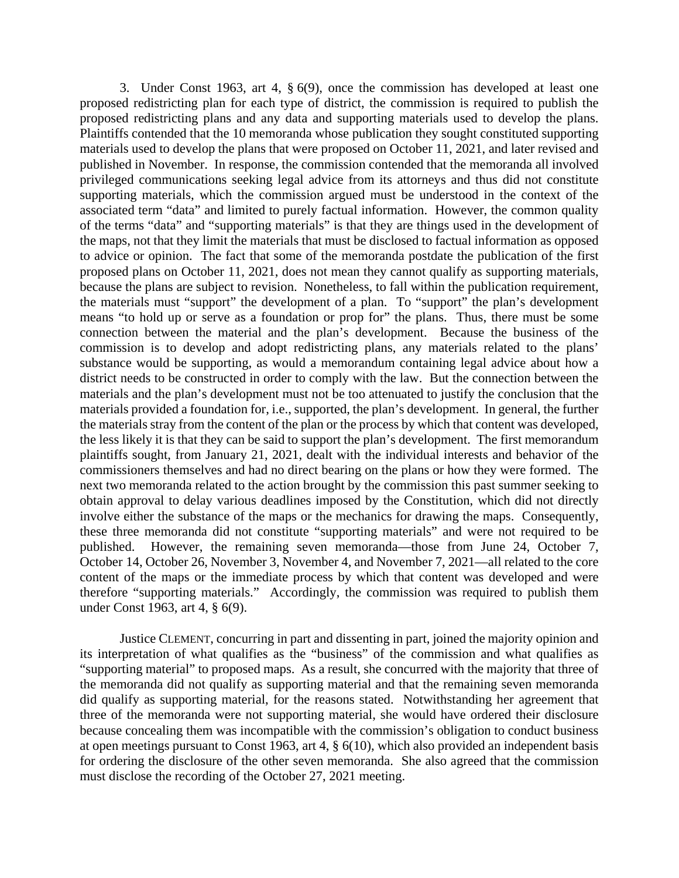3. Under Const 1963, art 4, § 6(9), once the commission has developed at least one proposed redistricting plan for each type of district, the commission is required to publish the proposed redistricting plans and any data and supporting materials used to develop the plans. Plaintiffs contended that the 10 memoranda whose publication they sought constituted supporting materials used to develop the plans that were proposed on October 11, 2021, and later revised and published in November. In response, the commission contended that the memoranda all involved privileged communications seeking legal advice from its attorneys and thus did not constitute supporting materials, which the commission argued must be understood in the context of the associated term "data" and limited to purely factual information. However, the common quality of the terms "data" and "supporting materials" is that they are things used in the development of the maps, not that they limit the materials that must be disclosed to factual information as opposed to advice or opinion. The fact that some of the memoranda postdate the publication of the first proposed plans on October 11, 2021, does not mean they cannot qualify as supporting materials, because the plans are subject to revision. Nonetheless, to fall within the publication requirement, the materials must "support" the development of a plan. To "support" the plan's development means "to hold up or serve as a foundation or prop for" the plans. Thus, there must be some connection between the material and the plan's development. Because the business of the commission is to develop and adopt redistricting plans, any materials related to the plans' substance would be supporting, as would a memorandum containing legal advice about how a district needs to be constructed in order to comply with the law. But the connection between the materials and the plan's development must not be too attenuated to justify the conclusion that the materials provided a foundation for, i.e., supported, the plan's development. In general, the further the materials stray from the content of the plan or the process by which that content was developed, the less likely it is that they can be said to support the plan's development. The first memorandum plaintiffs sought, from January 21, 2021, dealt with the individual interests and behavior of the commissioners themselves and had no direct bearing on the plans or how they were formed. The next two memoranda related to the action brought by the commission this past summer seeking to obtain approval to delay various deadlines imposed by the Constitution, which did not directly involve either the substance of the maps or the mechanics for drawing the maps. Consequently, these three memoranda did not constitute "supporting materials" and were not required to be published. However, the remaining seven memoranda—those from June 24, October 7, October 14, October 26, November 3, November 4, and November 7, 2021—all related to the core content of the maps or the immediate process by which that content was developed and were therefore "supporting materials." Accordingly, the commission was required to publish them under Const 1963, art 4, § 6(9).

Justice CLEMENT, concurring in part and dissenting in part, joined the majority opinion and its interpretation of what qualifies as the "business" of the commission and what qualifies as "supporting material" to proposed maps. As a result, she concurred with the majority that three of the memoranda did not qualify as supporting material and that the remaining seven memoranda did qualify as supporting material, for the reasons stated. Notwithstanding her agreement that three of the memoranda were not supporting material, she would have ordered their disclosure because concealing them was incompatible with the commission's obligation to conduct business at open meetings pursuant to Const 1963, art 4, § 6(10), which also provided an independent basis for ordering the disclosure of the other seven memoranda. She also agreed that the commission must disclose the recording of the October 27, 2021 meeting.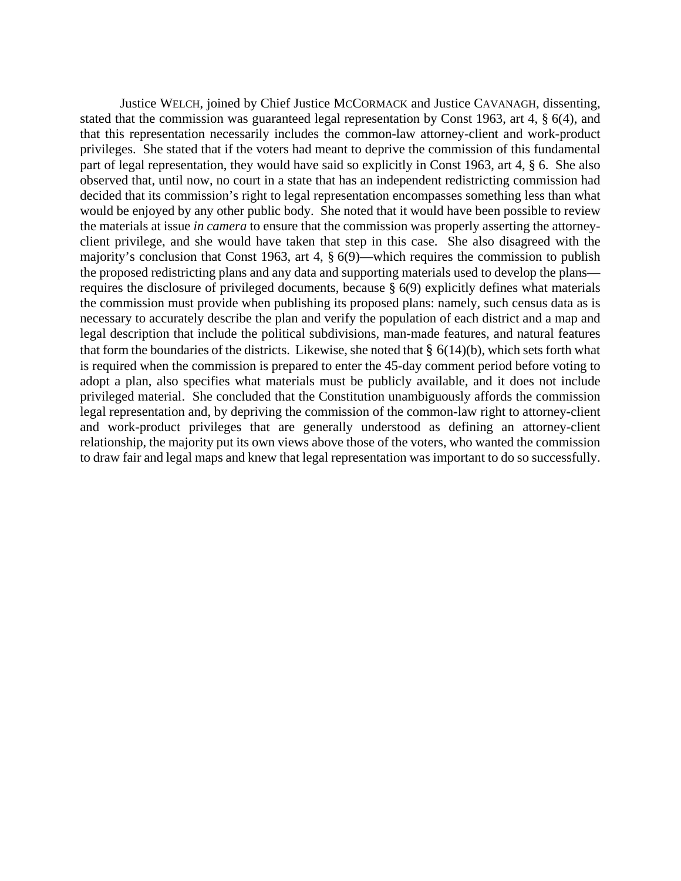Justice WELCH, joined by Chief Justice MCCORMACK and Justice CAVANAGH, dissenting, stated that the commission was guaranteed legal representation by Const 1963, art 4, § 6(4), and that this representation necessarily includes the common-law attorney-client and work-product privileges. She stated that if the voters had meant to deprive the commission of this fundamental part of legal representation, they would have said so explicitly in Const 1963, art 4, § 6. She also observed that, until now, no court in a state that has an independent redistricting commission had decided that its commission's right to legal representation encompasses something less than what would be enjoyed by any other public body. She noted that it would have been possible to review the materials at issue *in camera* to ensure that the commission was properly asserting the attorney-client privilege, and she would have taken that step in this case. She also disagreed with the majority's conclusion that Const 1963, art 4, § 6(9)—which requires the commission to publish the proposed redistricting plans and any data and supporting materials used to develop the plans—requires the disclosure of privileged documents, because § 6(9) explicitly defines what materials the commission must provide when publishing its proposed plans: namely, such census data as is necessary to accurately describe the plan and verify the population of each district and a map and legal description that include the political subdivisions, man-made features, and natural features that form the boundaries of the districts. Likewise, she noted that § 6(14)(b), which sets forth what is required when the commission is prepared to enter the 45-day comment period before voting to adopt a plan, also specifies what materials must be publicly available, and it does not include privileged material. She concluded that the Constitution unambiguously affords the commission legal representation and, by depriving the commission of the common-law right to attorney-client and work-product privileges that are generally understood as defining an attorney-client relationship, the majority put its own views above those of the voters, who wanted the commission to draw fair and legal maps and knew that legal representation was important to do so successfully.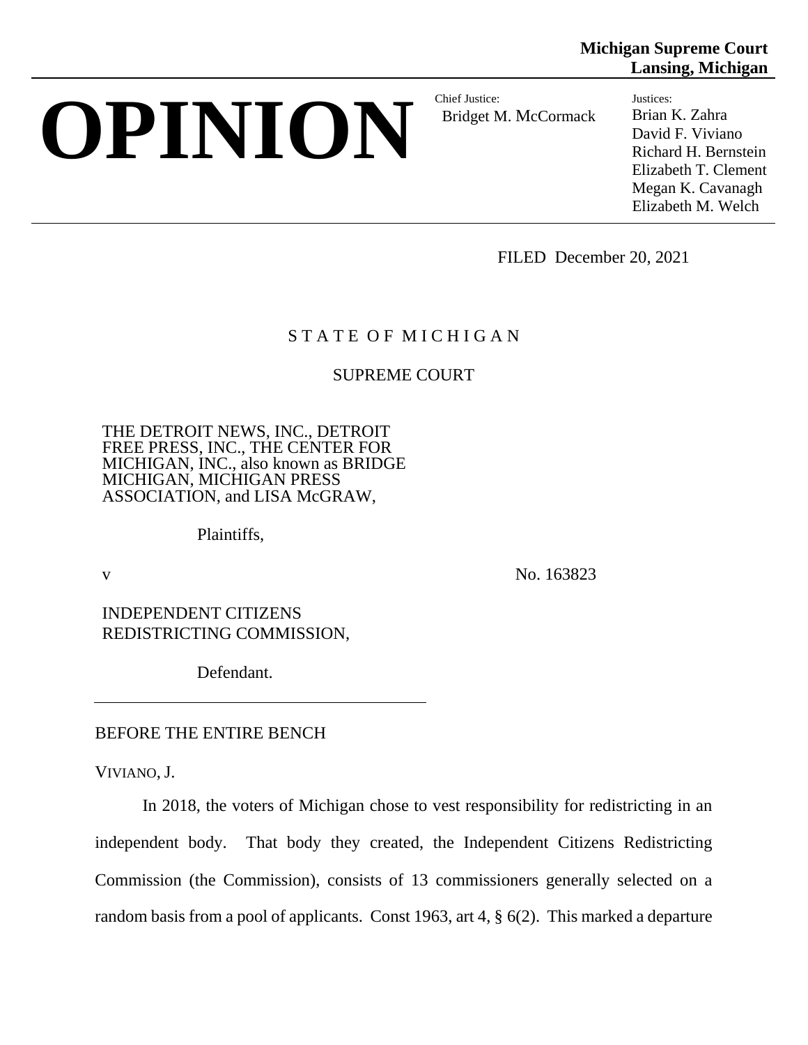**Michigan Supreme Court**
**Lansing, Michigan**

# OPINION

Chief Justice:
Bridget M. McCormack

Justices:
Brian K. Zahra
David F. Viviano
Richard H. Bernstein
Elizabeth T. Clement
Megan K. Cavanagh
Elizabeth M. Welch

FILED December 20, 2021

S T A T E O F M I C H I G A N

SUPREME COURT

THE DETROIT NEWS, INC., DETROIT FREE PRESS, INC., THE CENTER FOR MICHIGAN, INC., also known as BRIDGE MICHIGAN, MICHIGAN PRESS ASSOCIATION, and LISA McGRAW,

Plaintiffs,

v No. 163823

INDEPENDENT CITIZENS REDISTRICTING COMMISSION,

Defendant.

---

BEFORE THE ENTIRE BENCH

VIVIANO, J.

In 2018, the voters of Michigan chose to vest responsibility for redistricting in an independent body. That body they created, the Independent Citizens Redistricting Commission (the Commission), consists of 13 commissioners generally selected on a random basis from a pool of applicants. Const 1963, art 4, § 6(2). This marked a departure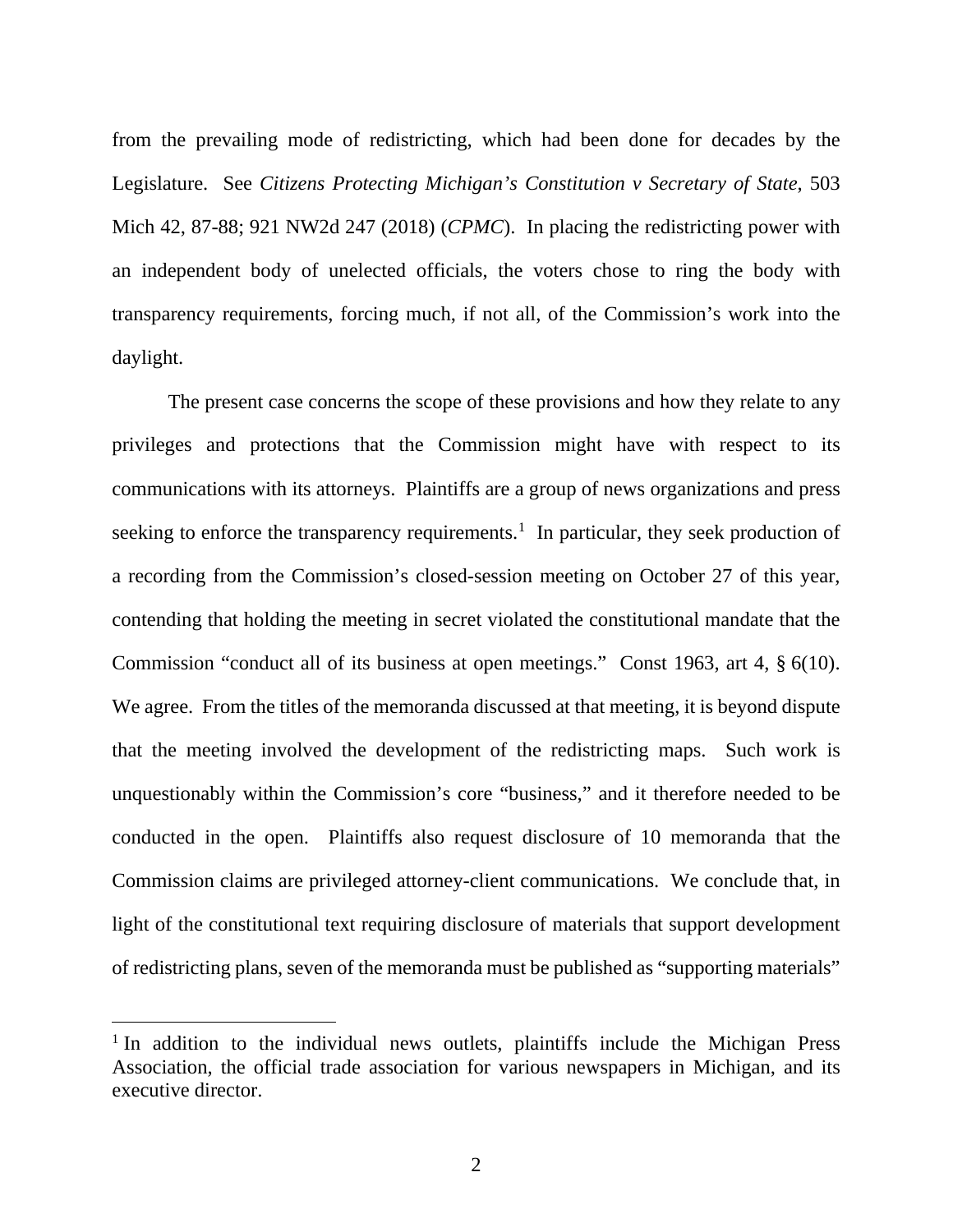from the prevailing mode of redistricting, which had been done for decades by the Legislature. See *Citizens Protecting Michigan's Constitution v Secretary of State*, 503 Mich 42, 87-88; 921 NW2d 247 (2018) (*CPMC*). In placing the redistricting power with an independent body of unelected officials, the voters chose to ring the body with transparency requirements, forcing much, if not all, of the Commission's work into the daylight.

The present case concerns the scope of these provisions and how they relate to any privileges and protections that the Commission might have with respect to its communications with its attorneys. Plaintiffs are a group of news organizations and press seeking to enforce the transparency requirements.[1] In particular, they seek production of a recording from the Commission's closed-session meeting on October 27 of this year, contending that holding the meeting in secret violated the constitutional mandate that the Commission "conduct all of its business at open meetings." Const 1963, art 4, § 6(10). We agree. From the titles of the memoranda discussed at that meeting, it is beyond dispute that the meeting involved the development of the redistricting maps. Such work is unquestionably within the Commission's core "business," and it therefore needed to be conducted in the open. Plaintiffs also request disclosure of 10 memoranda that the Commission claims are privileged attorney-client communications. We conclude that, in light of the constitutional text requiring disclosure of materials that support development of redistricting plans, seven of the memoranda must be published as "supporting materials"

[1] In addition to the individual news outlets, plaintiffs include the Michigan Press Association, the official trade association for various newspapers in Michigan, and its executive director.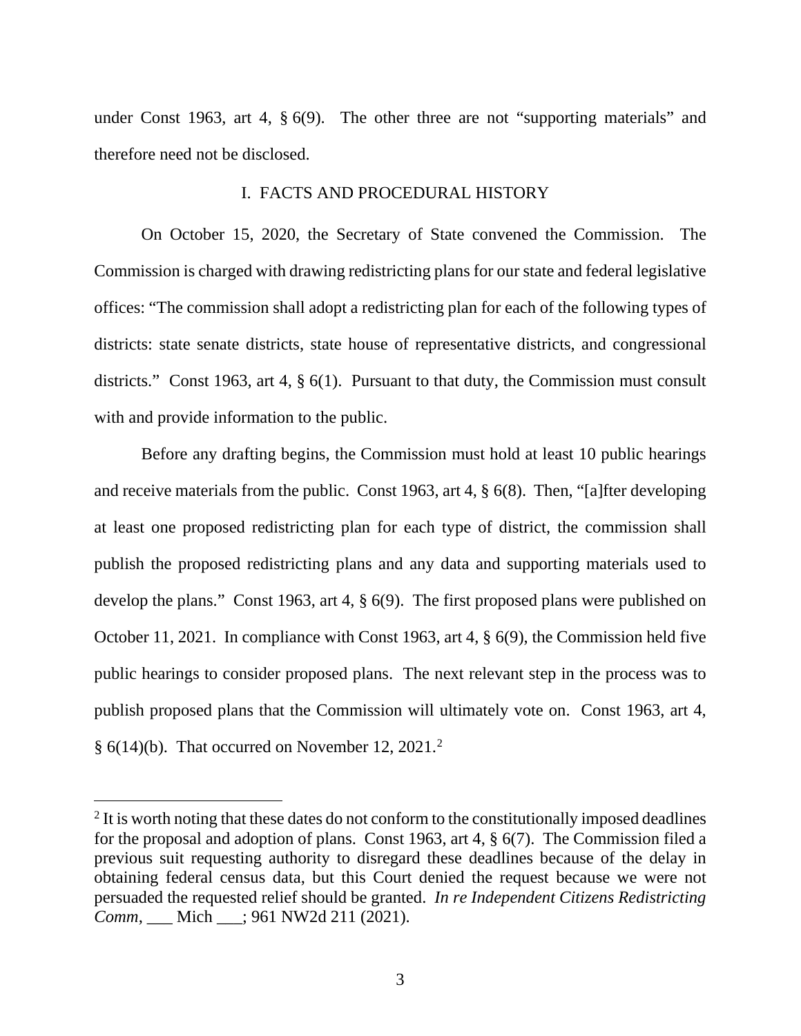under Const 1963, art 4, § 6(9). The other three are not "supporting materials" and therefore need not be disclosed.

## I. FACTS AND PROCEDURAL HISTORY

On October 15, 2020, the Secretary of State convened the Commission. The Commission is charged with drawing redistricting plans for our state and federal legislative offices: "The commission shall adopt a redistricting plan for each of the following types of districts: state senate districts, state house of representative districts, and congressional districts." Const 1963, art 4, § 6(1). Pursuant to that duty, the Commission must consult with and provide information to the public.

Before any drafting begins, the Commission must hold at least 10 public hearings and receive materials from the public. Const 1963, art 4, § 6(8). Then, "[a]fter developing at least one proposed redistricting plan for each type of district, the commission shall publish the proposed redistricting plans and any data and supporting materials used to develop the plans." Const 1963, art 4, § 6(9). The first proposed plans were published on October 11, 2021. In compliance with Const 1963, art 4, § 6(9), the Commission held five public hearings to consider proposed plans. The next relevant step in the process was to publish proposed plans that the Commission will ultimately vote on. Const 1963, art 4, § 6(14)(b). That occurred on November 12, 2021.[2]

---

[2] It is worth noting that these dates do not conform to the constitutionally imposed deadlines for the proposal and adoption of plans. Const 1963, art 4, § 6(7). The Commission filed a previous suit requesting authority to disregard these deadlines because of the delay in obtaining federal census data, but this Court denied the request because we were not persuaded the requested relief should be granted. *In re Independent Citizens Redistricting Comm*, ___ Mich ___; 961 NW2d 211 (2021).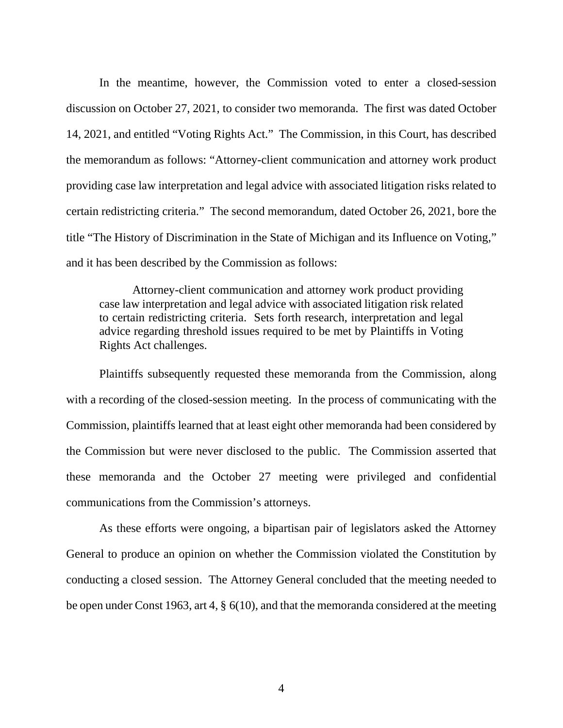In the meantime, however, the Commission voted to enter a closed-session discussion on October 27, 2021, to consider two memoranda. The first was dated October 14, 2021, and entitled "Voting Rights Act." The Commission, in this Court, has described the memorandum as follows: "Attorney-client communication and attorney work product providing case law interpretation and legal advice with associated litigation risks related to certain redistricting criteria." The second memorandum, dated October 26, 2021, bore the title "The History of Discrimination in the State of Michigan and its Influence on Voting," and it has been described by the Commission as follows:

> Attorney-client communication and attorney work product providing case law interpretation and legal advice with associated litigation risk related to certain redistricting criteria. Sets forth research, interpretation and legal advice regarding threshold issues required to be met by Plaintiffs in Voting Rights Act challenges.

Plaintiffs subsequently requested these memoranda from the Commission, along with a recording of the closed-session meeting. In the process of communicating with the Commission, plaintiffs learned that at least eight other memoranda had been considered by the Commission but were never disclosed to the public. The Commission asserted that these memoranda and the October 27 meeting were privileged and confidential communications from the Commission's attorneys.

As these efforts were ongoing, a bipartisan pair of legislators asked the Attorney General to produce an opinion on whether the Commission violated the Constitution by conducting a closed session. The Attorney General concluded that the meeting needed to be open under Const 1963, art 4, § 6(10), and that the memoranda considered at the meeting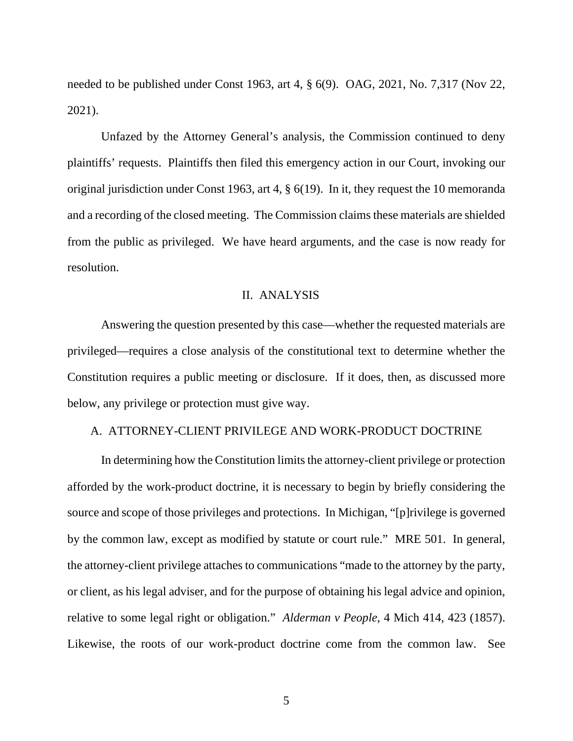needed to be published under Const 1963, art 4, § 6(9). OAG, 2021, No. 7,317 (Nov 22, 2021).

Unfazed by the Attorney General's analysis, the Commission continued to deny plaintiffs' requests. Plaintiffs then filed this emergency action in our Court, invoking our original jurisdiction under Const 1963, art 4, § 6(19). In it, they request the 10 memoranda and a recording of the closed meeting. The Commission claims these materials are shielded from the public as privileged. We have heard arguments, and the case is now ready for resolution.

## II. ANALYSIS

Answering the question presented by this case—whether the requested materials are privileged—requires a close analysis of the constitutional text to determine whether the Constitution requires a public meeting or disclosure. If it does, then, as discussed more below, any privilege or protection must give way.

### A. ATTORNEY-CLIENT PRIVILEGE AND WORK-PRODUCT DOCTRINE

In determining how the Constitution limits the attorney-client privilege or protection afforded by the work-product doctrine, it is necessary to begin by briefly considering the source and scope of those privileges and protections. In Michigan, "[p]rivilege is governed by the common law, except as modified by statute or court rule." MRE 501. In general, the attorney-client privilege attaches to communications "made to the attorney by the party, or client, as his legal adviser, and for the purpose of obtaining his legal advice and opinion, relative to some legal right or obligation." *Alderman v People*, 4 Mich 414, 423 (1857). Likewise, the roots of our work-product doctrine come from the common law. See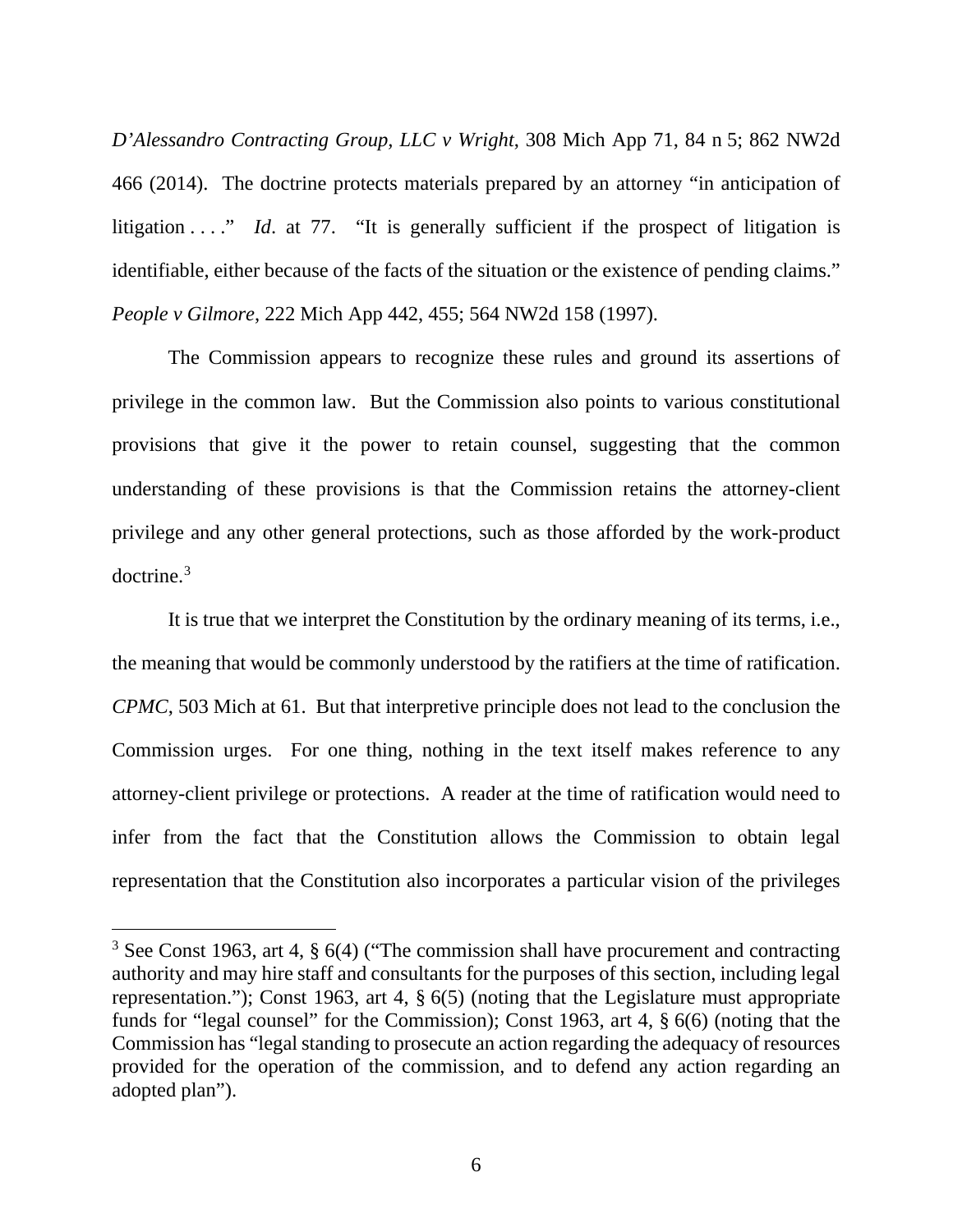*D'Alessandro Contracting Group, LLC v Wright*, 308 Mich App 71, 84 n 5; 862 NW2d 466 (2014). The doctrine protects materials prepared by an attorney "in anticipation of litigation . . . ." *Id*. at 77. "It is generally sufficient if the prospect of litigation is identifiable, either because of the facts of the situation or the existence of pending claims." *People v Gilmore*, 222 Mich App 442, 455; 564 NW2d 158 (1997).

The Commission appears to recognize these rules and ground its assertions of privilege in the common law. But the Commission also points to various constitutional provisions that give it the power to retain counsel, suggesting that the common understanding of these provisions is that the Commission retains the attorney-client privilege and any other general protections, such as those afforded by the work-product doctrine.[3]

It is true that we interpret the Constitution by the ordinary meaning of its terms, i.e., the meaning that would be commonly understood by the ratifiers at the time of ratification. *CPMC*, 503 Mich at 61. But that interpretive principle does not lead to the conclusion the Commission urges. For one thing, nothing in the text itself makes reference to any attorney-client privilege or protections. A reader at the time of ratification would need to infer from the fact that the Constitution allows the Commission to obtain legal representation that the Constitution also incorporates a particular vision of the privileges

[3] See Const 1963, art 4, § 6(4) ("The commission shall have procurement and contracting authority and may hire staff and consultants for the purposes of this section, including legal representation."); Const 1963, art 4, § 6(5) (noting that the Legislature must appropriate funds for "legal counsel" for the Commission); Const 1963, art 4, § 6(6) (noting that the Commission has "legal standing to prosecute an action regarding the adequacy of resources provided for the operation of the commission, and to defend any action regarding an adopted plan").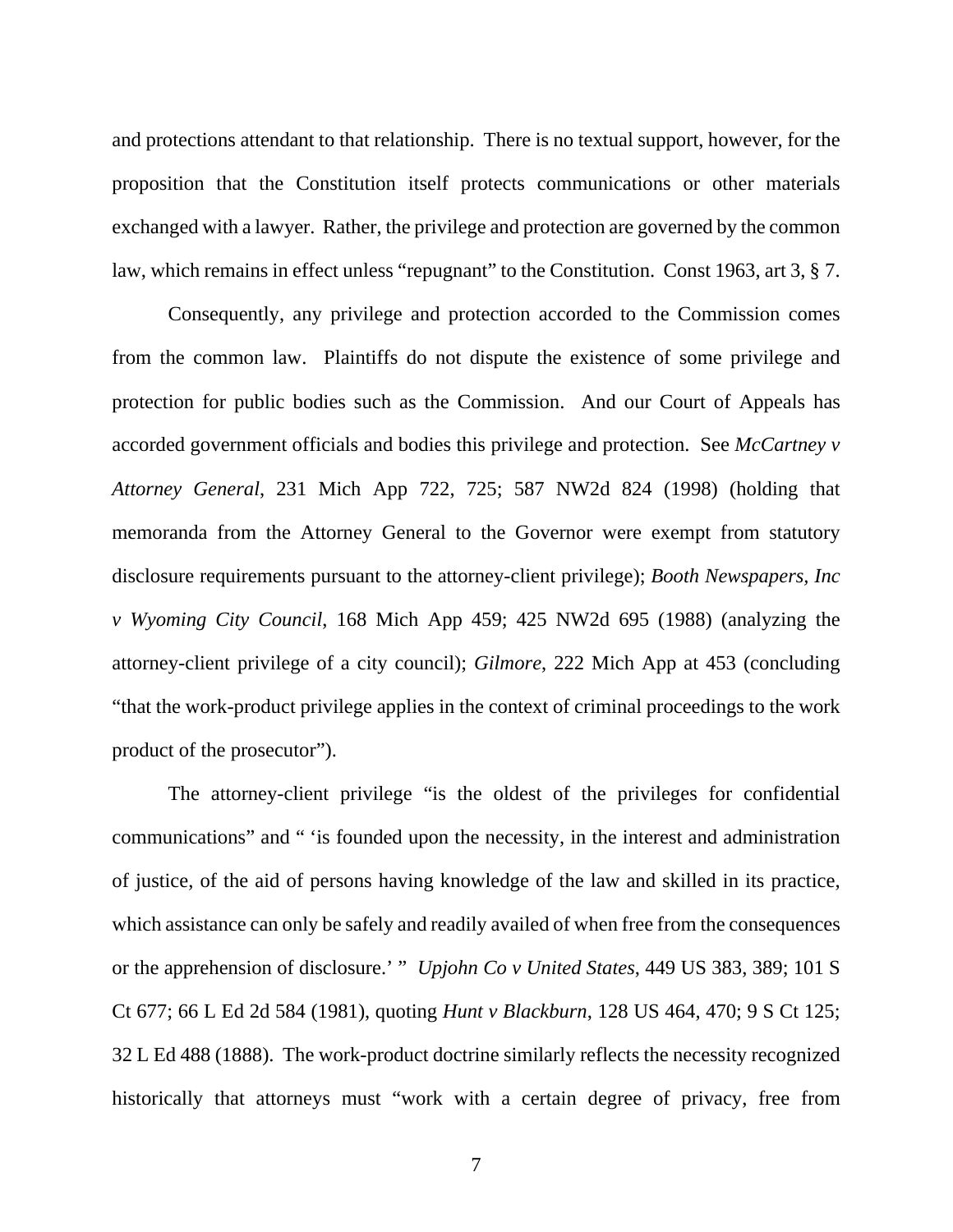and protections attendant to that relationship. There is no textual support, however, for the proposition that the Constitution itself protects communications or other materials exchanged with a lawyer. Rather, the privilege and protection are governed by the common law, which remains in effect unless "repugnant" to the Constitution. Const 1963, art 3, § 7.

Consequently, any privilege and protection accorded to the Commission comes from the common law. Plaintiffs do not dispute the existence of some privilege and protection for public bodies such as the Commission. And our Court of Appeals has accorded government officials and bodies this privilege and protection. See *McCartney v Attorney General*, 231 Mich App 722, 725; 587 NW2d 824 (1998) (holding that memoranda from the Attorney General to the Governor were exempt from statutory disclosure requirements pursuant to the attorney-client privilege); *Booth Newspapers, Inc v Wyoming City Council*, 168 Mich App 459; 425 NW2d 695 (1988) (analyzing the attorney-client privilege of a city council); *Gilmore*, 222 Mich App at 453 (concluding "that the work-product privilege applies in the context of criminal proceedings to the work product of the prosecutor").

The attorney-client privilege "is the oldest of the privileges for confidential communications" and " 'is founded upon the necessity, in the interest and administration of justice, of the aid of persons having knowledge of the law and skilled in its practice, which assistance can only be safely and readily availed of when free from the consequences or the apprehension of disclosure.' " *Upjohn Co v United States*, 449 US 383, 389; 101 S Ct 677; 66 L Ed 2d 584 (1981), quoting *Hunt v Blackburn*, 128 US 464, 470; 9 S Ct 125; 32 L Ed 488 (1888). The work-product doctrine similarly reflects the necessity recognized historically that attorneys must "work with a certain degree of privacy, free from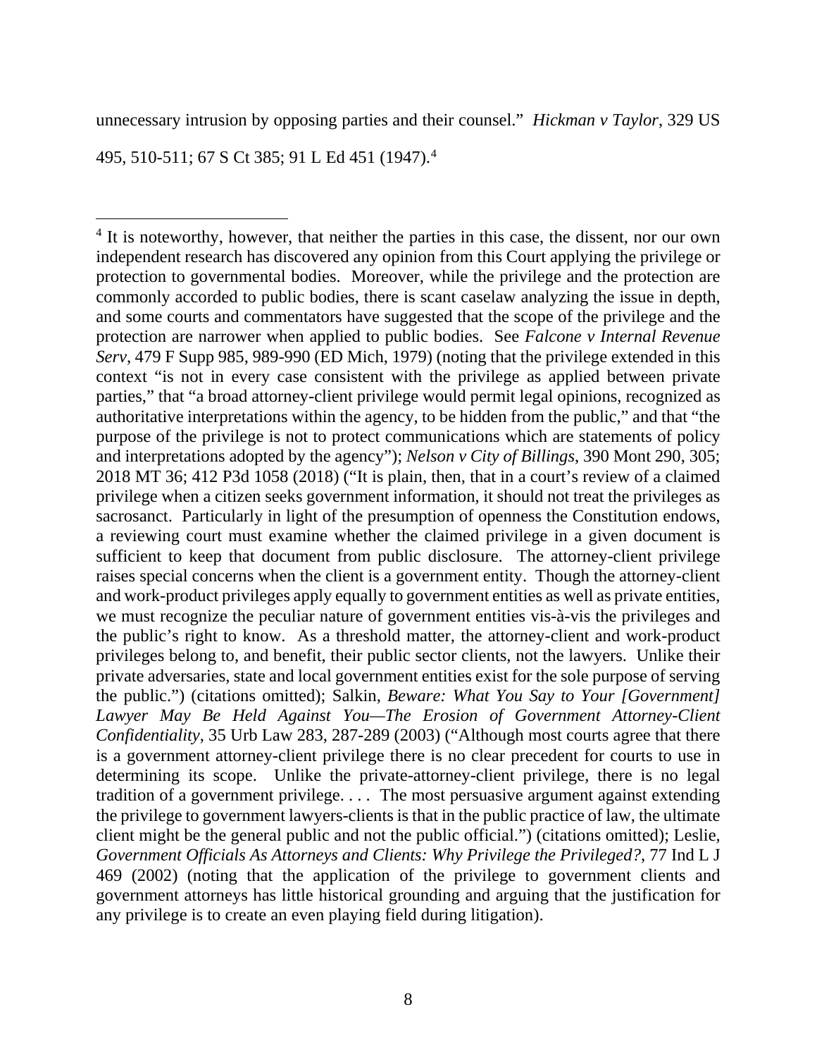unnecessary intrusion by opposing parties and their counsel." *Hickman v Taylor*, 329 US 495, 510-511; 67 S Ct 385; 91 L Ed 451 (1947).[4]

---

[4] It is noteworthy, however, that neither the parties in this case, the dissent, nor our own independent research has discovered any opinion from this Court applying the privilege or protection to governmental bodies. Moreover, while the privilege and the protection are commonly accorded to public bodies, there is scant caselaw analyzing the issue in depth, and some courts and commentators have suggested that the scope of the privilege and the protection are narrower when applied to public bodies. See *Falcone v Internal Revenue Serv*, 479 F Supp 985, 989-990 (ED Mich, 1979) (noting that the privilege extended in this context "is not in every case consistent with the privilege as applied between private parties," that "a broad attorney-client privilege would permit legal opinions, recognized as authoritative interpretations within the agency, to be hidden from the public," and that "the purpose of the privilege is not to protect communications which are statements of policy and interpretations adopted by the agency"); *Nelson v City of Billings*, 390 Mont 290, 305; 2018 MT 36; 412 P3d 1058 (2018) ("It is plain, then, that in a court's review of a claimed privilege when a citizen seeks government information, it should not treat the privileges as sacrosanct. Particularly in light of the presumption of openness the Constitution endows, a reviewing court must examine whether the claimed privilege in a given document is sufficient to keep that document from public disclosure. The attorney-client privilege raises special concerns when the client is a government entity. Though the attorney-client and work-product privileges apply equally to government entities as well as private entities, we must recognize the peculiar nature of government entities vis-à-vis the privileges and the public's right to know. As a threshold matter, the attorney-client and work-product privileges belong to, and benefit, their public sector clients, not the lawyers. Unlike their private adversaries, state and local government entities exist for the sole purpose of serving the public.") (citations omitted); Salkin, *Beware: What You Say to Your [Government] Lawyer May Be Held Against You—The Erosion of Government Attorney-Client Confidentiality*, 35 Urb Law 283, 287-289 (2003) ("Although most courts agree that there is a government attorney-client privilege there is no clear precedent for courts to use in determining its scope. Unlike the private-attorney-client privilege, there is no legal tradition of a government privilege. . . . The most persuasive argument against extending the privilege to government lawyers-clients is that in the public practice of law, the ultimate client might be the general public and not the public official.") (citations omitted); Leslie, *Government Officials As Attorneys and Clients: Why Privilege the Privileged?*, 77 Ind L J 469 (2002) (noting that the application of the privilege to government clients and government attorneys has little historical grounding and arguing that the justification for any privilege is to create an even playing field during litigation).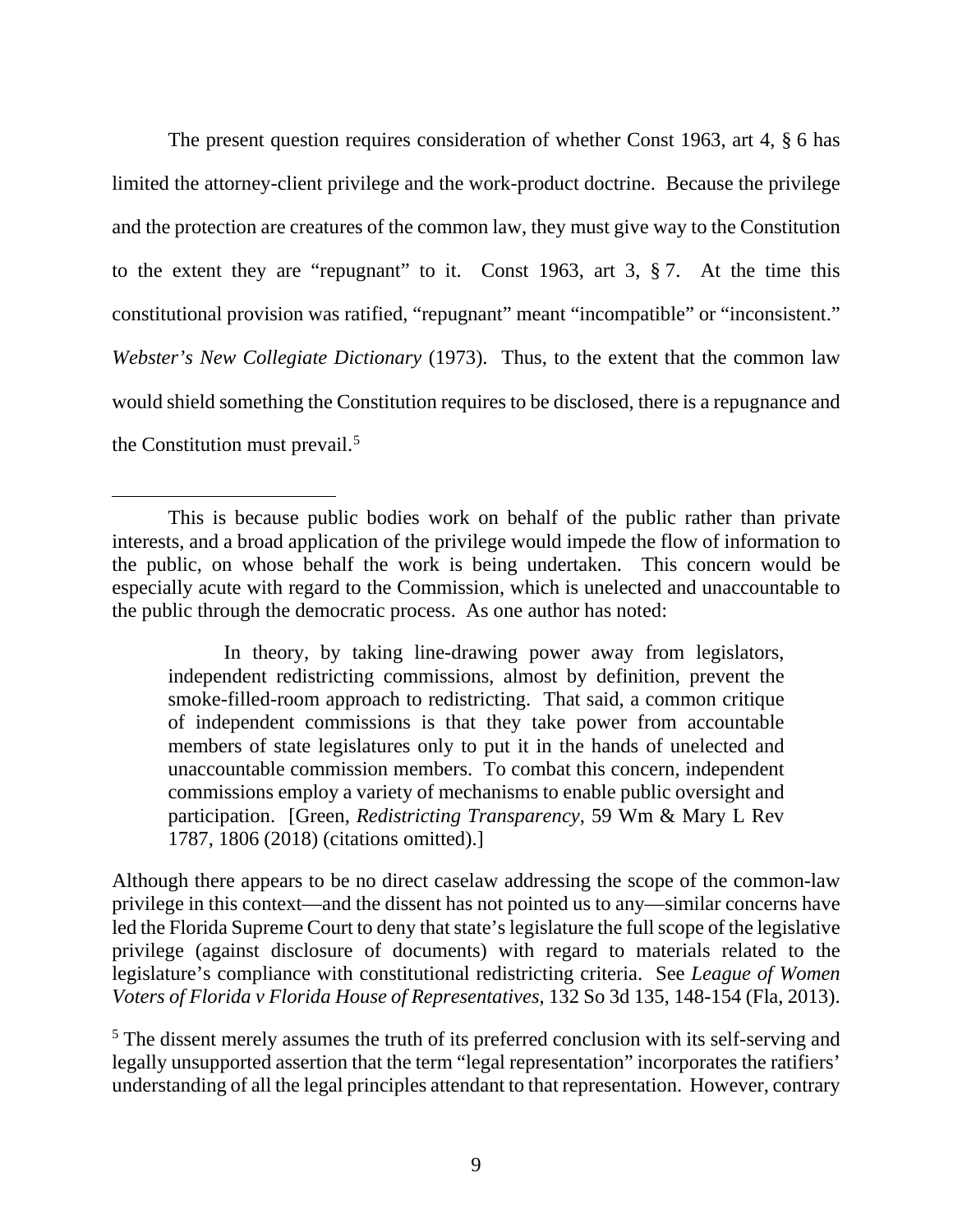The present question requires consideration of whether Const 1963, art 4, § 6 has limited the attorney-client privilege and the work-product doctrine. Because the privilege and the protection are creatures of the common law, they must give way to the Constitution to the extent they are "repugnant" to it. Const 1963, art 3, § 7. At the time this constitutional provision was ratified, "repugnant" meant "incompatible" or "inconsistent." *Webster's New Collegiate Dictionary* (1973). Thus, to the extent that the common law would shield something the Constitution requires to be disclosed, there is a repugnance and the Constitution must prevail.[5]

---

This is because public bodies work on behalf of the public rather than private interests, and a broad application of the privilege would impede the flow of information to the public, on whose behalf the work is being undertaken. This concern would be especially acute with regard to the Commission, which is unelected and unaccountable to the public through the democratic process. As one author has noted:

> In theory, by taking line-drawing power away from legislators, independent redistricting commissions, almost by definition, prevent the smoke-filled-room approach to redistricting. That said, a common critique of independent commissions is that they take power from accountable members of state legislatures only to put it in the hands of unelected and unaccountable commission members. To combat this concern, independent commissions employ a variety of mechanisms to enable public oversight and participation. [Green, *Redistricting Transparency*, 59 Wm & Mary L Rev 1787, 1806 (2018) (citations omitted).]

Although there appears to be no direct caselaw addressing the scope of the common-law privilege in this context—and the dissent has not pointed us to any—similar concerns have led the Florida Supreme Court to deny that state's legislature the full scope of the legislative privilege (against disclosure of documents) with regard to materials related to the legislature's compliance with constitutional redistricting criteria. See *League of Women Voters of Florida v Florida House of Representatives*, 132 So 3d 135, 148-154 (Fla, 2013).

[5] The dissent merely assumes the truth of its preferred conclusion with its self-serving and legally unsupported assertion that the term "legal representation" incorporates the ratifiers' understanding of all the legal principles attendant to that representation. However, contrary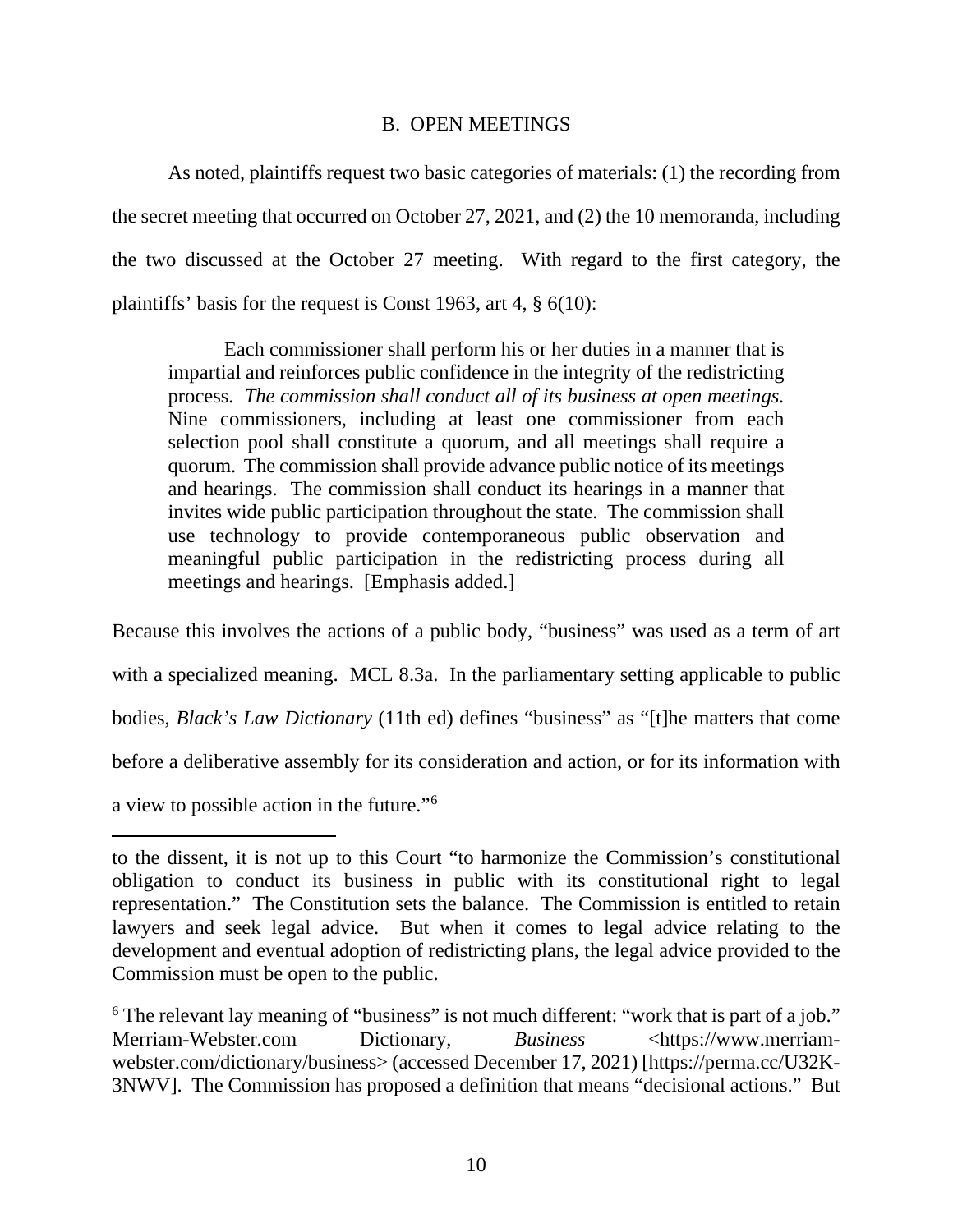## B. OPEN MEETINGS

As noted, plaintiffs request two basic categories of materials: (1) the recording from the secret meeting that occurred on October 27, 2021, and (2) the 10 memoranda, including the two discussed at the October 27 meeting. With regard to the first category, the plaintiffs' basis for the request is Const 1963, art 4, § 6(10):

> Each commissioner shall perform his or her duties in a manner that is impartial and reinforces public confidence in the integrity of the redistricting process. *The commission shall conduct all of its business at open meetings.* Nine commissioners, including at least one commissioner from each selection pool shall constitute a quorum, and all meetings shall require a quorum. The commission shall provide advance public notice of its meetings and hearings. The commission shall conduct its hearings in a manner that invites wide public participation throughout the state. The commission shall use technology to provide contemporaneous public observation and meaningful public participation in the redistricting process during all meetings and hearings. [Emphasis added.]

Because this involves the actions of a public body, "business" was used as a term of art with a specialized meaning. MCL 8.3a. In the parliamentary setting applicable to public bodies, *Black's Law Dictionary* (11th ed) defines "business" as "[t]he matters that come before a deliberative assembly for its consideration and action, or for its information with a view to possible action in the future."[6]

---

to the dissent, it is not up to this Court "to harmonize the Commission's constitutional obligation to conduct its business in public with its constitutional right to legal representation." The Constitution sets the balance. The Commission is entitled to retain lawyers and seek legal advice. But when it comes to legal advice relating to the development and eventual adoption of redistricting plans, the legal advice provided to the Commission must be open to the public.

[6] The relevant lay meaning of "business" is not much different: "work that is part of a job." Merriam-Webster.com Dictionary, *Business* <https://www.merriam-webster.com/dictionary/business> (accessed December 17, 2021) [https://perma.cc/U32K-3NWV]. The Commission has proposed a definition that means "decisional actions." But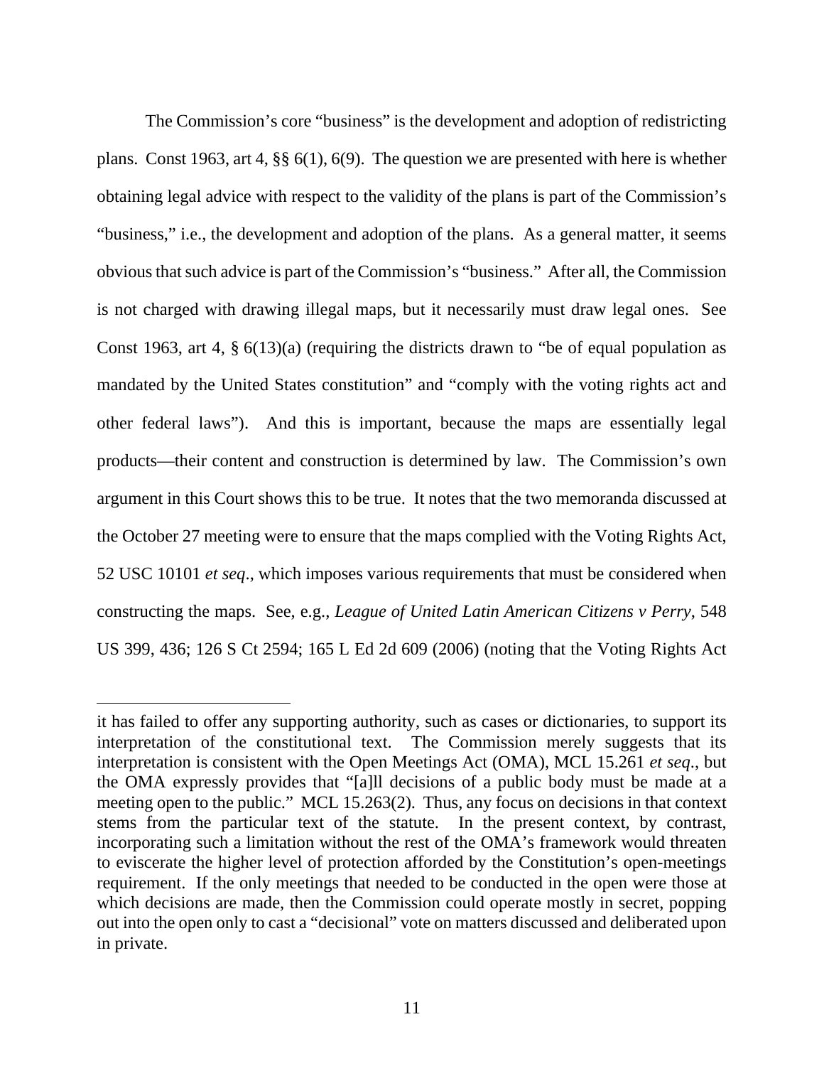The Commission's core "business" is the development and adoption of redistricting plans. Const 1963, art 4, §§ 6(1), 6(9). The question we are presented with here is whether obtaining legal advice with respect to the validity of the plans is part of the Commission's "business," i.e., the development and adoption of the plans. As a general matter, it seems obvious that such advice is part of the Commission's "business." After all, the Commission is not charged with drawing illegal maps, but it necessarily must draw legal ones. See Const 1963, art 4, § 6(13)(a) (requiring the districts drawn to "be of equal population as mandated by the United States constitution" and "comply with the voting rights act and other federal laws"). And this is important, because the maps are essentially legal products—their content and construction is determined by law. The Commission's own argument in this Court shows this to be true. It notes that the two memoranda discussed at the October 27 meeting were to ensure that the maps complied with the Voting Rights Act, 52 USC 10101 *et seq*., which imposes various requirements that must be considered when constructing the maps. See, e.g., *League of United Latin American Citizens v Perry*, 548 US 399, 436; 126 S Ct 2594; 165 L Ed 2d 609 (2006) (noting that the Voting Rights Act

---

it has failed to offer any supporting authority, such as cases or dictionaries, to support its interpretation of the constitutional text. The Commission merely suggests that its interpretation is consistent with the Open Meetings Act (OMA), MCL 15.261 *et seq*., but the OMA expressly provides that "[a]ll decisions of a public body must be made at a meeting open to the public." MCL 15.263(2). Thus, any focus on decisions in that context stems from the particular text of the statute. In the present context, by contrast, incorporating such a limitation without the rest of the OMA's framework would threaten to eviscerate the higher level of protection afforded by the Constitution's open-meetings requirement. If the only meetings that needed to be conducted in the open were those at which decisions are made, then the Commission could operate mostly in secret, popping out into the open only to cast a "decisional" vote on matters discussed and deliberated upon in private.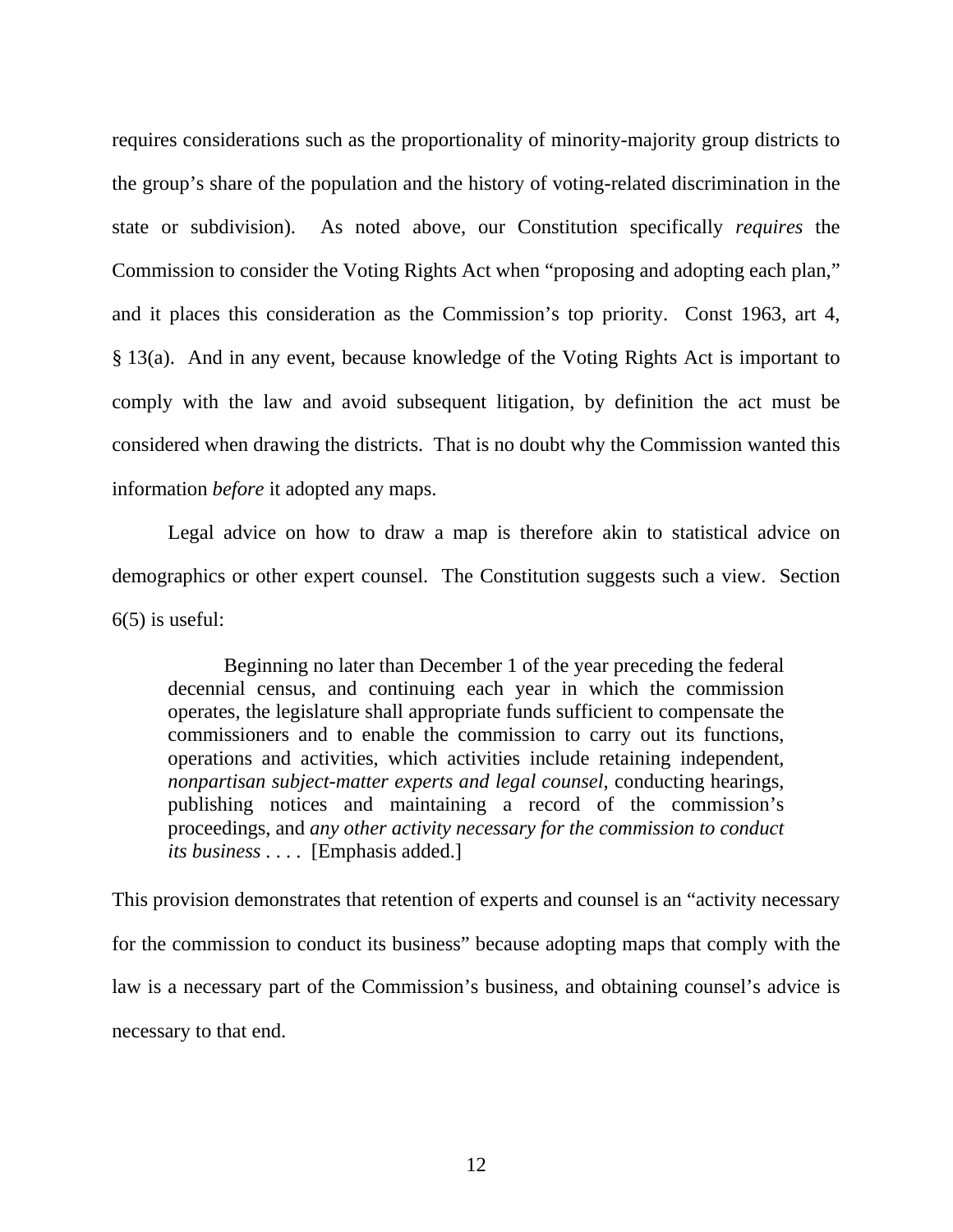requires considerations such as the proportionality of minority-majority group districts to the group's share of the population and the history of voting-related discrimination in the state or subdivision). As noted above, our Constitution specifically *requires* the Commission to consider the Voting Rights Act when "proposing and adopting each plan," and it places this consideration as the Commission's top priority. Const 1963, art 4, § 13(a). And in any event, because knowledge of the Voting Rights Act is important to comply with the law and avoid subsequent litigation, by definition the act must be considered when drawing the districts. That is no doubt why the Commission wanted this information *before* it adopted any maps.

Legal advice on how to draw a map is therefore akin to statistical advice on demographics or other expert counsel. The Constitution suggests such a view. Section 6(5) is useful:

> Beginning no later than December 1 of the year preceding the federal decennial census, and continuing each year in which the commission operates, the legislature shall appropriate funds sufficient to compensate the commissioners and to enable the commission to carry out its functions, operations and activities, which activities include retaining independent, *nonpartisan subject-matter experts and legal counsel*, conducting hearings, publishing notices and maintaining a record of the commission's proceedings, and *any other activity necessary for the commission to conduct its business* . . . . [Emphasis added.]

This provision demonstrates that retention of experts and counsel is an "activity necessary for the commission to conduct its business" because adopting maps that comply with the law is a necessary part of the Commission's business, and obtaining counsel's advice is necessary to that end.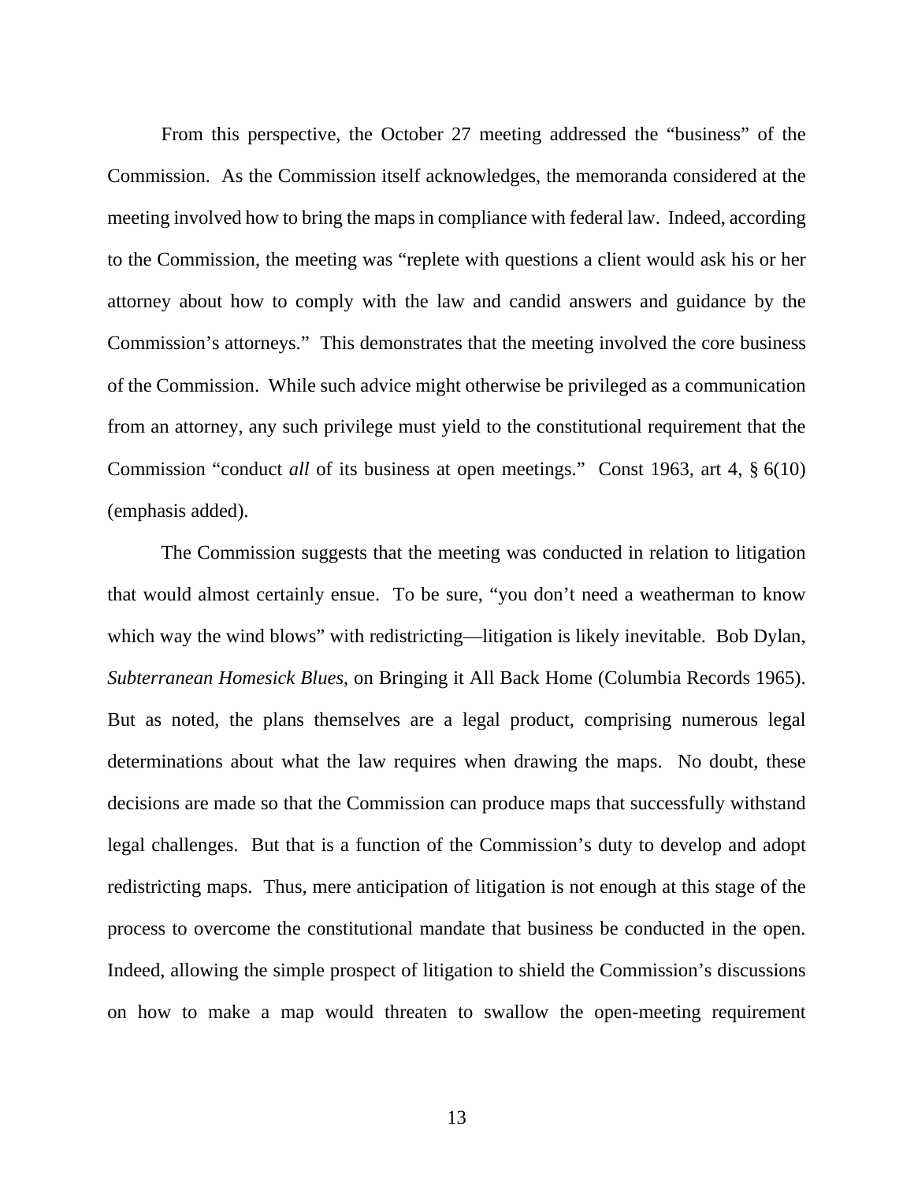From this perspective, the October 27 meeting addressed the "business" of the Commission. As the Commission itself acknowledges, the memoranda considered at the meeting involved how to bring the maps in compliance with federal law. Indeed, according to the Commission, the meeting was "replete with questions a client would ask his or her attorney about how to comply with the law and candid answers and guidance by the Commission's attorneys." This demonstrates that the meeting involved the core business of the Commission. While such advice might otherwise be privileged as a communication from an attorney, any such privilege must yield to the constitutional requirement that the Commission "conduct *all* of its business at open meetings." Const 1963, art 4, § 6(10) (emphasis added).

The Commission suggests that the meeting was conducted in relation to litigation that would almost certainly ensue. To be sure, "you don't need a weatherman to know which way the wind blows" with redistricting—litigation is likely inevitable. Bob Dylan, *Subterranean Homesick Blues*, on Bringing it All Back Home (Columbia Records 1965). But as noted, the plans themselves are a legal product, comprising numerous legal determinations about what the law requires when drawing the maps. No doubt, these decisions are made so that the Commission can produce maps that successfully withstand legal challenges. But that is a function of the Commission's duty to develop and adopt redistricting maps. Thus, mere anticipation of litigation is not enough at this stage of the process to overcome the constitutional mandate that business be conducted in the open. Indeed, allowing the simple prospect of litigation to shield the Commission's discussions on how to make a map would threaten to swallow the open-meeting requirement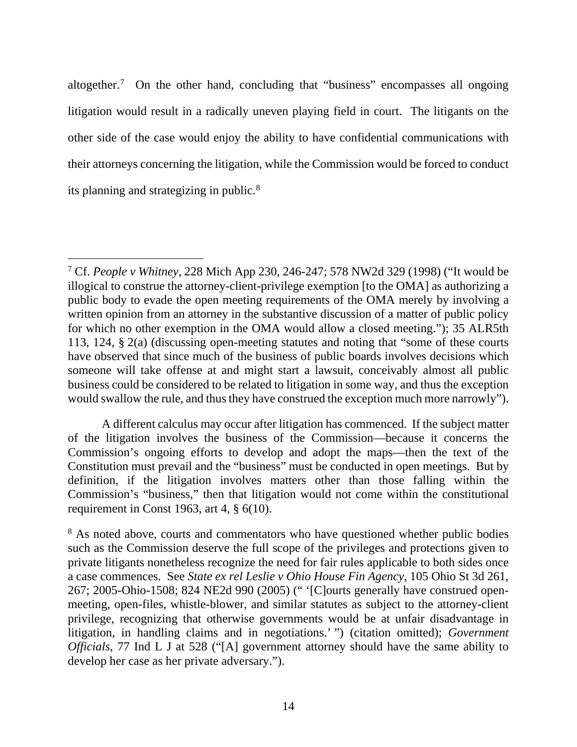altogether.[7] On the other hand, concluding that "business" encompasses all ongoing litigation would result in a radically uneven playing field in court. The litigants on the other side of the case would enjoy the ability to have confidential communications with their attorneys concerning the litigation, while the Commission would be forced to conduct its planning and strategizing in public.[8]

---

[7] Cf. *People v Whitney*, 228 Mich App 230, 246-247; 578 NW2d 329 (1998) ("It would be illogical to construe the attorney-client-privilege exemption [to the OMA] as authorizing a public body to evade the open meeting requirements of the OMA merely by involving a written opinion from an attorney in the substantive discussion of a matter of public policy for which no other exemption in the OMA would allow a closed meeting."); 35 ALR5th 113, 124, § 2(a) (discussing open-meeting statutes and noting that "some of these courts have observed that since much of the business of public boards involves decisions which someone will take offense at and might start a lawsuit, conceivably almost all public business could be considered to be related to litigation in some way, and thus the exception would swallow the rule, and thus they have construed the exception much more narrowly").

A different calculus may occur after litigation has commenced. If the subject matter of the litigation involves the business of the Commission—because it concerns the Commission's ongoing efforts to develop and adopt the maps—then the text of the Constitution must prevail and the "business" must be conducted in open meetings. But by definition, if the litigation involves matters other than those falling within the Commission's "business," then that litigation would not come within the constitutional requirement in Const 1963, art 4, § 6(10).

[8] As noted above, courts and commentators who have questioned whether public bodies such as the Commission deserve the full scope of the privileges and protections given to private litigants nonetheless recognize the need for fair rules applicable to both sides once a case commences. See *State ex rel Leslie v Ohio House Fin Agency*, 105 Ohio St 3d 261, 267; 2005-Ohio-1508; 824 NE2d 990 (2005) (" '[C]ourts generally have construed open-meeting, open-files, whistle-blower, and similar statutes as subject to the attorney-client privilege, recognizing that otherwise governments would be at unfair disadvantage in litigation, in handling claims and in negotiations.' ") (citation omitted); *Government Officials*, 77 Ind L J at 528 ("[A] government attorney should have the same ability to develop her case as her private adversary.").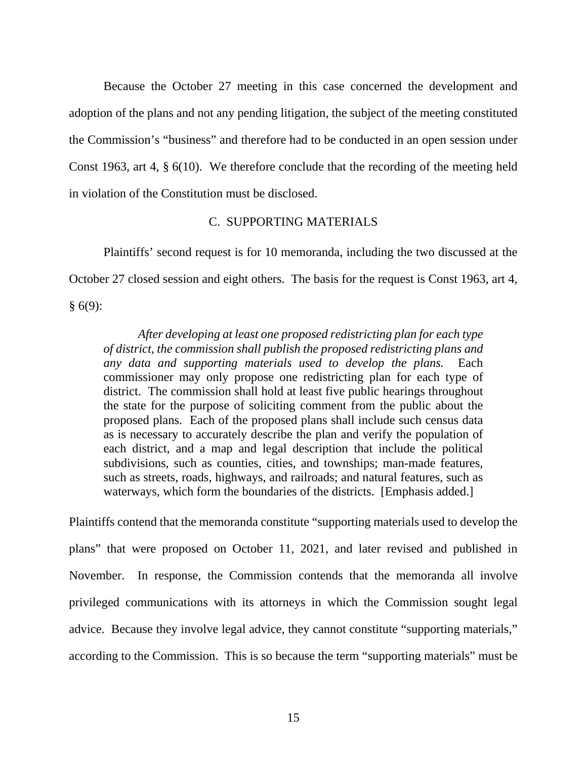Because the October 27 meeting in this case concerned the development and adoption of the plans and not any pending litigation, the subject of the meeting constituted the Commission's "business" and therefore had to be conducted in an open session under Const 1963, art 4, § 6(10). We therefore conclude that the recording of the meeting held in violation of the Constitution must be disclosed.

### C. SUPPORTING MATERIALS

Plaintiffs' second request is for 10 memoranda, including the two discussed at the October 27 closed session and eight others. The basis for the request is Const 1963, art 4, § 6(9):

> *After developing at least one proposed redistricting plan for each type of district, the commission shall publish the proposed redistricting plans and any data and supporting materials used to develop the plans.* Each commissioner may only propose one redistricting plan for each type of district. The commission shall hold at least five public hearings throughout the state for the purpose of soliciting comment from the public about the proposed plans. Each of the proposed plans shall include such census data as is necessary to accurately describe the plan and verify the population of each district, and a map and legal description that include the political subdivisions, such as counties, cities, and townships; man-made features, such as streets, roads, highways, and railroads; and natural features, such as waterways, which form the boundaries of the districts. [Emphasis added.]

Plaintiffs contend that the memoranda constitute "supporting materials used to develop the plans" that were proposed on October 11, 2021, and later revised and published in November. In response, the Commission contends that the memoranda all involve privileged communications with its attorneys in which the Commission sought legal advice. Because they involve legal advice, they cannot constitute "supporting materials," according to the Commission. This is so because the term "supporting materials" must be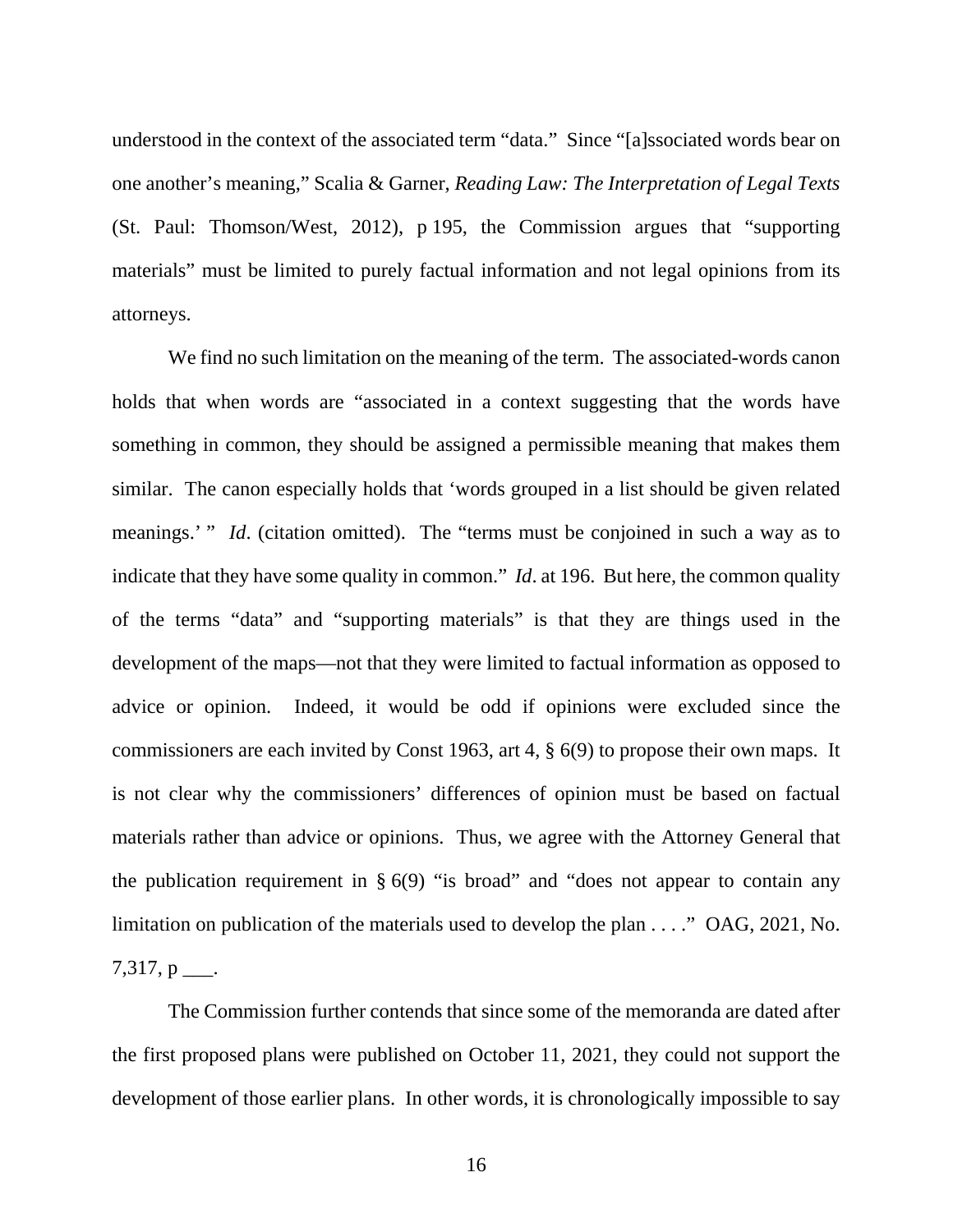understood in the context of the associated term "data." Since "[a]ssociated words bear on one another's meaning," Scalia & Garner, *Reading Law: The Interpretation of Legal Texts* (St. Paul: Thomson/West, 2012), p 195, the Commission argues that "supporting materials" must be limited to purely factual information and not legal opinions from its attorneys.

We find no such limitation on the meaning of the term. The associated-words canon holds that when words are "associated in a context suggesting that the words have something in common, they should be assigned a permissible meaning that makes them similar. The canon especially holds that 'words grouped in a list should be given related meanings.' " *Id*. (citation omitted). The "terms must be conjoined in such a way as to indicate that they have some quality in common." *Id*. at 196. But here, the common quality of the terms "data" and "supporting materials" is that they are things used in the development of the maps—not that they were limited to factual information as opposed to advice or opinion. Indeed, it would be odd if opinions were excluded since the commissioners are each invited by Const 1963, art 4, § 6(9) to propose their own maps. It is not clear why the commissioners' differences of opinion must be based on factual materials rather than advice or opinions. Thus, we agree with the Attorney General that the publication requirement in § 6(9) "is broad" and "does not appear to contain any limitation on publication of the materials used to develop the plan . . . ." OAG, 2021, No. 7,317, p ___.

The Commission further contends that since some of the memoranda are dated after the first proposed plans were published on October 11, 2021, they could not support the development of those earlier plans. In other words, it is chronologically impossible to say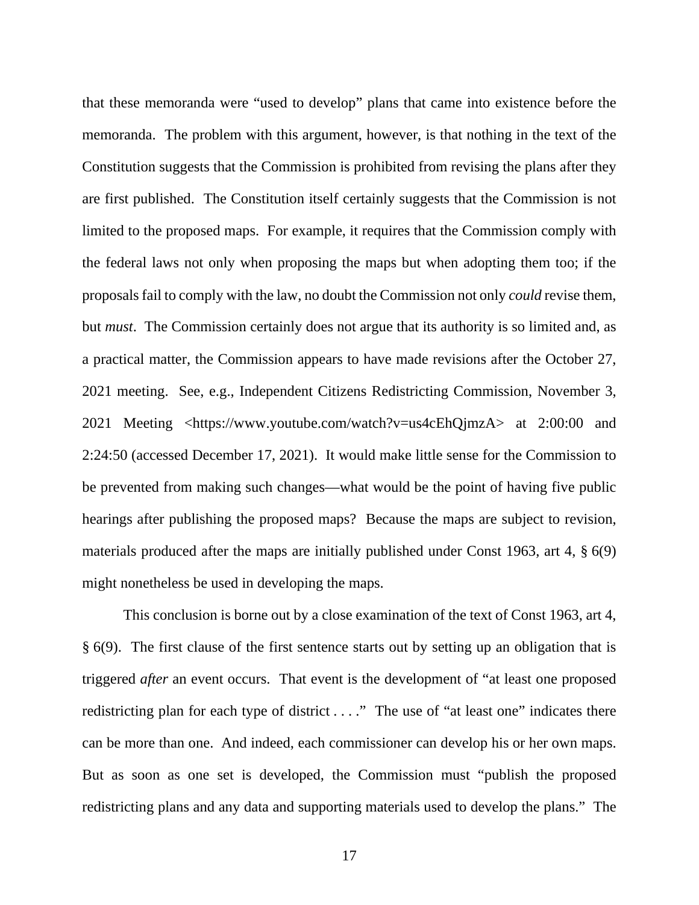that these memoranda were "used to develop" plans that came into existence before the memoranda. The problem with this argument, however, is that nothing in the text of the Constitution suggests that the Commission is prohibited from revising the plans after they are first published. The Constitution itself certainly suggests that the Commission is not limited to the proposed maps. For example, it requires that the Commission comply with the federal laws not only when proposing the maps but when adopting them too; if the proposals fail to comply with the law, no doubt the Commission not only *could* revise them, but *must*. The Commission certainly does not argue that its authority is so limited and, as a practical matter, the Commission appears to have made revisions after the October 27, 2021 meeting. See, e.g., Independent Citizens Redistricting Commission, November 3, 2021 Meeting <https://www.youtube.com/watch?v=us4cEhQjmzA> at 2:00:00 and 2:24:50 (accessed December 17, 2021). It would make little sense for the Commission to be prevented from making such changes—what would be the point of having five public hearings after publishing the proposed maps? Because the maps are subject to revision, materials produced after the maps are initially published under Const 1963, art 4, § 6(9) might nonetheless be used in developing the maps.

This conclusion is borne out by a close examination of the text of Const 1963, art 4, § 6(9). The first clause of the first sentence starts out by setting up an obligation that is triggered *after* an event occurs. That event is the development of "at least one proposed redistricting plan for each type of district . . . ." The use of "at least one" indicates there can be more than one. And indeed, each commissioner can develop his or her own maps. But as soon as one set is developed, the Commission must "publish the proposed redistricting plans and any data and supporting materials used to develop the plans." The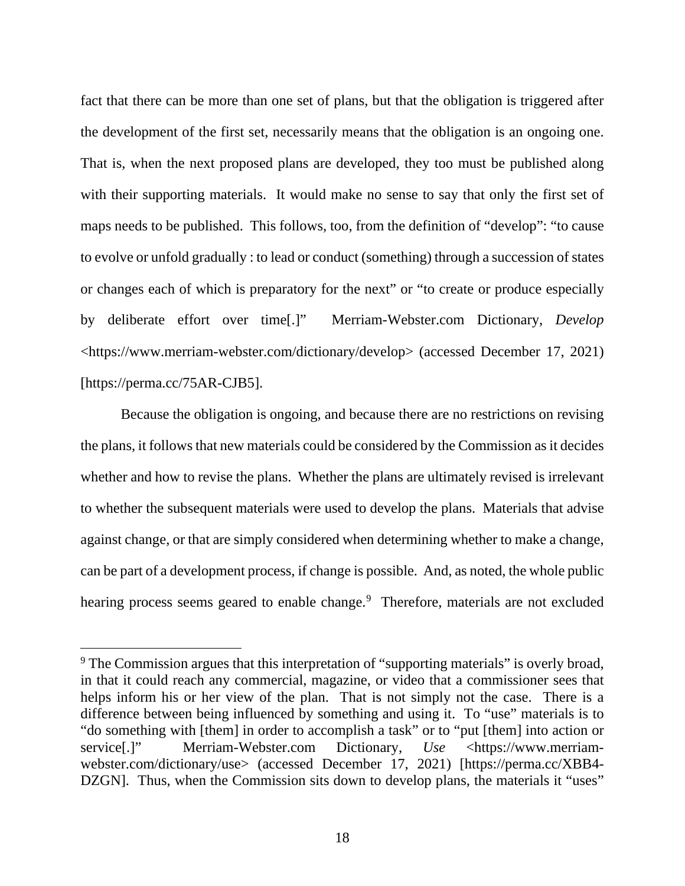fact that there can be more than one set of plans, but that the obligation is triggered after the development of the first set, necessarily means that the obligation is an ongoing one. That is, when the next proposed plans are developed, they too must be published along with their supporting materials. It would make no sense to say that only the first set of maps needs to be published. This follows, too, from the definition of "develop": "to cause to evolve or unfold gradually : to lead or conduct (something) through a succession of states or changes each of which is preparatory for the next" or "to create or produce especially by deliberate effort over time[.]" Merriam-Webster.com Dictionary, *Develop* <https://www.merriam-webster.com/dictionary/develop> (accessed December 17, 2021) [https://perma.cc/75AR-CJB5].

Because the obligation is ongoing, and because there are no restrictions on revising the plans, it follows that new materials could be considered by the Commission as it decides whether and how to revise the plans. Whether the plans are ultimately revised is irrelevant to whether the subsequent materials were used to develop the plans. Materials that advise against change, or that are simply considered when determining whether to make a change, can be part of a development process, if change is possible. And, as noted, the whole public hearing process seems geared to enable change.[9] Therefore, materials are not excluded

[9] The Commission argues that this interpretation of "supporting materials" is overly broad, in that it could reach any commercial, magazine, or video that a commissioner sees that helps inform his or her view of the plan. That is not simply not the case. There is a difference between being influenced by something and using it. To "use" materials is to "do something with [them] in order to accomplish a task" or to "put [them] into action or service[.]" Merriam-Webster.com Dictionary, *Use* <https://www.merriam-webster.com/dictionary/use> (accessed December 17, 2021) [https://perma.cc/XBB4-DZGN]. Thus, when the Commission sits down to develop plans, the materials it "uses"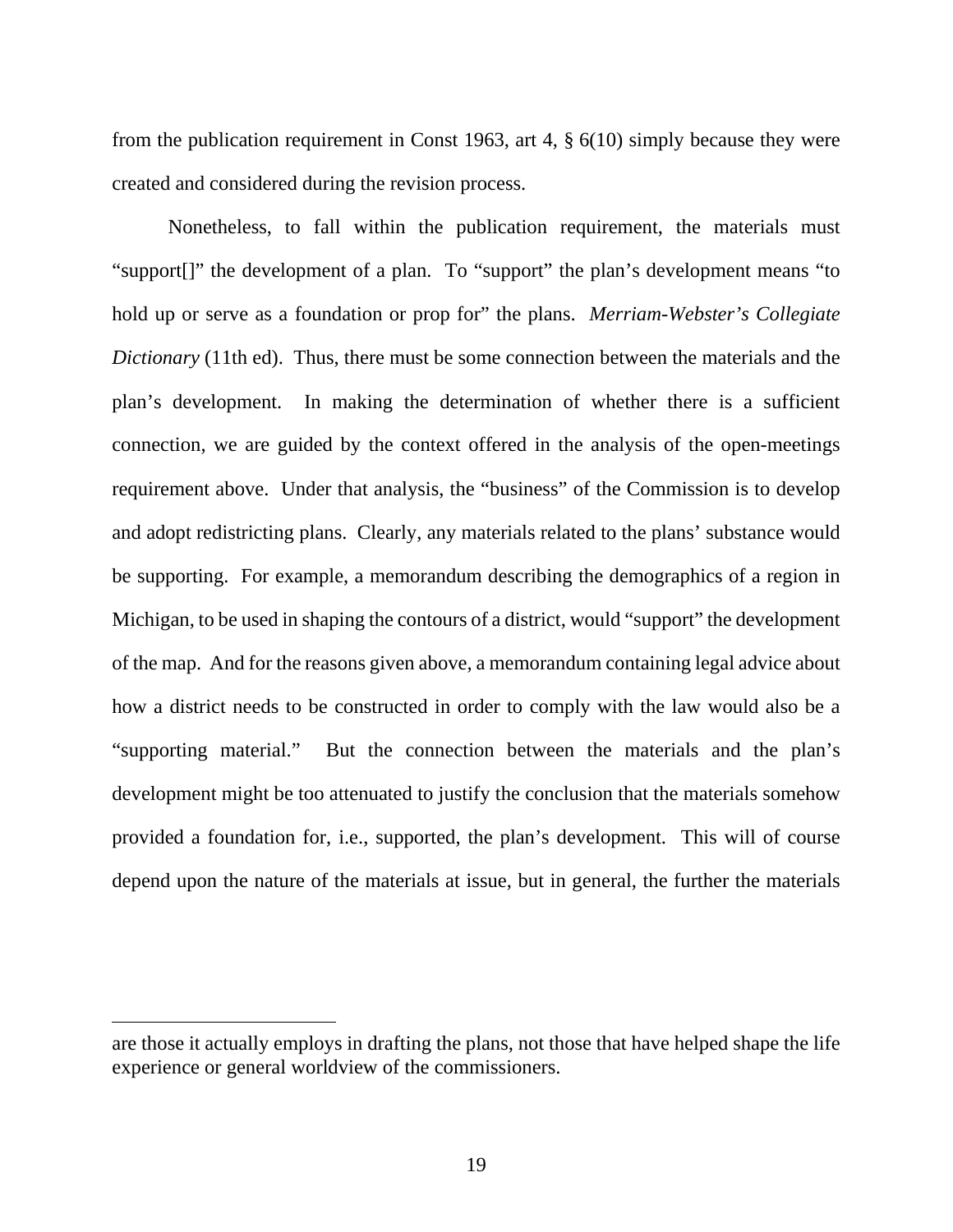from the publication requirement in Const 1963, art 4, § 6(10) simply because they were created and considered during the revision process.

Nonetheless, to fall within the publication requirement, the materials must "support[]" the development of a plan. To "support" the plan's development means "to hold up or serve as a foundation or prop for" the plans. *Merriam-Webster's Collegiate Dictionary* (11th ed). Thus, there must be some connection between the materials and the plan's development. In making the determination of whether there is a sufficient connection, we are guided by the context offered in the analysis of the open-meetings requirement above. Under that analysis, the "business" of the Commission is to develop and adopt redistricting plans. Clearly, any materials related to the plans' substance would be supporting. For example, a memorandum describing the demographics of a region in Michigan, to be used in shaping the contours of a district, would "support" the development of the map. And for the reasons given above, a memorandum containing legal advice about how a district needs to be constructed in order to comply with the law would also be a "supporting material." But the connection between the materials and the plan's development might be too attenuated to justify the conclusion that the materials somehow provided a foundation for, i.e., supported, the plan's development. This will of course depend upon the nature of the materials at issue, but in general, the further the materials

---

are those it actually employs in drafting the plans, not those that have helped shape the life experience or general worldview of the commissioners.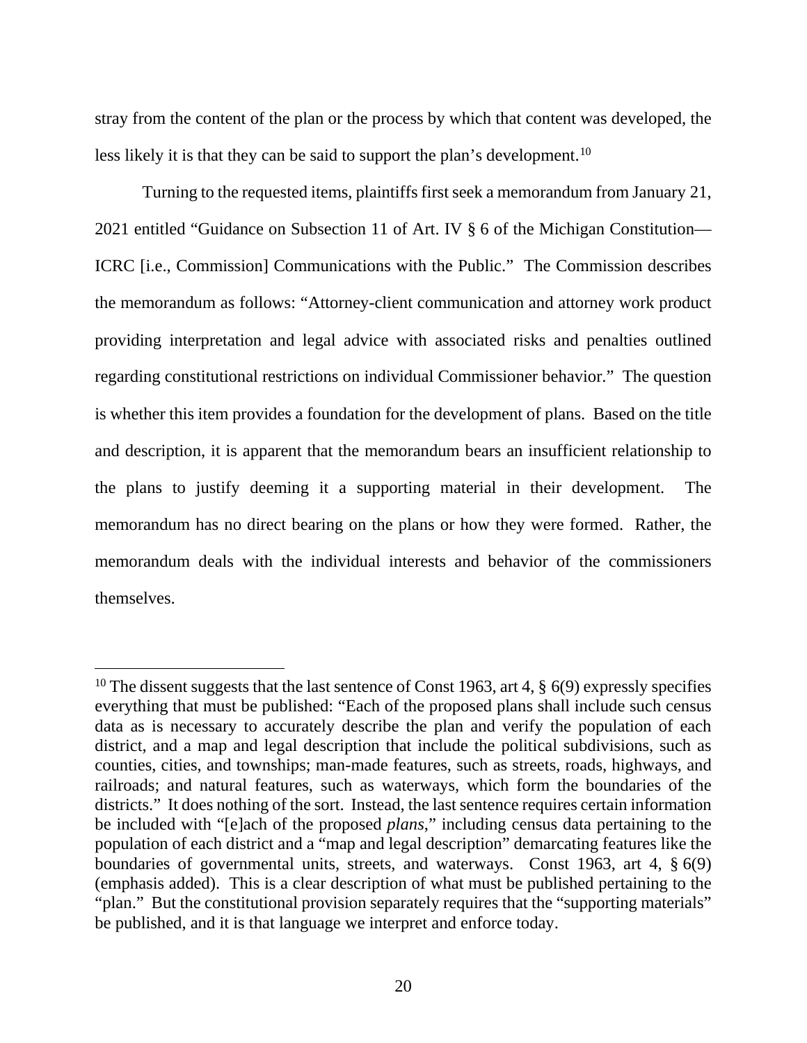stray from the content of the plan or the process by which that content was developed, the less likely it is that they can be said to support the plan's development.[10]

Turning to the requested items, plaintiffs first seek a memorandum from January 21, 2021 entitled "Guidance on Subsection 11 of Art. IV § 6 of the Michigan Constitution—ICRC [i.e., Commission] Communications with the Public." The Commission describes the memorandum as follows: "Attorney-client communication and attorney work product providing interpretation and legal advice with associated risks and penalties outlined regarding constitutional restrictions on individual Commissioner behavior." The question is whether this item provides a foundation for the development of plans. Based on the title and description, it is apparent that the memorandum bears an insufficient relationship to the plans to justify deeming it a supporting material in their development. The memorandum has no direct bearing on the plans or how they were formed. Rather, the memorandum deals with the individual interests and behavior of the commissioners themselves.

---

[10] The dissent suggests that the last sentence of Const 1963, art 4, § 6(9) expressly specifies everything that must be published: "Each of the proposed plans shall include such census data as is necessary to accurately describe the plan and verify the population of each district, and a map and legal description that include the political subdivisions, such as counties, cities, and townships; man-made features, such as streets, roads, highways, and railroads; and natural features, such as waterways, which form the boundaries of the districts." It does nothing of the sort. Instead, the last sentence requires certain information be included with "[e]ach of the proposed *plans*," including census data pertaining to the population of each district and a "map and legal description" demarcating features like the boundaries of governmental units, streets, and waterways. Const 1963, art 4, § 6(9) (emphasis added). This is a clear description of what must be published pertaining to the "plan." But the constitutional provision separately requires that the "supporting materials" be published, and it is that language we interpret and enforce today.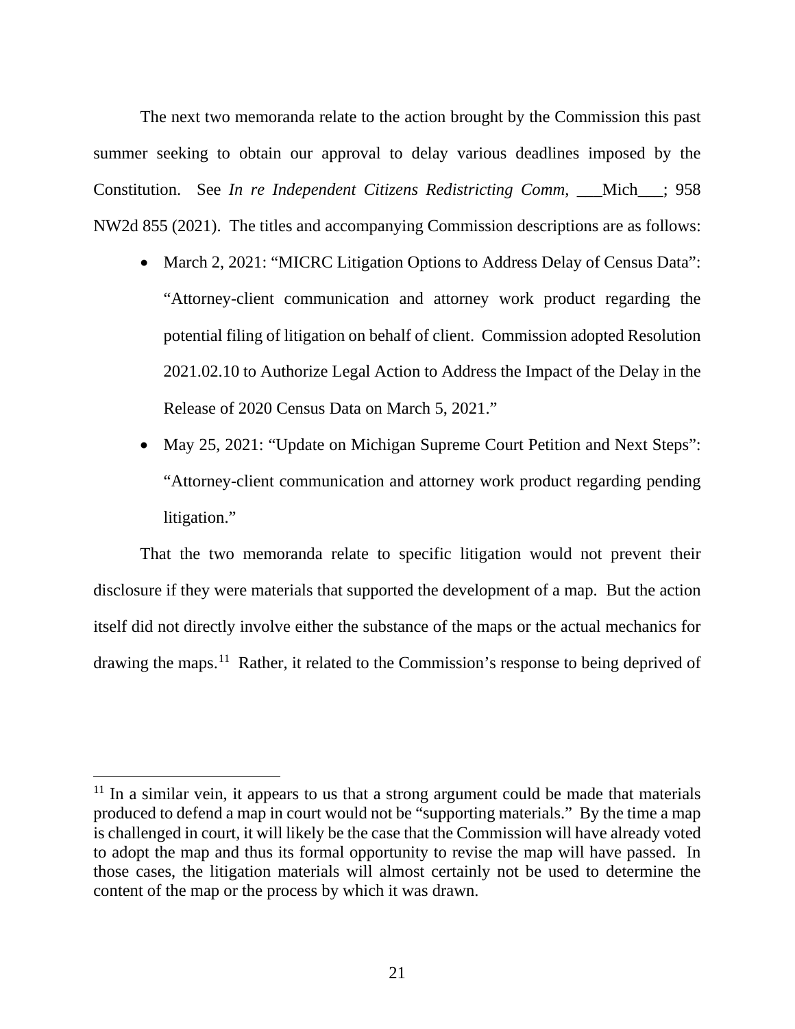The next two memoranda relate to the action brought by the Commission this past summer seeking to obtain our approval to delay various deadlines imposed by the Constitution. See *In re Independent Citizens Redistricting Comm*, ___Mich___; 958 NW2d 855 (2021). The titles and accompanying Commission descriptions are as follows:

- March 2, 2021: "MICRC Litigation Options to Address Delay of Census Data": "Attorney-client communication and attorney work product regarding the potential filing of litigation on behalf of client. Commission adopted Resolution 2021.02.10 to Authorize Legal Action to Address the Impact of the Delay in the Release of 2020 Census Data on March 5, 2021."
- May 25, 2021: "Update on Michigan Supreme Court Petition and Next Steps": "Attorney-client communication and attorney work product regarding pending litigation."

That the two memoranda relate to specific litigation would not prevent their disclosure if they were materials that supported the development of a map. But the action itself did not directly involve either the substance of the maps or the actual mechanics for drawing the maps.[11] Rather, it related to the Commission's response to being deprived of

---

[11] In a similar vein, it appears to us that a strong argument could be made that materials produced to defend a map in court would not be "supporting materials." By the time a map is challenged in court, it will likely be the case that the Commission will have already voted to adopt the map and thus its formal opportunity to revise the map will have passed. In those cases, the litigation materials will almost certainly not be used to determine the content of the map or the process by which it was drawn.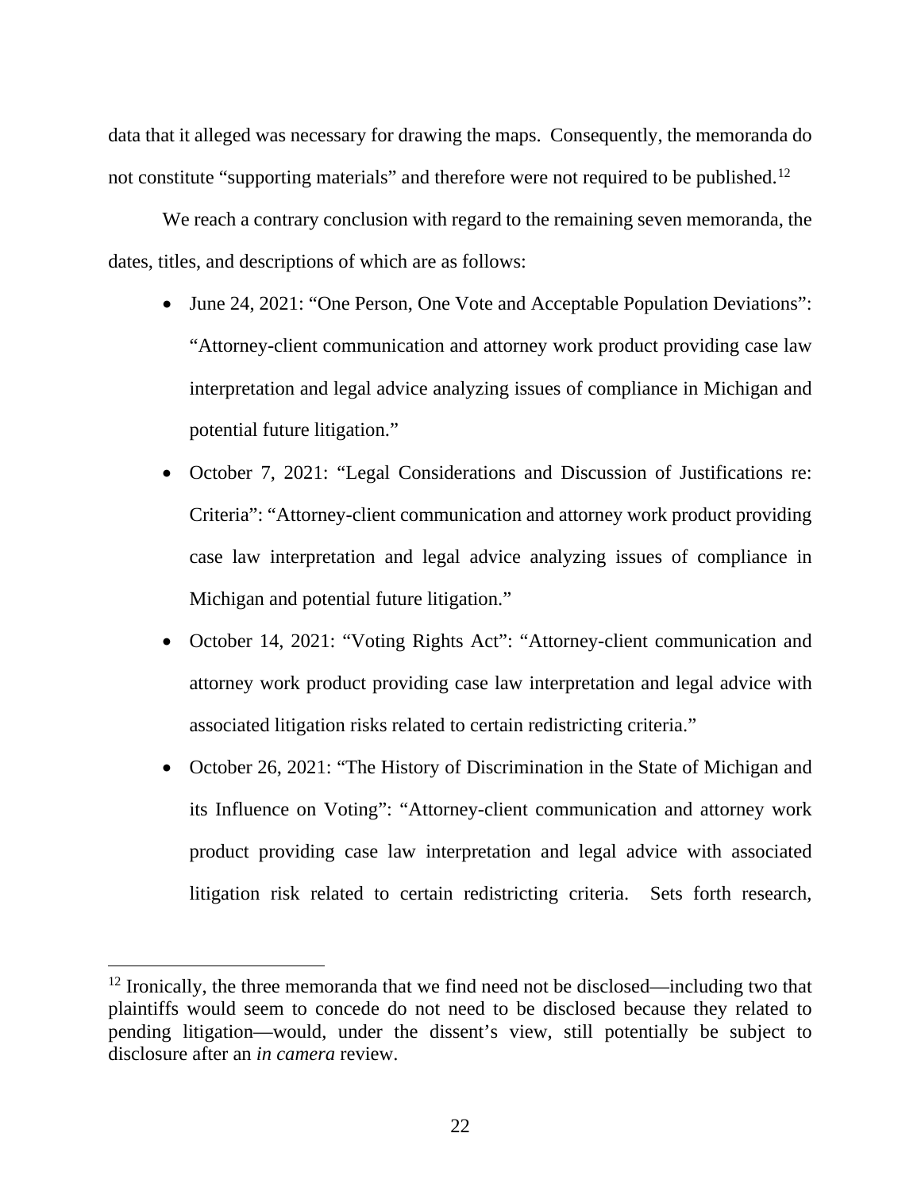data that it alleged was necessary for drawing the maps. Consequently, the memoranda do not constitute "supporting materials" and therefore were not required to be published.[12]

We reach a contrary conclusion with regard to the remaining seven memoranda, the dates, titles, and descriptions of which are as follows:

- June 24, 2021: "One Person, One Vote and Acceptable Population Deviations": "Attorney-client communication and attorney work product providing case law interpretation and legal advice analyzing issues of compliance in Michigan and potential future litigation."
- October 7, 2021: "Legal Considerations and Discussion of Justifications re: Criteria": "Attorney-client communication and attorney work product providing case law interpretation and legal advice analyzing issues of compliance in Michigan and potential future litigation."
- October 14, 2021: "Voting Rights Act": "Attorney-client communication and attorney work product providing case law interpretation and legal advice with associated litigation risks related to certain redistricting criteria."
- October 26, 2021: "The History of Discrimination in the State of Michigan and its Influence on Voting": "Attorney-client communication and attorney work product providing case law interpretation and legal advice with associated litigation risk related to certain redistricting criteria. Sets forth research,

[12] Ironically, the three memoranda that we find need not be disclosed—including two that plaintiffs would seem to concede do not need to be disclosed because they related to pending litigation—would, under the dissent's view, still potentially be subject to disclosure after an *in camera* review.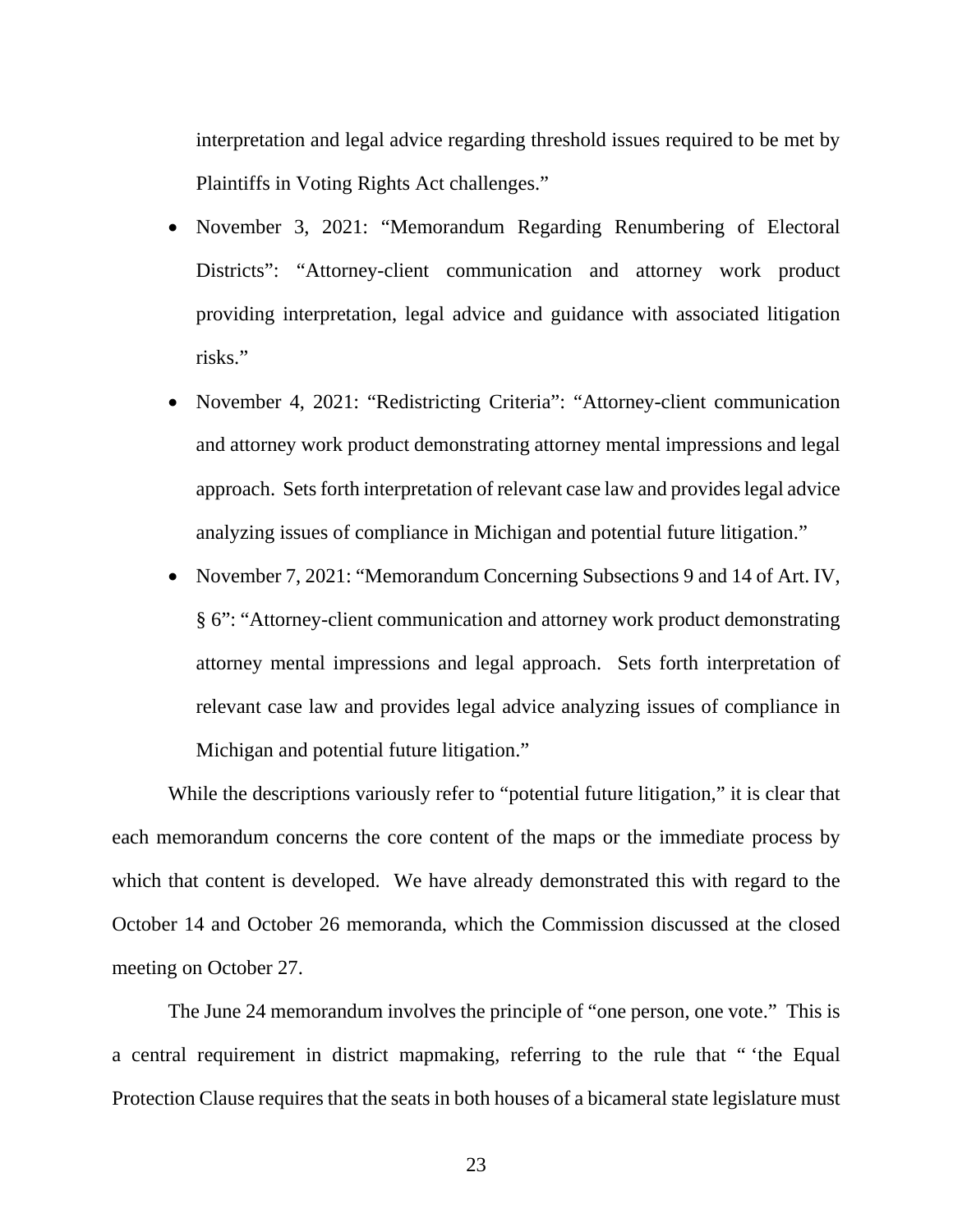interpretation and legal advice regarding threshold issues required to be met by Plaintiffs in Voting Rights Act challenges."

- November 3, 2021: "Memorandum Regarding Renumbering of Electoral Districts": "Attorney-client communication and attorney work product providing interpretation, legal advice and guidance with associated litigation risks."
- November 4, 2021: "Redistricting Criteria": "Attorney-client communication and attorney work product demonstrating attorney mental impressions and legal approach. Sets forth interpretation of relevant case law and provides legal advice analyzing issues of compliance in Michigan and potential future litigation."
- November 7, 2021: "Memorandum Concerning Subsections 9 and 14 of Art. IV, § 6": "Attorney-client communication and attorney work product demonstrating attorney mental impressions and legal approach. Sets forth interpretation of relevant case law and provides legal advice analyzing issues of compliance in Michigan and potential future litigation."

While the descriptions variously refer to "potential future litigation," it is clear that each memorandum concerns the core content of the maps or the immediate process by which that content is developed. We have already demonstrated this with regard to the October 14 and October 26 memoranda, which the Commission discussed at the closed meeting on October 27.

The June 24 memorandum involves the principle of "one person, one vote." This is a central requirement in district mapmaking, referring to the rule that " 'the Equal Protection Clause requires that the seats in both houses of a bicameral state legislature must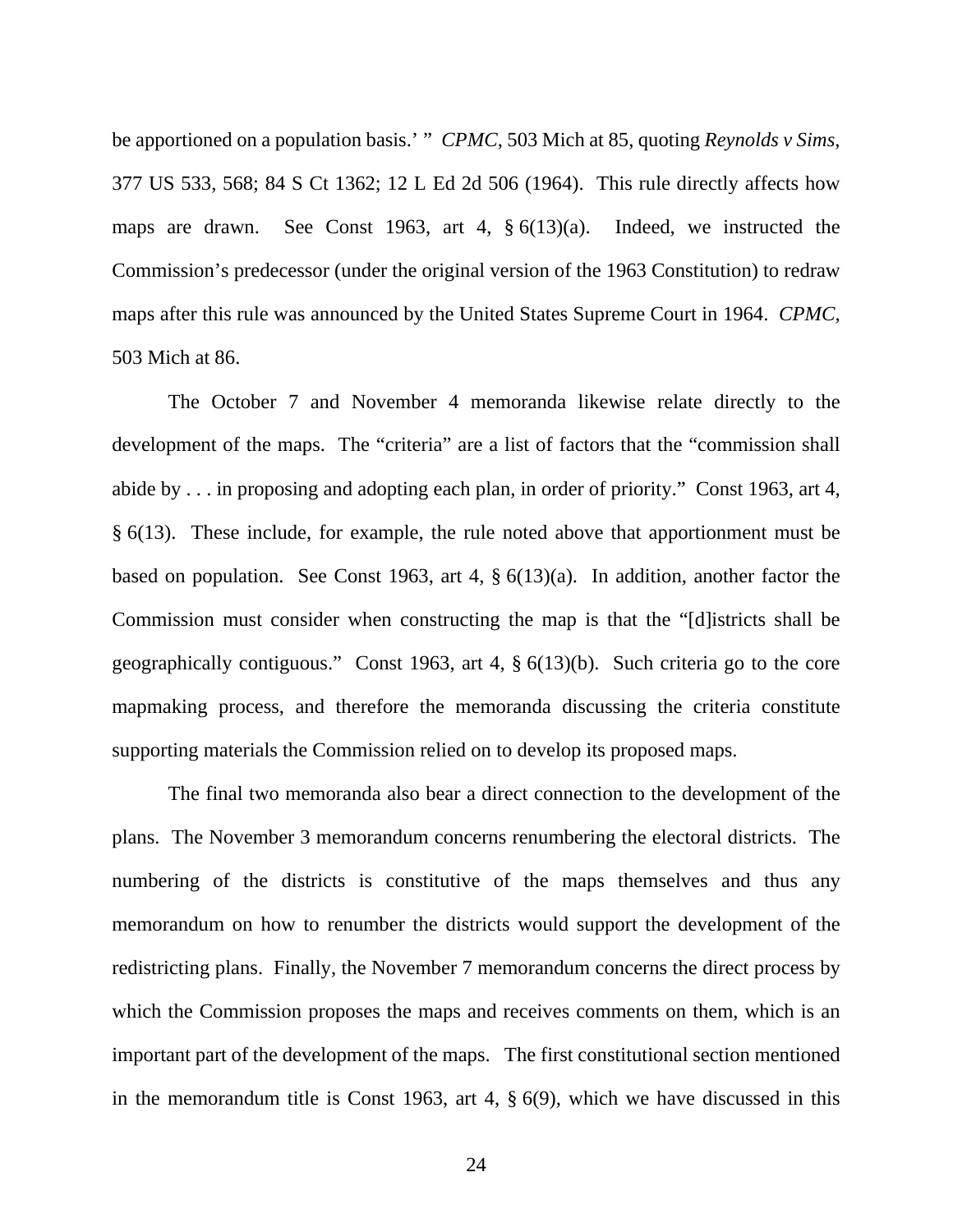be apportioned on a population basis.' " *CPMC*, 503 Mich at 85, quoting *Reynolds v Sims*, 377 US 533, 568; 84 S Ct 1362; 12 L Ed 2d 506 (1964). This rule directly affects how maps are drawn. See Const 1963, art 4, § 6(13)(a). Indeed, we instructed the Commission's predecessor (under the original version of the 1963 Constitution) to redraw maps after this rule was announced by the United States Supreme Court in 1964. *CPMC*, 503 Mich at 86.

The October 7 and November 4 memoranda likewise relate directly to the development of the maps. The "criteria" are a list of factors that the "commission shall abide by . . . in proposing and adopting each plan, in order of priority." Const 1963, art 4, § 6(13). These include, for example, the rule noted above that apportionment must be based on population. See Const 1963, art 4, § 6(13)(a). In addition, another factor the Commission must consider when constructing the map is that the "[d]istricts shall be geographically contiguous." Const 1963, art 4, § 6(13)(b). Such criteria go to the core mapmaking process, and therefore the memoranda discussing the criteria constitute supporting materials the Commission relied on to develop its proposed maps.

The final two memoranda also bear a direct connection to the development of the plans. The November 3 memorandum concerns renumbering the electoral districts. The numbering of the districts is constitutive of the maps themselves and thus any memorandum on how to renumber the districts would support the development of the redistricting plans. Finally, the November 7 memorandum concerns the direct process by which the Commission proposes the maps and receives comments on them, which is an important part of the development of the maps. The first constitutional section mentioned in the memorandum title is Const 1963, art 4, § 6(9), which we have discussed in this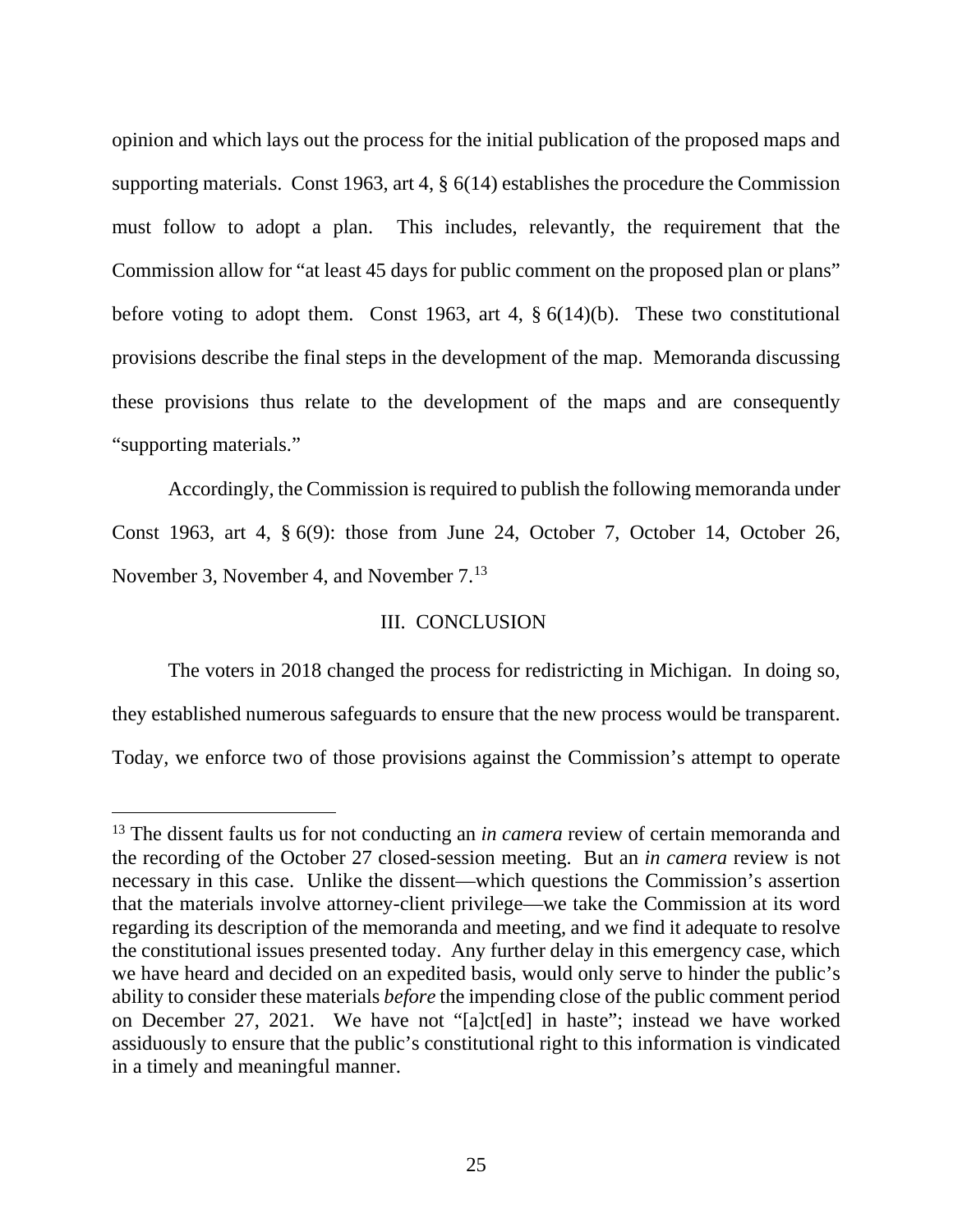opinion and which lays out the process for the initial publication of the proposed maps and supporting materials. Const 1963, art 4, § 6(14) establishes the procedure the Commission must follow to adopt a plan. This includes, relevantly, the requirement that the Commission allow for "at least 45 days for public comment on the proposed plan or plans" before voting to adopt them. Const 1963, art 4, § 6(14)(b). These two constitutional provisions describe the final steps in the development of the map. Memoranda discussing these provisions thus relate to the development of the maps and are consequently "supporting materials."

Accordingly, the Commission is required to publish the following memoranda under Const 1963, art 4, § 6(9): those from June 24, October 7, October 14, October 26, November 3, November 4, and November 7.[13]

## III. CONCLUSION

The voters in 2018 changed the process for redistricting in Michigan. In doing so, they established numerous safeguards to ensure that the new process would be transparent. Today, we enforce two of those provisions against the Commission's attempt to operate

---

[13] The dissent faults us for not conducting an *in camera* review of certain memoranda and the recording of the October 27 closed-session meeting. But an *in camera* review is not necessary in this case. Unlike the dissent—which questions the Commission's assertion that the materials involve attorney-client privilege—we take the Commission at its word regarding its description of the memoranda and meeting, and we find it adequate to resolve the constitutional issues presented today. Any further delay in this emergency case, which we have heard and decided on an expedited basis, would only serve to hinder the public's ability to consider these materials *before* the impending close of the public comment period on December 27, 2021. We have not "[a]ct[ed] in haste"; instead we have worked assiduously to ensure that the public's constitutional right to this information is vindicated in a timely and meaningful manner.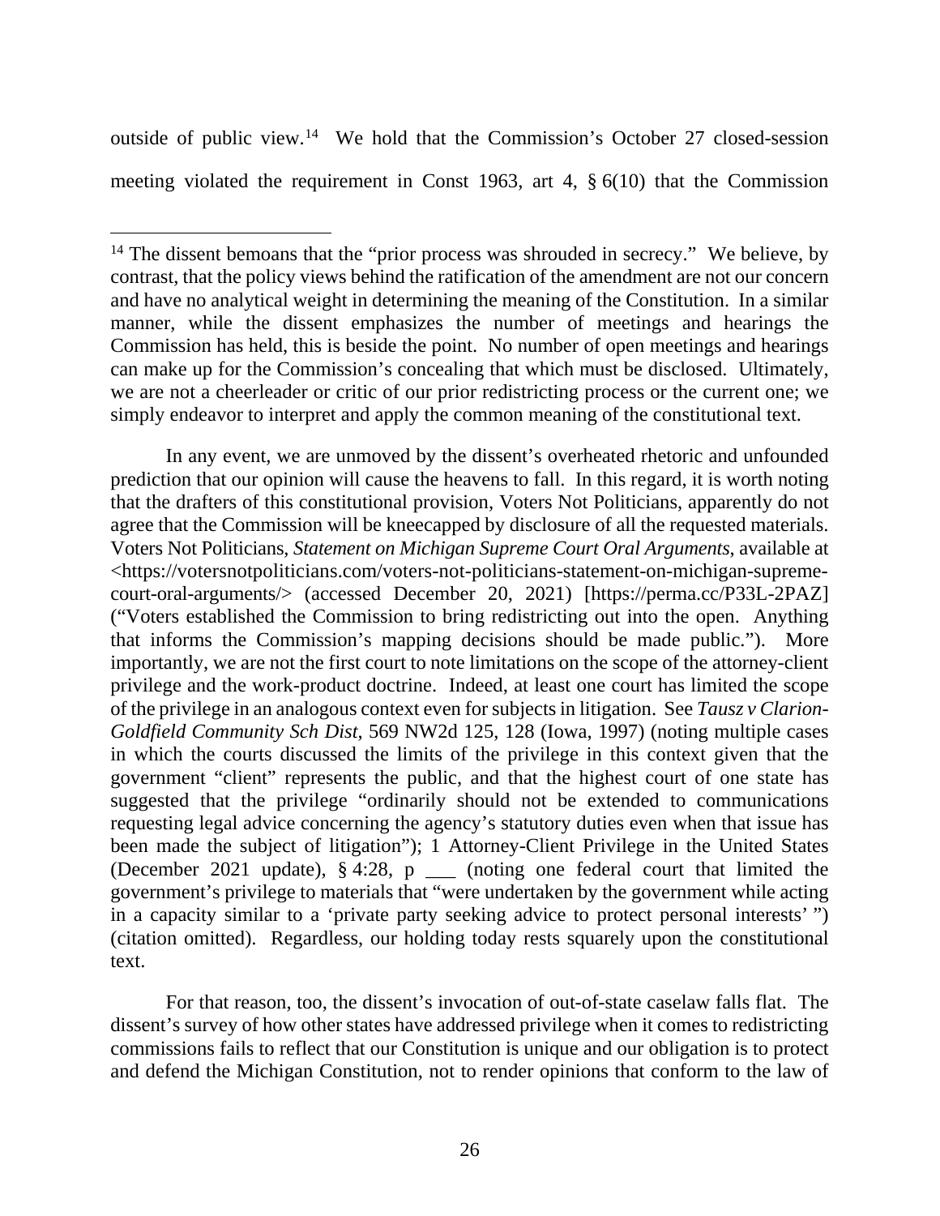outside of public view.[14] We hold that the Commission's October 27 closed-session meeting violated the requirement in Const 1963, art 4, § 6(10) that the Commission

---

[14] The dissent bemoans that the "prior process was shrouded in secrecy." We believe, by contrast, that the policy views behind the ratification of the amendment are not our concern and have no analytical weight in determining the meaning of the Constitution. In a similar manner, while the dissent emphasizes the number of meetings and hearings the Commission has held, this is beside the point. No number of open meetings and hearings can make up for the Commission's concealing that which must be disclosed. Ultimately, we are not a cheerleader or critic of our prior redistricting process or the current one; we simply endeavor to interpret and apply the common meaning of the constitutional text.

In any event, we are unmoved by the dissent's overheated rhetoric and unfounded prediction that our opinion will cause the heavens to fall. In this regard, it is worth noting that the drafters of this constitutional provision, Voters Not Politicians, apparently do not agree that the Commission will be kneecapped by disclosure of all the requested materials. Voters Not Politicians, *Statement on Michigan Supreme Court Oral Arguments*, available at <https://votersnotpoliticians.com/voters-not-politicians-statement-on-michigan-supreme-court-oral-arguments/> (accessed December 20, 2021) [https://perma.cc/P33L-2PAZ] ("Voters established the Commission to bring redistricting out into the open. Anything that informs the Commission's mapping decisions should be made public."). More importantly, we are not the first court to note limitations on the scope of the attorney-client privilege and the work-product doctrine. Indeed, at least one court has limited the scope of the privilege in an analogous context even for subjects in litigation. See *Tausz v Clarion-Goldfield Community Sch Dist*, 569 NW2d 125, 128 (Iowa, 1997) (noting multiple cases in which the courts discussed the limits of the privilege in this context given that the government "client" represents the public, and that the highest court of one state has suggested that the privilege "ordinarily should not be extended to communications requesting legal advice concerning the agency's statutory duties even when that issue has been made the subject of litigation"); 1 Attorney-Client Privilege in the United States (December 2021 update), § 4:28, p ___ (noting one federal court that limited the government's privilege to materials that "were undertaken by the government while acting in a capacity similar to a 'private party seeking advice to protect personal interests' ") (citation omitted). Regardless, our holding today rests squarely upon the constitutional text.

For that reason, too, the dissent's invocation of out-of-state caselaw falls flat. The dissent's survey of how other states have addressed privilege when it comes to redistricting commissions fails to reflect that our Constitution is unique and our obligation is to protect and defend the Michigan Constitution, not to render opinions that conform to the law of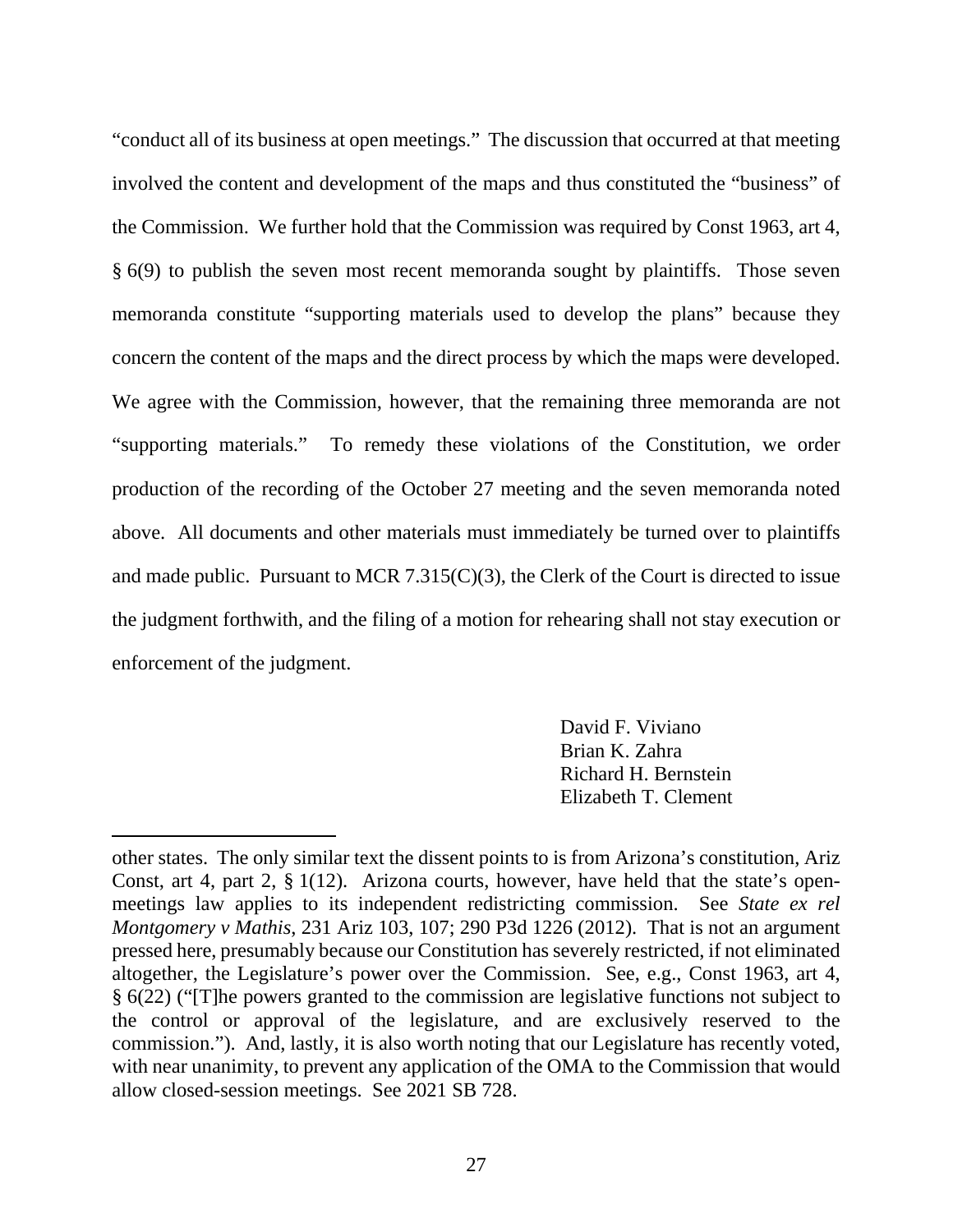"conduct all of its business at open meetings." The discussion that occurred at that meeting involved the content and development of the maps and thus constituted the "business" of the Commission. We further hold that the Commission was required by Const 1963, art 4, § 6(9) to publish the seven most recent memoranda sought by plaintiffs. Those seven memoranda constitute "supporting materials used to develop the plans" because they concern the content of the maps and the direct process by which the maps were developed. We agree with the Commission, however, that the remaining three memoranda are not "supporting materials." To remedy these violations of the Constitution, we order production of the recording of the October 27 meeting and the seven memoranda noted above. All documents and other materials must immediately be turned over to plaintiffs and made public. Pursuant to MCR 7.315(C)(3), the Clerk of the Court is directed to issue the judgment forthwith, and the filing of a motion for rehearing shall not stay execution or enforcement of the judgment.

David F. Viviano
Brian K. Zahra
Richard H. Bernstein
Elizabeth T. Clement

---

other states. The only similar text the dissent points to is from Arizona's constitution, Ariz Const, art 4, part 2, § 1(12). Arizona courts, however, have held that the state's open-meetings law applies to its independent redistricting commission. See *State ex rel Montgomery v Mathis*, 231 Ariz 103, 107; 290 P3d 1226 (2012). That is not an argument pressed here, presumably because our Constitution has severely restricted, if not eliminated altogether, the Legislature's power over the Commission. See, e.g., Const 1963, art 4, § 6(22) ("[T]he powers granted to the commission are legislative functions not subject to the control or approval of the legislature, and are exclusively reserved to the commission."). And, lastly, it is also worth noting that our Legislature has recently voted, with near unanimity, to prevent any application of the OMA to the Commission that would allow closed-session meetings. See 2021 SB 728.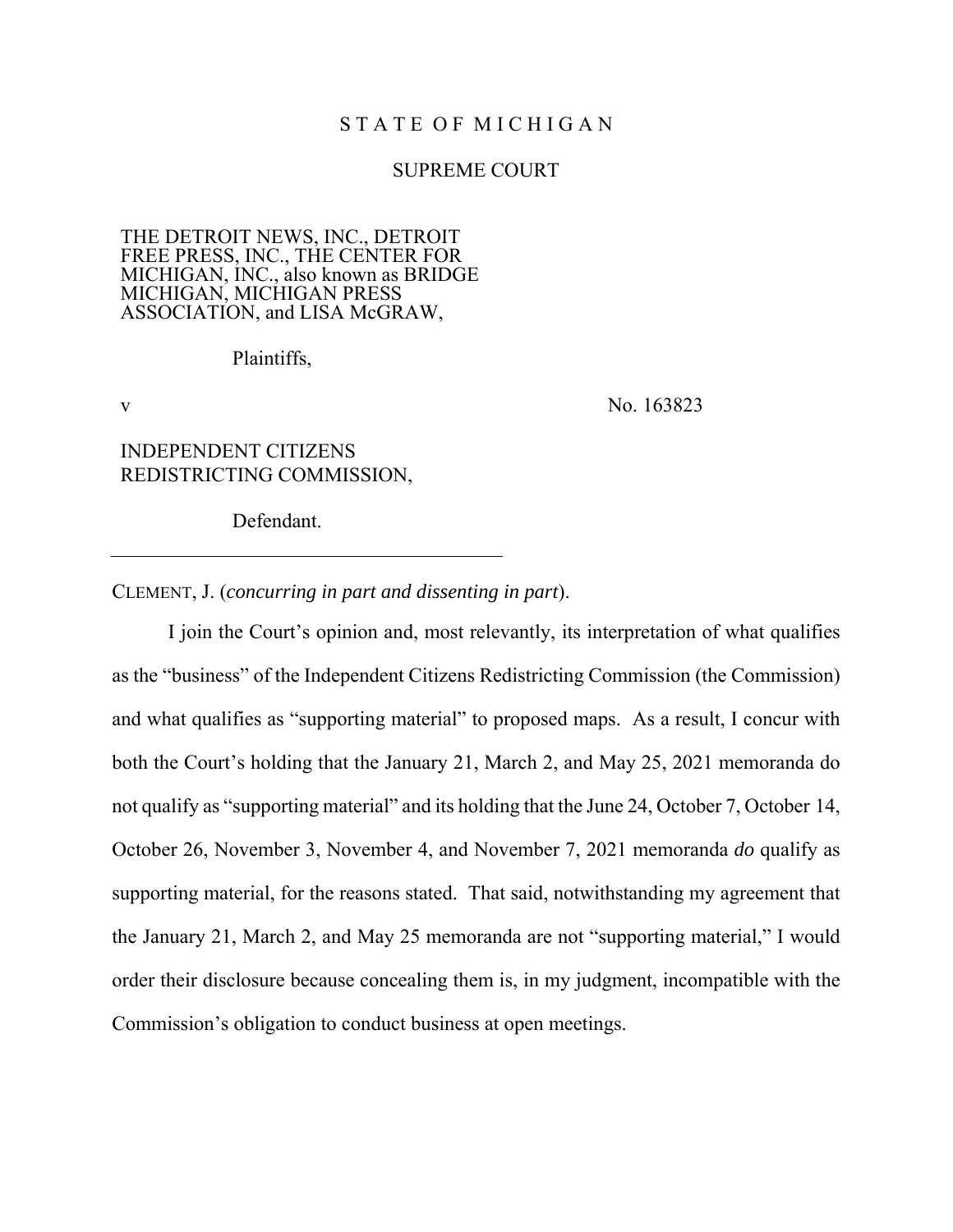STATE OF MICHIGAN

SUPREME COURT

THE DETROIT NEWS, INC., DETROIT FREE PRESS, INC., THE CENTER FOR MICHIGAN, INC., also known as BRIDGE MICHIGAN, MICHIGAN PRESS ASSOCIATION, and LISA McGRAW,

Plaintiffs,

v No. 163823

INDEPENDENT CITIZENS REDISTRICTING COMMISSION,

Defendant.

---

CLEMENT, J. (*concurring in part and dissenting in part*).

I join the Court's opinion and, most relevantly, its interpretation of what qualifies as the "business" of the Independent Citizens Redistricting Commission (the Commission) and what qualifies as "supporting material" to proposed maps. As a result, I concur with both the Court's holding that the January 21, March 2, and May 25, 2021 memoranda do not qualify as "supporting material" and its holding that the June 24, October 7, October 14, October 26, November 3, November 4, and November 7, 2021 memoranda *do* qualify as supporting material, for the reasons stated. That said, notwithstanding my agreement that the January 21, March 2, and May 25 memoranda are not "supporting material," I would order their disclosure because concealing them is, in my judgment, incompatible with the Commission's obligation to conduct business at open meetings.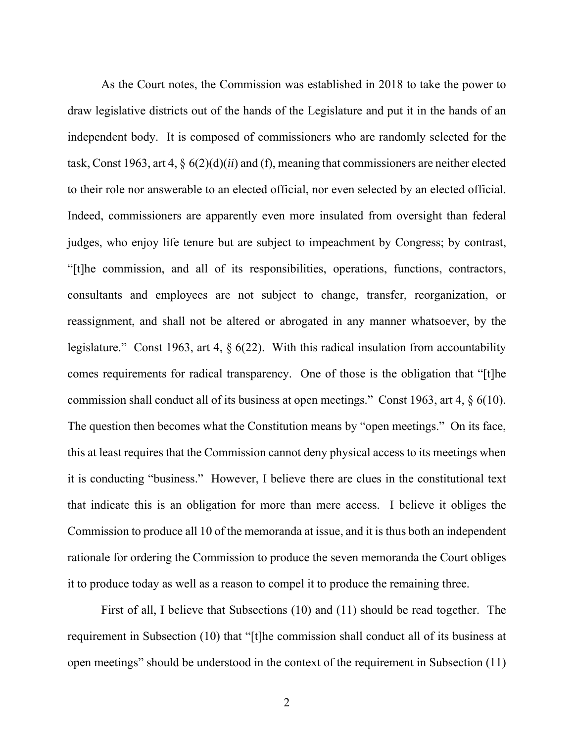As the Court notes, the Commission was established in 2018 to take the power to draw legislative districts out of the hands of the Legislature and put it in the hands of an independent body. It is composed of commissioners who are randomly selected for the task, Const 1963, art 4, § 6(2)(d)(*ii*) and (f), meaning that commissioners are neither elected to their role nor answerable to an elected official, nor even selected by an elected official. Indeed, commissioners are apparently even more insulated from oversight than federal judges, who enjoy life tenure but are subject to impeachment by Congress; by contrast, "[t]he commission, and all of its responsibilities, operations, functions, contractors, consultants and employees are not subject to change, transfer, reorganization, or reassignment, and shall not be altered or abrogated in any manner whatsoever, by the legislature." Const 1963, art 4, § 6(22). With this radical insulation from accountability comes requirements for radical transparency. One of those is the obligation that "[t]he commission shall conduct all of its business at open meetings." Const 1963, art 4, § 6(10). The question then becomes what the Constitution means by "open meetings." On its face, this at least requires that the Commission cannot deny physical access to its meetings when it is conducting "business." However, I believe there are clues in the constitutional text that indicate this is an obligation for more than mere access. I believe it obliges the Commission to produce all 10 of the memoranda at issue, and it is thus both an independent rationale for ordering the Commission to produce the seven memoranda the Court obliges it to produce today as well as a reason to compel it to produce the remaining three.

First of all, I believe that Subsections (10) and (11) should be read together. The requirement in Subsection (10) that "[t]he commission shall conduct all of its business at open meetings" should be understood in the context of the requirement in Subsection (11)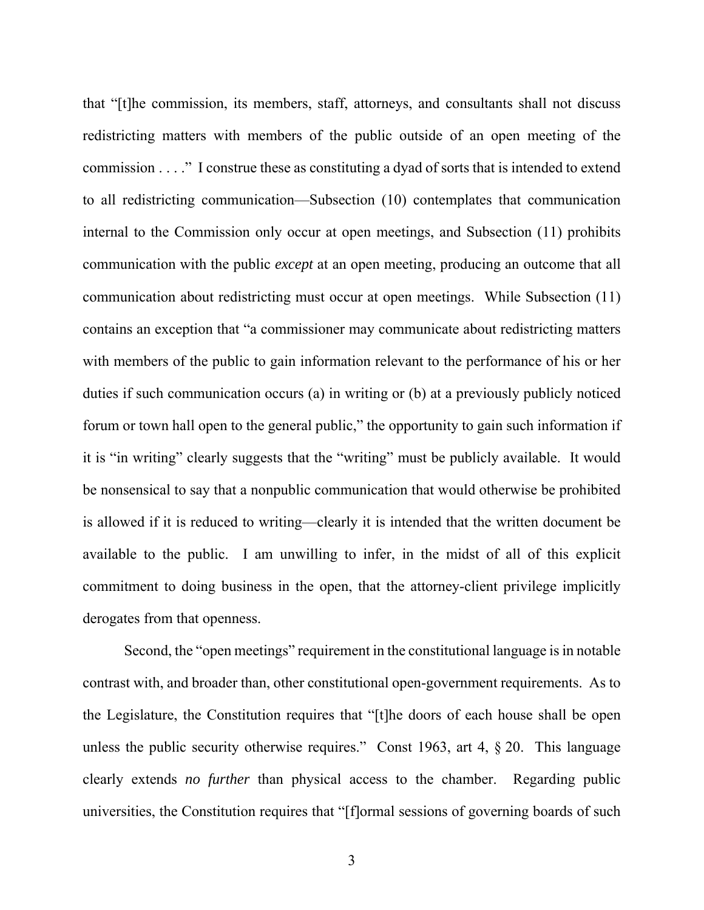that "[t]he commission, its members, staff, attorneys, and consultants shall not discuss redistricting matters with members of the public outside of an open meeting of the commission . . . ." I construe these as constituting a dyad of sorts that is intended to extend to all redistricting communication—Subsection (10) contemplates that communication internal to the Commission only occur at open meetings, and Subsection (11) prohibits communication with the public *except* at an open meeting, producing an outcome that all communication about redistricting must occur at open meetings. While Subsection (11) contains an exception that "a commissioner may communicate about redistricting matters with members of the public to gain information relevant to the performance of his or her duties if such communication occurs (a) in writing or (b) at a previously publicly noticed forum or town hall open to the general public," the opportunity to gain such information if it is "in writing" clearly suggests that the "writing" must be publicly available. It would be nonsensical to say that a nonpublic communication that would otherwise be prohibited is allowed if it is reduced to writing—clearly it is intended that the written document be available to the public. I am unwilling to infer, in the midst of all of this explicit commitment to doing business in the open, that the attorney-client privilege implicitly derogates from that openness.

Second, the "open meetings" requirement in the constitutional language is in notable contrast with, and broader than, other constitutional open-government requirements. As to the Legislature, the Constitution requires that "[t]he doors of each house shall be open unless the public security otherwise requires." Const 1963, art 4, § 20. This language clearly extends *no further* than physical access to the chamber. Regarding public universities, the Constitution requires that "[f]ormal sessions of governing boards of such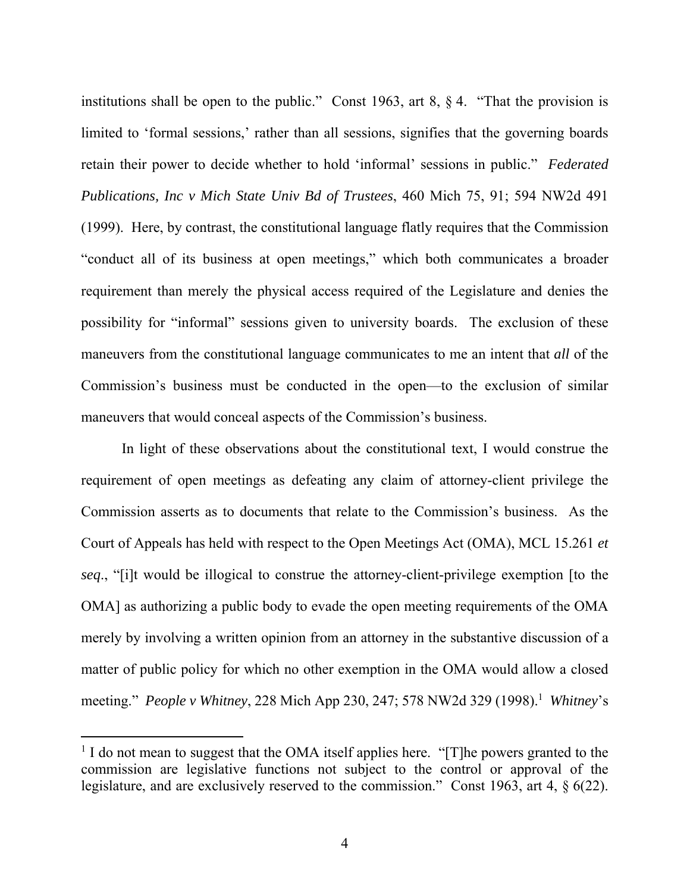institutions shall be open to the public." Const 1963, art 8, § 4. "That the provision is limited to 'formal sessions,' rather than all sessions, signifies that the governing boards retain their power to decide whether to hold 'informal' sessions in public." *Federated Publications, Inc v Mich State Univ Bd of Trustees*, 460 Mich 75, 91; 594 NW2d 491 (1999). Here, by contrast, the constitutional language flatly requires that the Commission "conduct all of its business at open meetings," which both communicates a broader requirement than merely the physical access required of the Legislature and denies the possibility for "informal" sessions given to university boards. The exclusion of these maneuvers from the constitutional language communicates to me an intent that *all* of the Commission's business must be conducted in the open—to the exclusion of similar maneuvers that would conceal aspects of the Commission's business.

In light of these observations about the constitutional text, I would construe the requirement of open meetings as defeating any claim of attorney-client privilege the Commission asserts as to documents that relate to the Commission's business. As the Court of Appeals has held with respect to the Open Meetings Act (OMA), MCL 15.261 *et seq*., "[i]t would be illogical to construe the attorney-client-privilege exemption [to the OMA] as authorizing a public body to evade the open meeting requirements of the OMA merely by involving a written opinion from an attorney in the substantive discussion of a matter of public policy for which no other exemption in the OMA would allow a closed meeting." *People v Whitney*, 228 Mich App 230, 247; 578 NW2d 329 (1998).[1] *Whitney*'s

[1] I do not mean to suggest that the OMA itself applies here. "[T]he powers granted to the commission are legislative functions not subject to the control or approval of the legislature, and are exclusively reserved to the commission." Const 1963, art 4, § 6(22).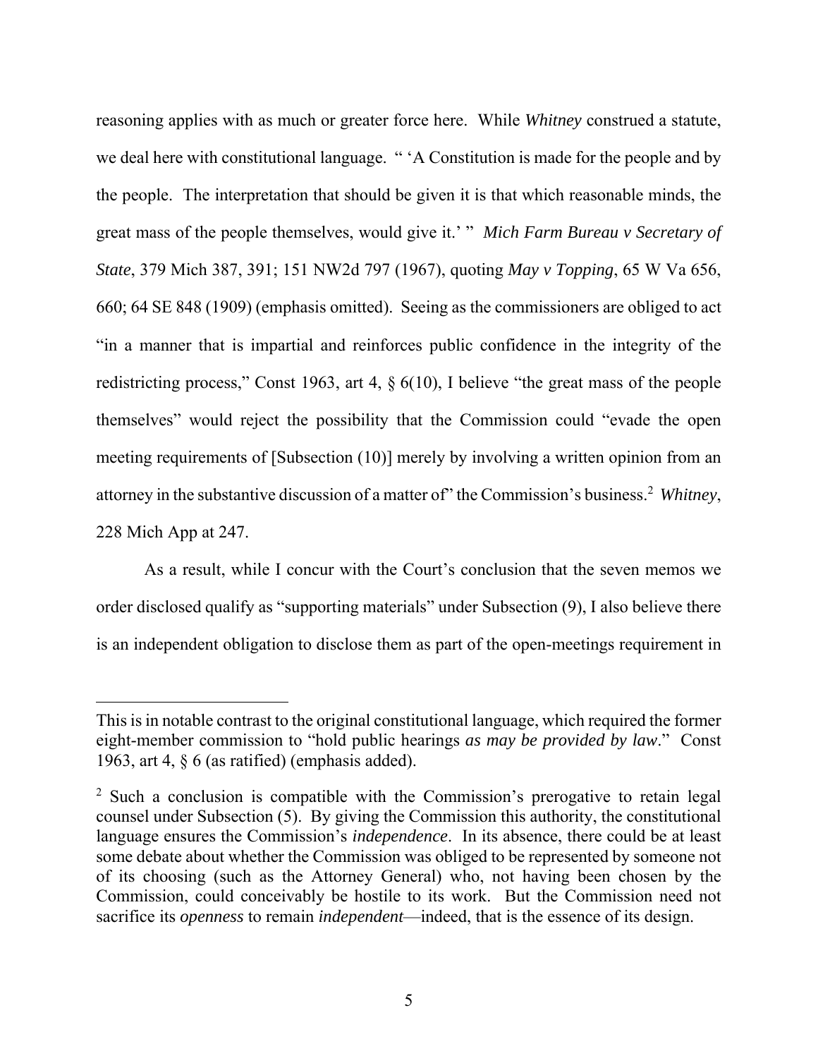reasoning applies with as much or greater force here. While *Whitney* construed a statute, we deal here with constitutional language. " 'A Constitution is made for the people and by the people. The interpretation that should be given it is that which reasonable minds, the great mass of the people themselves, would give it.' " *Mich Farm Bureau v Secretary of State*, 379 Mich 387, 391; 151 NW2d 797 (1967), quoting *May v Topping*, 65 W Va 656, 660; 64 SE 848 (1909) (emphasis omitted). Seeing as the commissioners are obliged to act "in a manner that is impartial and reinforces public confidence in the integrity of the redistricting process," Const 1963, art 4, § 6(10), I believe "the great mass of the people themselves" would reject the possibility that the Commission could "evade the open meeting requirements of [Subsection (10)] merely by involving a written opinion from an attorney in the substantive discussion of a matter of" the Commission's business.[2] *Whitney*, 228 Mich App at 247.

As a result, while I concur with the Court's conclusion that the seven memos we order disclosed qualify as "supporting materials" under Subsection (9), I also believe there is an independent obligation to disclose them as part of the open-meetings requirement in

---

This is in notable contrast to the original constitutional language, which required the former eight-member commission to "hold public hearings *as may be provided by law*." Const 1963, art 4, § 6 (as ratified) (emphasis added).

[2] Such a conclusion is compatible with the Commission's prerogative to retain legal counsel under Subsection (5). By giving the Commission this authority, the constitutional language ensures the Commission's *independence*. In its absence, there could be at least some debate about whether the Commission was obliged to be represented by someone not of its choosing (such as the Attorney General) who, not having been chosen by the Commission, could conceivably be hostile to its work. But the Commission need not sacrifice its *openness* to remain *independent*—indeed, that is the essence of its design.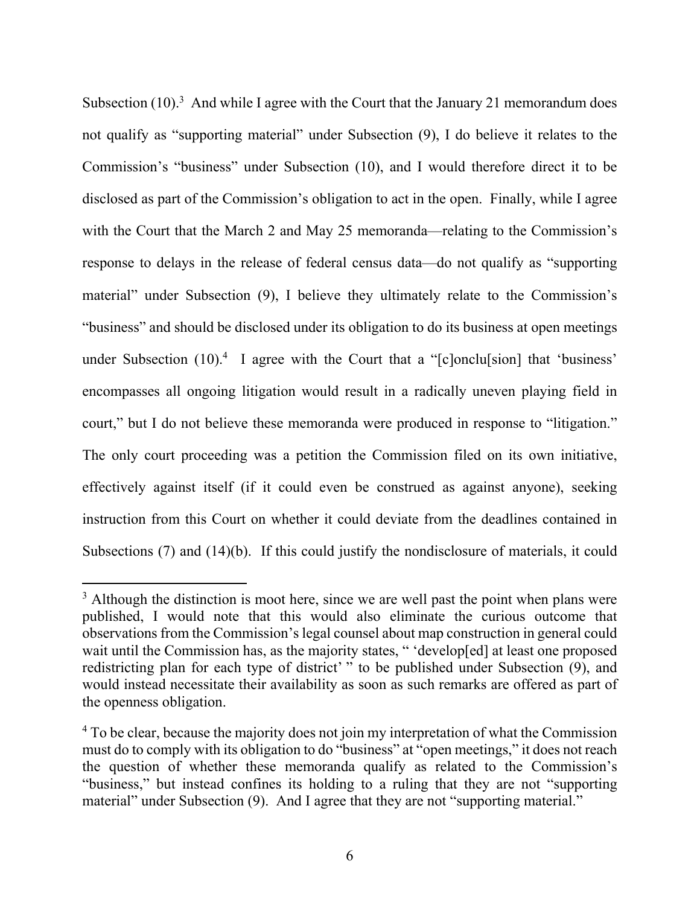Subsection (10).[3] And while I agree with the Court that the January 21 memorandum does not qualify as "supporting material" under Subsection (9), I do believe it relates to the Commission's "business" under Subsection (10), and I would therefore direct it to be disclosed as part of the Commission's obligation to act in the open. Finally, while I agree with the Court that the March 2 and May 25 memoranda—relating to the Commission's response to delays in the release of federal census data—do not qualify as "supporting material" under Subsection (9), I believe they ultimately relate to the Commission's "business" and should be disclosed under its obligation to do its business at open meetings under Subsection (10).[4] I agree with the Court that a "[c]onclu[sion] that 'business' encompasses all ongoing litigation would result in a radically uneven playing field in court," but I do not believe these memoranda were produced in response to "litigation." The only court proceeding was a petition the Commission filed on its own initiative, effectively against itself (if it could even be construed as against anyone), seeking instruction from this Court on whether it could deviate from the deadlines contained in Subsections (7) and (14)(b). If this could justify the nondisclosure of materials, it could

---

[3] Although the distinction is moot here, since we are well past the point when plans were published, I would note that this would also eliminate the curious outcome that observations from the Commission's legal counsel about map construction in general could wait until the Commission has, as the majority states, " 'develop[ed] at least one proposed redistricting plan for each type of district' " to be published under Subsection (9), and would instead necessitate their availability as soon as such remarks are offered as part of the openness obligation.

[4] To be clear, because the majority does not join my interpretation of what the Commission must do to comply with its obligation to do "business" at "open meetings," it does not reach the question of whether these memoranda qualify as related to the Commission's "business," but instead confines its holding to a ruling that they are not "supporting material" under Subsection (9). And I agree that they are not "supporting material."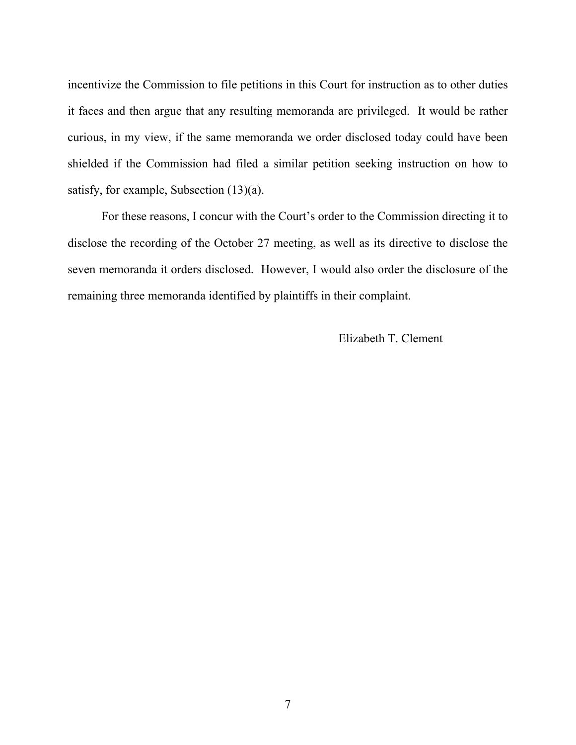incentivize the Commission to file petitions in this Court for instruction as to other duties it faces and then argue that any resulting memoranda are privileged. It would be rather curious, in my view, if the same memoranda we order disclosed today could have been shielded if the Commission had filed a similar petition seeking instruction on how to satisfy, for example, Subsection (13)(a).

For these reasons, I concur with the Court's order to the Commission directing it to disclose the recording of the October 27 meeting, as well as its directive to disclose the seven memoranda it orders disclosed. However, I would also order the disclosure of the remaining three memoranda identified by plaintiffs in their complaint.

Elizabeth T. Clement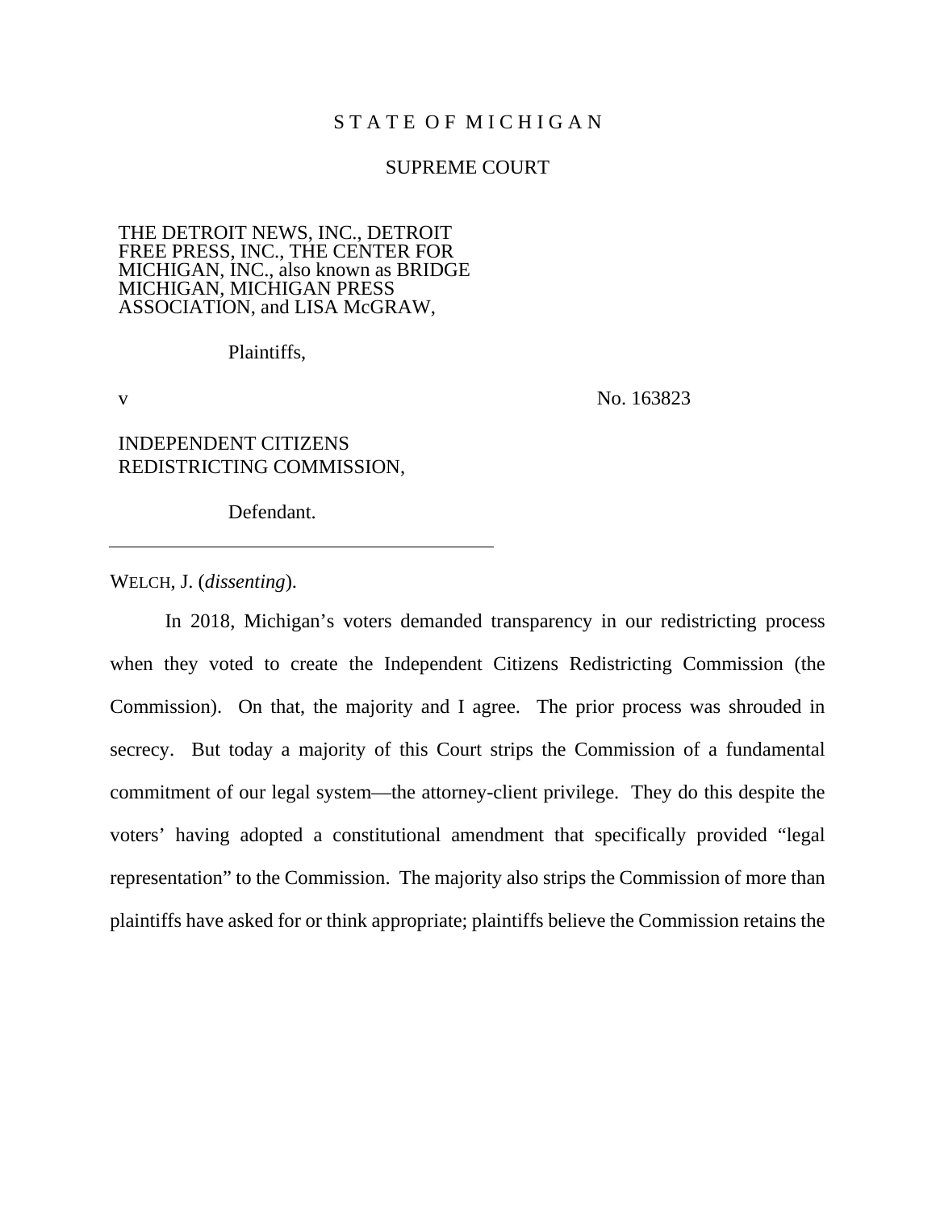S T A T E O F M I C H I G A N

SUPREME COURT

THE DETROIT NEWS, INC., DETROIT FREE PRESS, INC., THE CENTER FOR MICHIGAN, INC., also known as BRIDGE MICHIGAN, MICHIGAN PRESS ASSOCIATION, and LISA McGRAW,

Plaintiffs,

v    No. 163823

INDEPENDENT CITIZENS REDISTRICTING COMMISSION,

Defendant.

---

WELCH, J. (*dissenting*).

In 2018, Michigan's voters demanded transparency in our redistricting process when they voted to create the Independent Citizens Redistricting Commission (the Commission). On that, the majority and I agree. The prior process was shrouded in secrecy. But today a majority of this Court strips the Commission of a fundamental commitment of our legal system—the attorney-client privilege. They do this despite the voters' having adopted a constitutional amendment that specifically provided "legal representation" to the Commission. The majority also strips the Commission of more than plaintiffs have asked for or think appropriate; plaintiffs believe the Commission retains the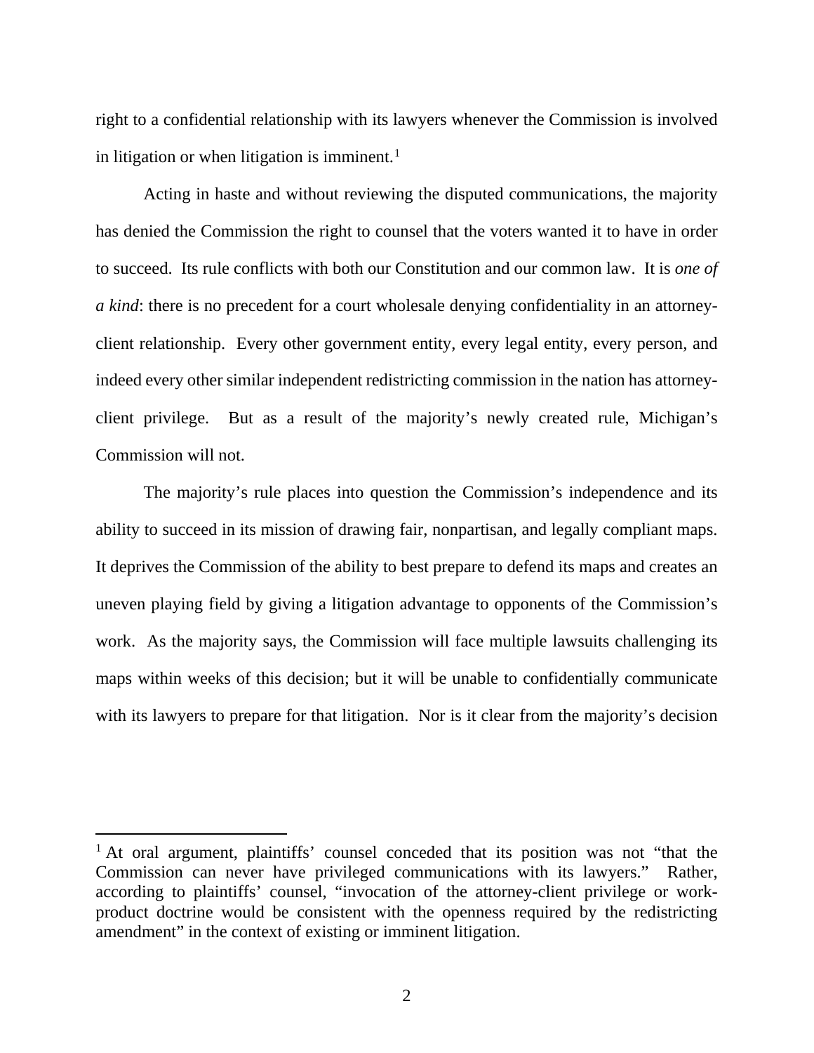right to a confidential relationship with its lawyers whenever the Commission is involved in litigation or when litigation is imminent.[1]

Acting in haste and without reviewing the disputed communications, the majority has denied the Commission the right to counsel that the voters wanted it to have in order to succeed. Its rule conflicts with both our Constitution and our common law. It is *one of a kind*: there is no precedent for a court wholesale denying confidentiality in an attorney-client relationship. Every other government entity, every legal entity, every person, and indeed every other similar independent redistricting commission in the nation has attorney-client privilege. But as a result of the majority's newly created rule, Michigan's Commission will not.

The majority's rule places into question the Commission's independence and its ability to succeed in its mission of drawing fair, nonpartisan, and legally compliant maps. It deprives the Commission of the ability to best prepare to defend its maps and creates an uneven playing field by giving a litigation advantage to opponents of the Commission's work. As the majority says, the Commission will face multiple lawsuits challenging its maps within weeks of this decision; but it will be unable to confidentially communicate with its lawyers to prepare for that litigation. Nor is it clear from the majority's decision

---

[1] At oral argument, plaintiffs' counsel conceded that its position was not "that the Commission can never have privileged communications with its lawyers." Rather, according to plaintiffs' counsel, "invocation of the attorney-client privilege or work-product doctrine would be consistent with the openness required by the redistricting amendment" in the context of existing or imminent litigation.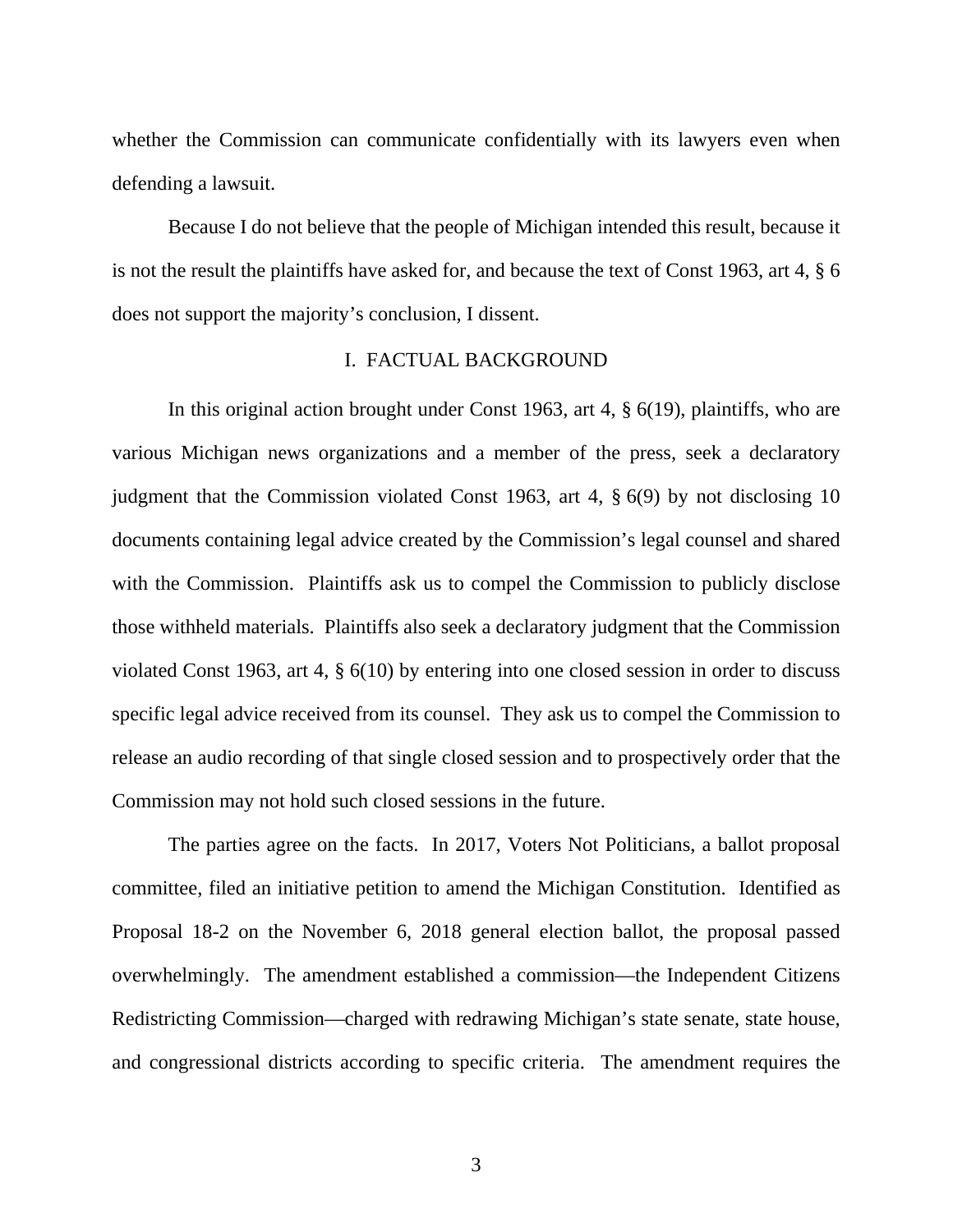whether the Commission can communicate confidentially with its lawyers even when defending a lawsuit.

Because I do not believe that the people of Michigan intended this result, because it is not the result the plaintiffs have asked for, and because the text of Const 1963, art 4, § 6 does not support the majority's conclusion, I dissent.

## I. FACTUAL BACKGROUND

In this original action brought under Const 1963, art 4, § 6(19), plaintiffs, who are various Michigan news organizations and a member of the press, seek a declaratory judgment that the Commission violated Const 1963, art 4, § 6(9) by not disclosing 10 documents containing legal advice created by the Commission's legal counsel and shared with the Commission. Plaintiffs ask us to compel the Commission to publicly disclose those withheld materials. Plaintiffs also seek a declaratory judgment that the Commission violated Const 1963, art 4, § 6(10) by entering into one closed session in order to discuss specific legal advice received from its counsel. They ask us to compel the Commission to release an audio recording of that single closed session and to prospectively order that the Commission may not hold such closed sessions in the future.

The parties agree on the facts. In 2017, Voters Not Politicians, a ballot proposal committee, filed an initiative petition to amend the Michigan Constitution. Identified as Proposal 18-2 on the November 6, 2018 general election ballot, the proposal passed overwhelmingly. The amendment established a commission—the Independent Citizens Redistricting Commission—charged with redrawing Michigan's state senate, state house, and congressional districts according to specific criteria. The amendment requires the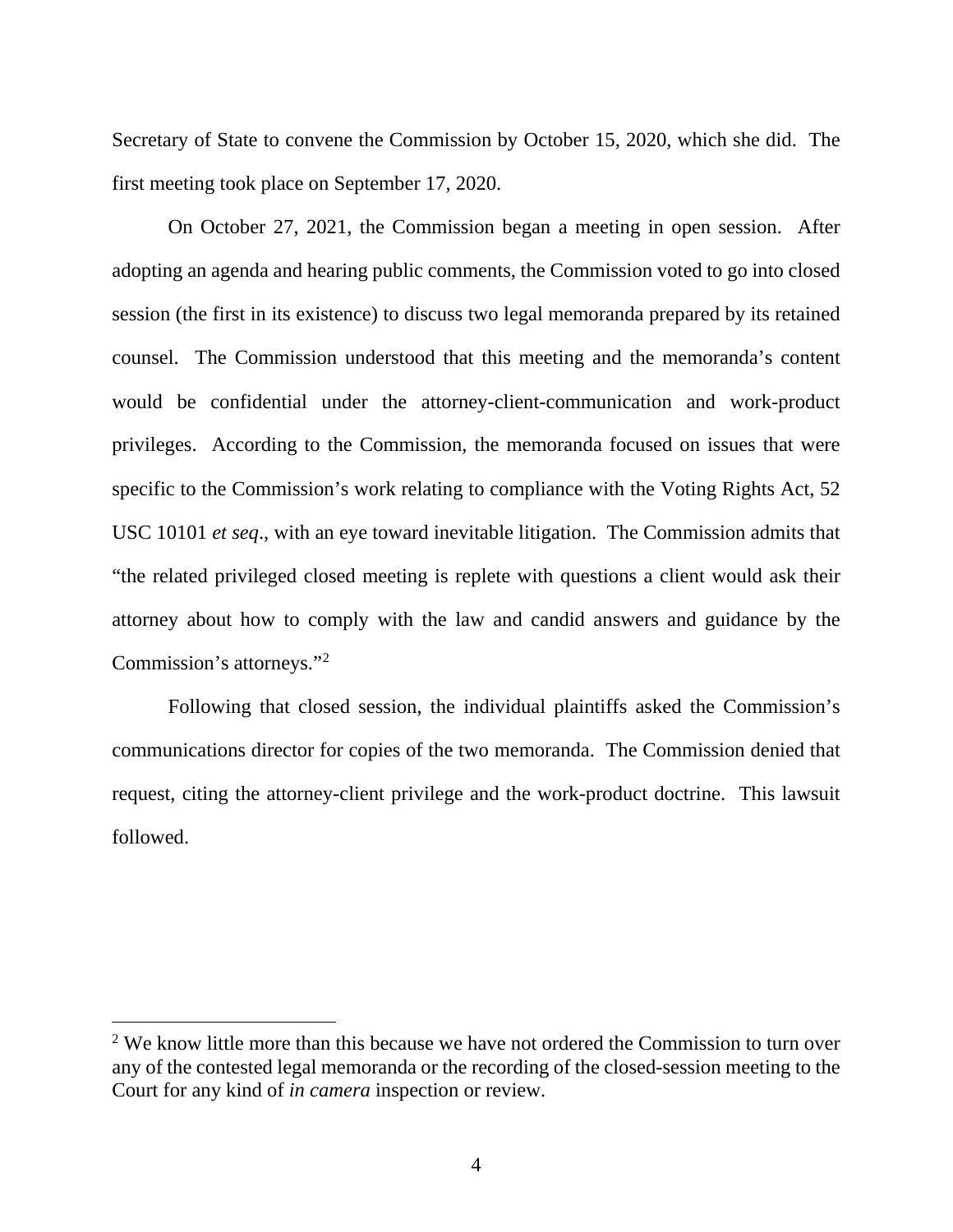Secretary of State to convene the Commission by October 15, 2020, which she did. The first meeting took place on September 17, 2020.

On October 27, 2021, the Commission began a meeting in open session. After adopting an agenda and hearing public comments, the Commission voted to go into closed session (the first in its existence) to discuss two legal memoranda prepared by its retained counsel. The Commission understood that this meeting and the memoranda's content would be confidential under the attorney-client-communication and work-product privileges. According to the Commission, the memoranda focused on issues that were specific to the Commission's work relating to compliance with the Voting Rights Act, 52 USC 10101 *et seq*., with an eye toward inevitable litigation. The Commission admits that "the related privileged closed meeting is replete with questions a client would ask their attorney about how to comply with the law and candid answers and guidance by the Commission's attorneys."[2]

Following that closed session, the individual plaintiffs asked the Commission's communications director for copies of the two memoranda. The Commission denied that request, citing the attorney-client privilege and the work-product doctrine. This lawsuit followed.

---

[2] We know little more than this because we have not ordered the Commission to turn over any of the contested legal memoranda or the recording of the closed-session meeting to the Court for any kind of *in camera* inspection or review.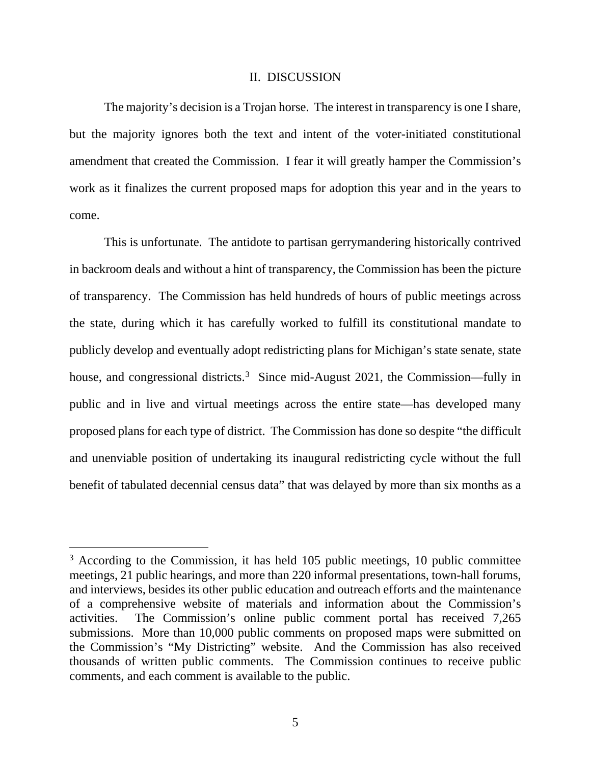## II. DISCUSSION

The majority's decision is a Trojan horse. The interest in transparency is one I share, but the majority ignores both the text and intent of the voter-initiated constitutional amendment that created the Commission. I fear it will greatly hamper the Commission's work as it finalizes the current proposed maps for adoption this year and in the years to come.

This is unfortunate. The antidote to partisan gerrymandering historically contrived in backroom deals and without a hint of transparency, the Commission has been the picture of transparency. The Commission has held hundreds of hours of public meetings across the state, during which it has carefully worked to fulfill its constitutional mandate to publicly develop and eventually adopt redistricting plans for Michigan's state senate, state house, and congressional districts.[3] Since mid-August 2021, the Commission—fully in public and in live and virtual meetings across the entire state—has developed many proposed plans for each type of district. The Commission has done so despite "the difficult and unenviable position of undertaking its inaugural redistricting cycle without the full benefit of tabulated decennial census data" that was delayed by more than six months as a

[3] According to the Commission, it has held 105 public meetings, 10 public committee meetings, 21 public hearings, and more than 220 informal presentations, town-hall forums, and interviews, besides its other public education and outreach efforts and the maintenance of a comprehensive website of materials and information about the Commission's activities. The Commission's online public comment portal has received 7,265 submissions. More than 10,000 public comments on proposed maps were submitted on the Commission's "My Districting" website. And the Commission has also received thousands of written public comments. The Commission continues to receive public comments, and each comment is available to the public.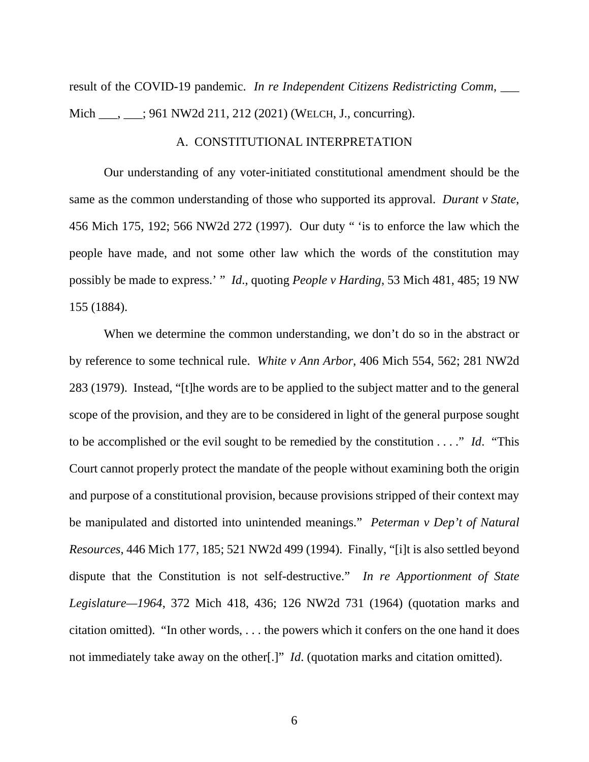result of the COVID-19 pandemic. *In re Independent Citizens Redistricting Comm*, ___ Mich ___, ___; 961 NW2d 211, 212 (2021) (WELCH, J., concurring).

## A. CONSTITUTIONAL INTERPRETATION

Our understanding of any voter-initiated constitutional amendment should be the same as the common understanding of those who supported its approval. *Durant v State*, 456 Mich 175, 192; 566 NW2d 272 (1997). Our duty " 'is to enforce the law which the people have made, and not some other law which the words of the constitution may possibly be made to express.' " *Id.*, quoting *People v Harding*, 53 Mich 481, 485; 19 NW 155 (1884).

When we determine the common understanding, we don't do so in the abstract or by reference to some technical rule. *White v Ann Arbor*, 406 Mich 554, 562; 281 NW2d 283 (1979). Instead, "[t]he words are to be applied to the subject matter and to the general scope of the provision, and they are to be considered in light of the general purpose sought to be accomplished or the evil sought to be remedied by the constitution . . . ." *Id*. "This Court cannot properly protect the mandate of the people without examining both the origin and purpose of a constitutional provision, because provisions stripped of their context may be manipulated and distorted into unintended meanings." *Peterman v Dep't of Natural Resources*, 446 Mich 177, 185; 521 NW2d 499 (1994). Finally, "[i]t is also settled beyond dispute that the Constitution is not self-destructive." *In re Apportionment of State Legislature—1964*, 372 Mich 418, 436; 126 NW2d 731 (1964) (quotation marks and citation omitted). "In other words, . . . the powers which it confers on the one hand it does not immediately take away on the other[.]" *Id.* (quotation marks and citation omitted).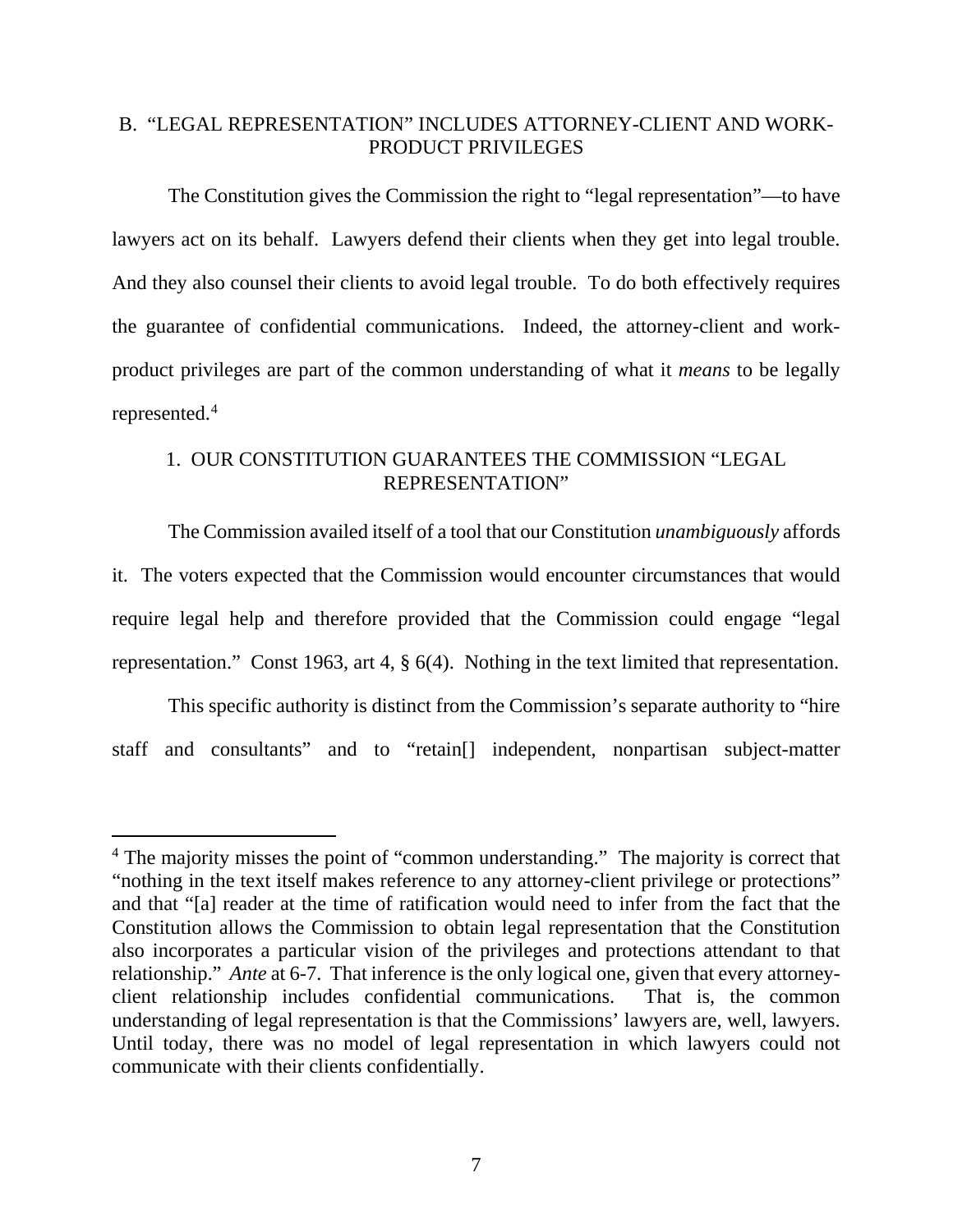### B. "LEGAL REPRESENTATION" INCLUDES ATTORNEY-CLIENT AND WORK-PRODUCT PRIVILEGES

The Constitution gives the Commission the right to "legal representation"—to have lawyers act on its behalf. Lawyers defend their clients when they get into legal trouble. And they also counsel their clients to avoid legal trouble. To do both effectively requires the guarantee of confidential communications. Indeed, the attorney-client and work-product privileges are part of the common understanding of what it *means* to be legally represented.[4]

#### 1. OUR CONSTITUTION GUARANTEES THE COMMISSION "LEGAL REPRESENTATION"

The Commission availed itself of a tool that our Constitution *unambiguously* affords it. The voters expected that the Commission would encounter circumstances that would require legal help and therefore provided that the Commission could engage "legal representation." Const 1963, art 4, § 6(4). Nothing in the text limited that representation.

This specific authority is distinct from the Commission's separate authority to "hire staff and consultants" and to "retain[] independent, nonpartisan subject-matter

---

[4] The majority misses the point of "common understanding." The majority is correct that "nothing in the text itself makes reference to any attorney-client privilege or protections" and that "[a] reader at the time of ratification would need to infer from the fact that the Constitution allows the Commission to obtain legal representation that the Constitution also incorporates a particular vision of the privileges and protections attendant to that relationship." *Ante* at 6-7. That inference is the only logical one, given that every attorney-client relationship includes confidential communications. That is, the common understanding of legal representation is that the Commissions' lawyers are, well, lawyers. Until today, there was no model of legal representation in which lawyers could not communicate with their clients confidentially.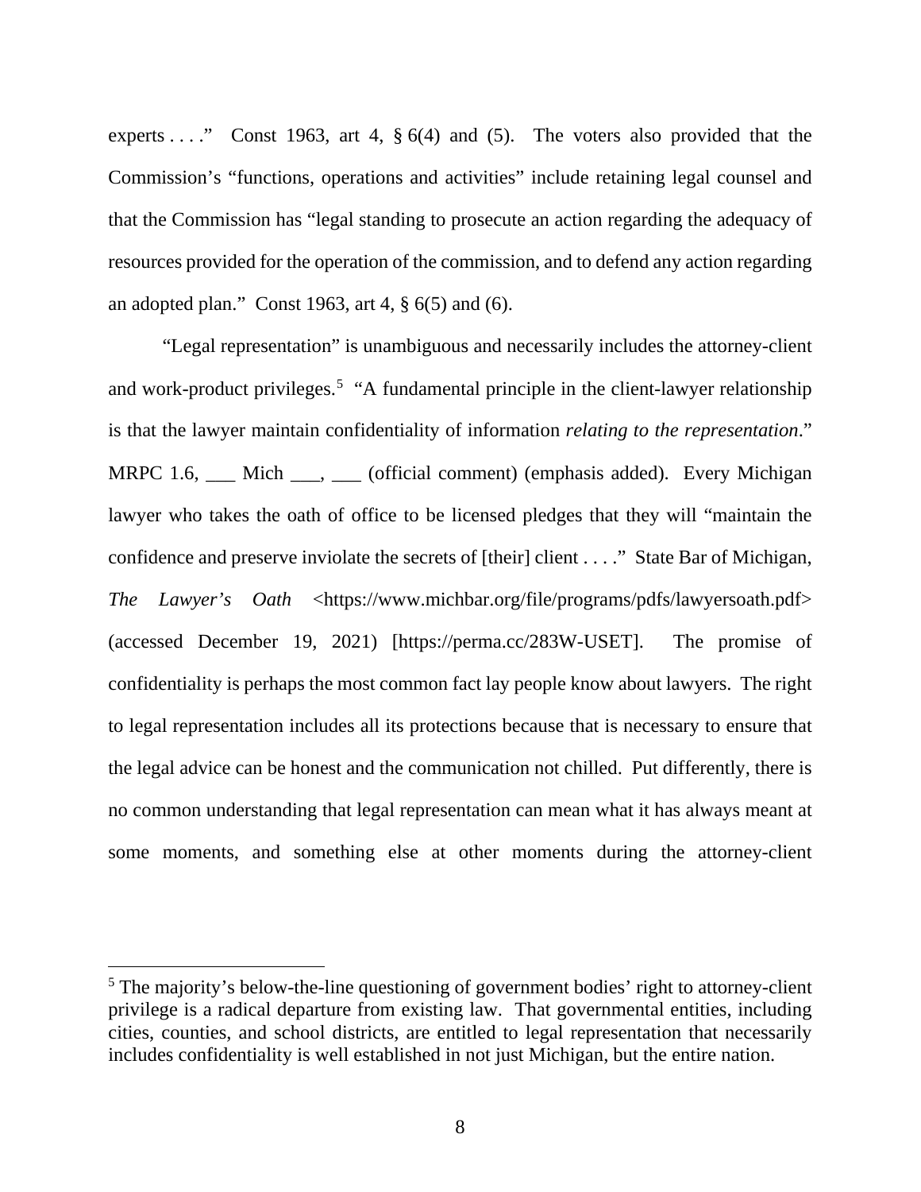experts . . . ." Const 1963, art 4, § 6(4) and (5). The voters also provided that the Commission's "functions, operations and activities" include retaining legal counsel and that the Commission has "legal standing to prosecute an action regarding the adequacy of resources provided for the operation of the commission, and to defend any action regarding an adopted plan." Const 1963, art 4, § 6(5) and (6).

"Legal representation" is unambiguous and necessarily includes the attorney-client and work-product privileges.[5] "A fundamental principle in the client-lawyer relationship is that the lawyer maintain confidentiality of information *relating to the representation*." MRPC 1.6, ___ Mich ___, ___ (official comment) (emphasis added). Every Michigan lawyer who takes the oath of office to be licensed pledges that they will "maintain the confidence and preserve inviolate the secrets of [their] client . . . ." State Bar of Michigan, *The Lawyer's Oath* <https://www.michbar.org/file/programs/pdfs/lawyersoath.pdf> (accessed December 19, 2021) [https://perma.cc/283W-USET]. The promise of confidentiality is perhaps the most common fact lay people know about lawyers. The right to legal representation includes all its protections because that is necessary to ensure that the legal advice can be honest and the communication not chilled. Put differently, there is no common understanding that legal representation can mean what it has always meant at some moments, and something else at other moments during the attorney-client

[5] The majority's below-the-line questioning of government bodies' right to attorney-client privilege is a radical departure from existing law. That governmental entities, including cities, counties, and school districts, are entitled to legal representation that necessarily includes confidentiality is well established in not just Michigan, but the entire nation.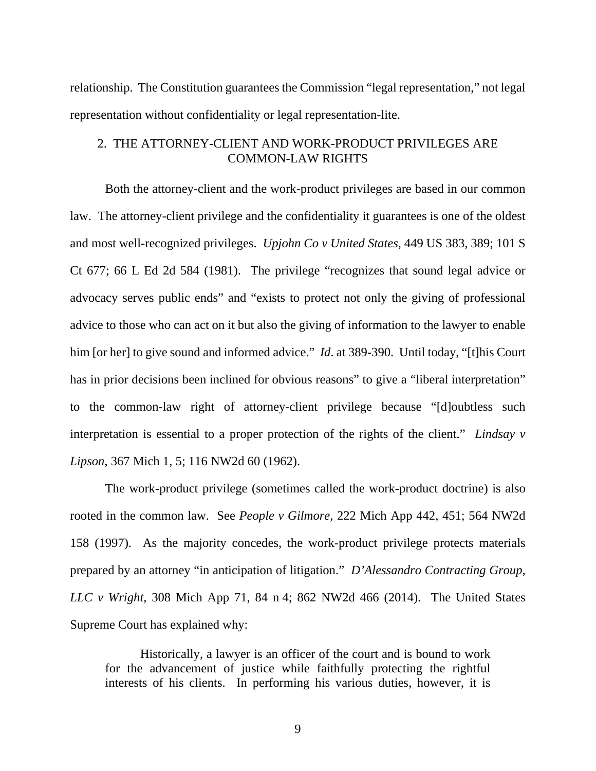relationship. The Constitution guarantees the Commission "legal representation," not legal representation without confidentiality or legal representation-lite.

## 2. THE ATTORNEY-CLIENT AND WORK-PRODUCT PRIVILEGES ARE COMMON-LAW RIGHTS

Both the attorney-client and the work-product privileges are based in our common law. The attorney-client privilege and the confidentiality it guarantees is one of the oldest and most well-recognized privileges. *Upjohn Co v United States*, 449 US 383, 389; 101 S Ct 677; 66 L Ed 2d 584 (1981). The privilege "recognizes that sound legal advice or advocacy serves public ends" and "exists to protect not only the giving of professional advice to those who can act on it but also the giving of information to the lawyer to enable him [or her] to give sound and informed advice." *Id*. at 389-390. Until today, "[t]his Court has in prior decisions been inclined for obvious reasons" to give a "liberal interpretation" to the common-law right of attorney-client privilege because "[d]oubtless such interpretation is essential to a proper protection of the rights of the client." *Lindsay v Lipson*, 367 Mich 1, 5; 116 NW2d 60 (1962).

The work-product privilege (sometimes called the work-product doctrine) is also rooted in the common law. See *People v Gilmore*, 222 Mich App 442, 451; 564 NW2d 158 (1997). As the majority concedes, the work-product privilege protects materials prepared by an attorney "in anticipation of litigation." *D'Alessandro Contracting Group, LLC v Wright*, 308 Mich App 71, 84 n 4; 862 NW2d 466 (2014). The United States Supreme Court has explained why:

> Historically, a lawyer is an officer of the court and is bound to work for the advancement of justice while faithfully protecting the rightful interests of his clients. In performing his various duties, however, it is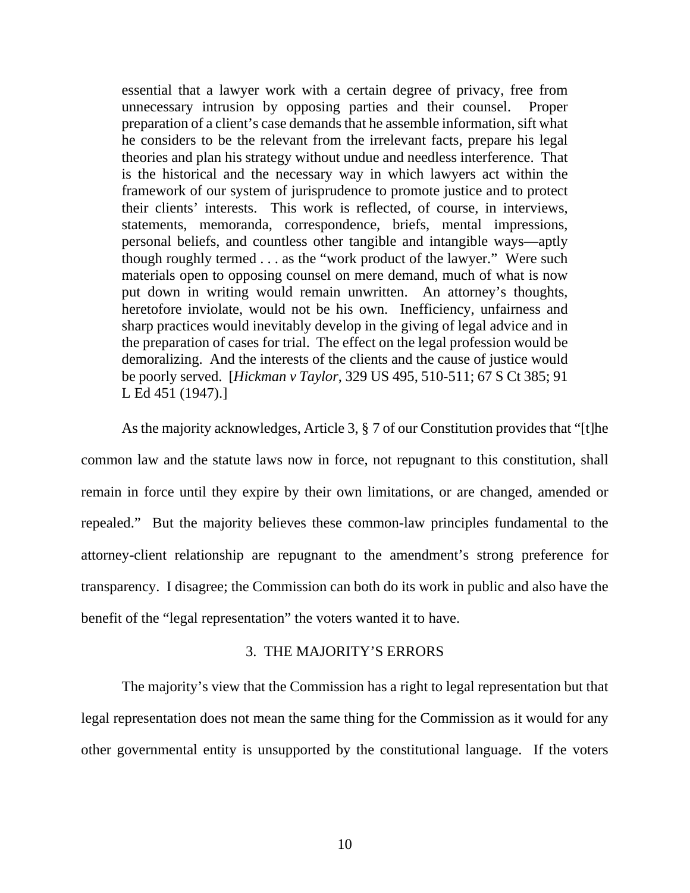> essential that a lawyer work with a certain degree of privacy, free from unnecessary intrusion by opposing parties and their counsel. Proper preparation of a client's case demands that he assemble information, sift what he considers to be the relevant from the irrelevant facts, prepare his legal theories and plan his strategy without undue and needless interference. That is the historical and the necessary way in which lawyers act within the framework of our system of jurisprudence to promote justice and to protect their clients' interests. This work is reflected, of course, in interviews, statements, memoranda, correspondence, briefs, mental impressions, personal beliefs, and countless other tangible and intangible ways—aptly though roughly termed . . . as the "work product of the lawyer." Were such materials open to opposing counsel on mere demand, much of what is now put down in writing would remain unwritten. An attorney's thoughts, heretofore inviolate, would not be his own. Inefficiency, unfairness and sharp practices would inevitably develop in the giving of legal advice and in the preparation of cases for trial. The effect on the legal profession would be demoralizing. And the interests of the clients and the cause of justice would be poorly served. [*Hickman v Taylor*, 329 US 495, 510-511; 67 S Ct 385; 91 L Ed 451 (1947).]

As the majority acknowledges, Article 3, § 7 of our Constitution provides that "[t]he common law and the statute laws now in force, not repugnant to this constitution, shall remain in force until they expire by their own limitations, or are changed, amended or repealed." But the majority believes these common-law principles fundamental to the attorney-client relationship are repugnant to the amendment's strong preference for transparency. I disagree; the Commission can both do its work in public and also have the benefit of the "legal representation" the voters wanted it to have.

### 3. THE MAJORITY'S ERRORS

The majority's view that the Commission has a right to legal representation but that legal representation does not mean the same thing for the Commission as it would for any other governmental entity is unsupported by the constitutional language. If the voters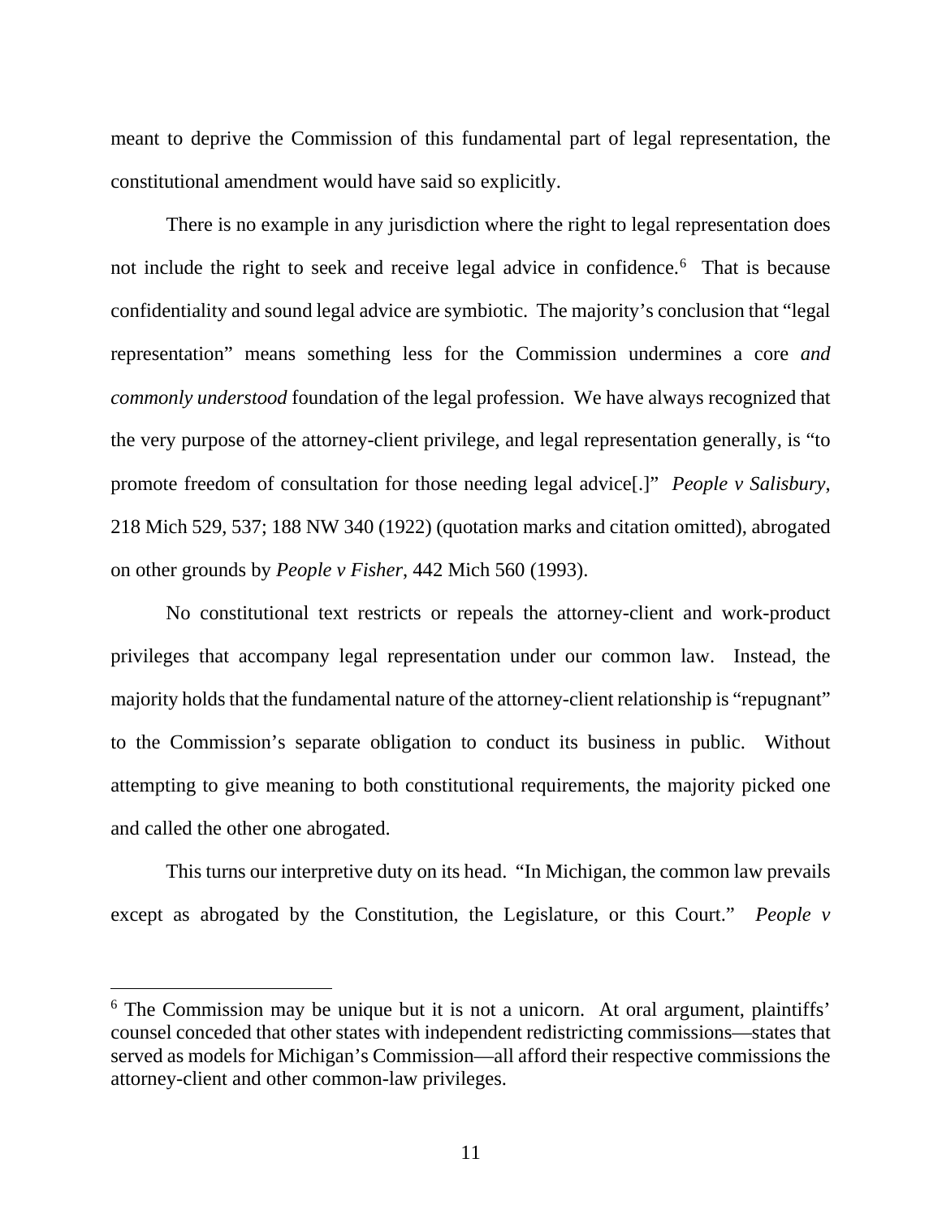meant to deprive the Commission of this fundamental part of legal representation, the constitutional amendment would have said so explicitly.

There is no example in any jurisdiction where the right to legal representation does not include the right to seek and receive legal advice in confidence.[6] That is because confidentiality and sound legal advice are symbiotic. The majority's conclusion that "legal representation" means something less for the Commission undermines a core *and commonly understood* foundation of the legal profession. We have always recognized that the very purpose of the attorney-client privilege, and legal representation generally, is "to promote freedom of consultation for those needing legal advice[.]" *People v Salisbury*, 218 Mich 529, 537; 188 NW 340 (1922) (quotation marks and citation omitted), abrogated on other grounds by *People v Fisher*, 442 Mich 560 (1993).

No constitutional text restricts or repeals the attorney-client and work-product privileges that accompany legal representation under our common law. Instead, the majority holds that the fundamental nature of the attorney-client relationship is "repugnant" to the Commission's separate obligation to conduct its business in public. Without attempting to give meaning to both constitutional requirements, the majority picked one and called the other one abrogated.

This turns our interpretive duty on its head. "In Michigan, the common law prevails except as abrogated by the Constitution, the Legislature, or this Court." *People v*

---

[6] The Commission may be unique but it is not a unicorn. At oral argument, plaintiffs' counsel conceded that other states with independent redistricting commissions—states that served as models for Michigan's Commission—all afford their respective commissions the attorney-client and other common-law privileges.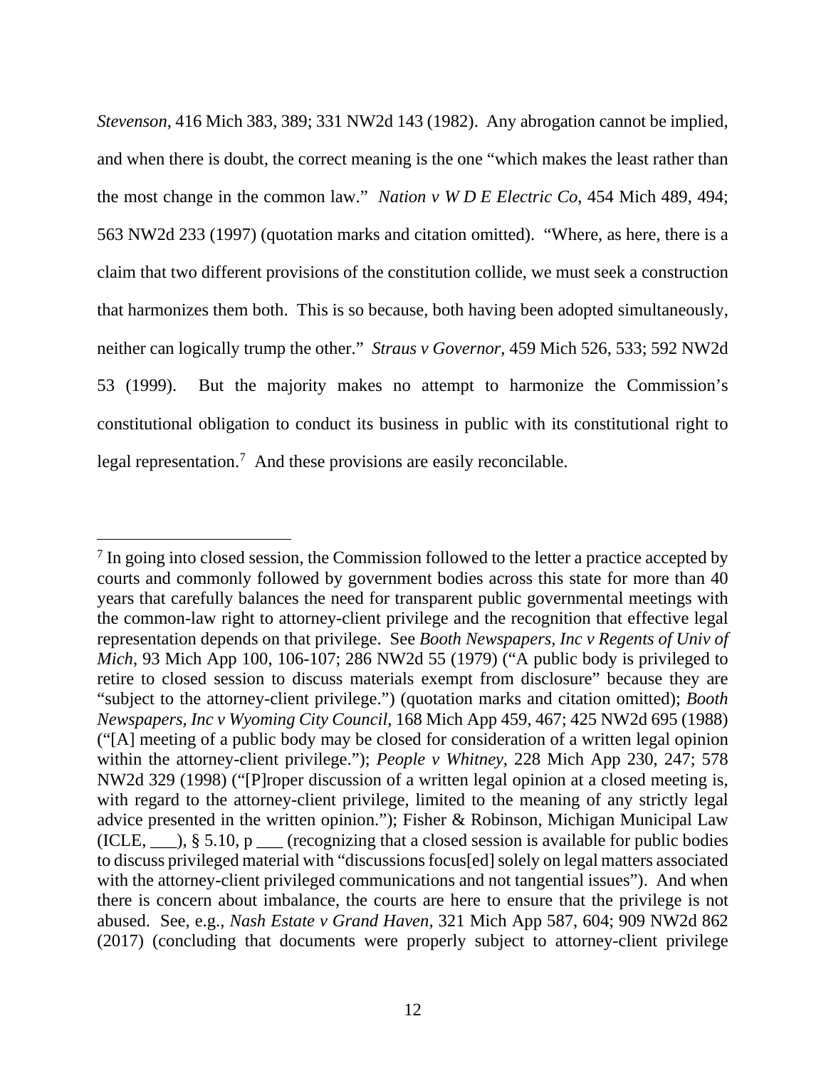*Stevenson*, 416 Mich 383, 389; 331 NW2d 143 (1982). Any abrogation cannot be implied, and when there is doubt, the correct meaning is the one "which makes the least rather than the most change in the common law." *Nation v W D E Electric Co*, 454 Mich 489, 494; 563 NW2d 233 (1997) (quotation marks and citation omitted). "Where, as here, there is a claim that two different provisions of the constitution collide, we must seek a construction that harmonizes them both. This is so because, both having been adopted simultaneously, neither can logically trump the other." *Straus v Governor*, 459 Mich 526, 533; 592 NW2d 53 (1999). But the majority makes no attempt to harmonize the Commission's constitutional obligation to conduct its business in public with its constitutional right to legal representation.[7] And these provisions are easily reconcilable.

---

[7] In going into closed session, the Commission followed to the letter a practice accepted by courts and commonly followed by government bodies across this state for more than 40 years that carefully balances the need for transparent public governmental meetings with the common-law right to attorney-client privilege and the recognition that effective legal representation depends on that privilege. See *Booth Newspapers, Inc v Regents of Univ of Mich*, 93 Mich App 100, 106-107; 286 NW2d 55 (1979) ("A public body is privileged to retire to closed session to discuss materials exempt from disclosure" because they are "subject to the attorney-client privilege.") (quotation marks and citation omitted); *Booth Newspapers, Inc v Wyoming City Council*, 168 Mich App 459, 467; 425 NW2d 695 (1988) ("[A] meeting of a public body may be closed for consideration of a written legal opinion within the attorney-client privilege."); *People v Whitney*, 228 Mich App 230, 247; 578 NW2d 329 (1998) ("[P]roper discussion of a written legal opinion at a closed meeting is, with regard to the attorney-client privilege, limited to the meaning of any strictly legal advice presented in the written opinion."); Fisher & Robinson, Michigan Municipal Law (ICLE, ___), § 5.10, p ___ (recognizing that a closed session is available for public bodies to discuss privileged material with "discussions focus[ed] solely on legal matters associated with the attorney-client privileged communications and not tangential issues"). And when there is concern about imbalance, the courts are here to ensure that the privilege is not abused. See, e.g., *Nash Estate v Grand Haven*, 321 Mich App 587, 604; 909 NW2d 862 (2017) (concluding that documents were properly subject to attorney-client privilege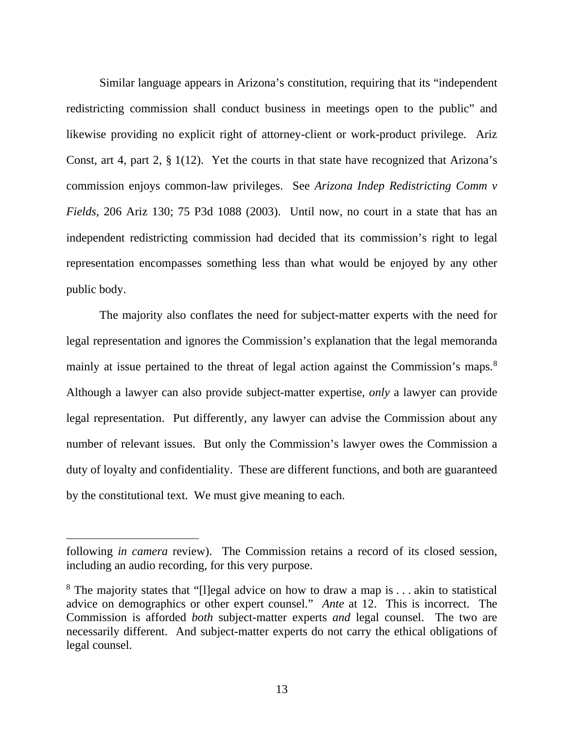Similar language appears in Arizona's constitution, requiring that its "independent redistricting commission shall conduct business in meetings open to the public" and likewise providing no explicit right of attorney-client or work-product privilege. Ariz Const, art 4, part 2, § 1(12). Yet the courts in that state have recognized that Arizona's commission enjoys common-law privileges. See *Arizona Indep Redistricting Comm v Fields*, 206 Ariz 130; 75 P3d 1088 (2003). Until now, no court in a state that has an independent redistricting commission had decided that its commission's right to legal representation encompasses something less than what would be enjoyed by any other public body.

The majority also conflates the need for subject-matter experts with the need for legal representation and ignores the Commission's explanation that the legal memoranda mainly at issue pertained to the threat of legal action against the Commission's maps.[8] Although a lawyer can also provide subject-matter expertise, *only* a lawyer can provide legal representation. Put differently, any lawyer can advise the Commission about any number of relevant issues. But only the Commission's lawyer owes the Commission a duty of loyalty and confidentiality. These are different functions, and both are guaranteed by the constitutional text. We must give meaning to each.

---

following *in camera* review). The Commission retains a record of its closed session, including an audio recording, for this very purpose.

[8] The majority states that "[l]egal advice on how to draw a map is . . . akin to statistical advice on demographics or other expert counsel." *Ante* at 12. This is incorrect. The Commission is afforded *both* subject-matter experts *and* legal counsel. The two are necessarily different. And subject-matter experts do not carry the ethical obligations of legal counsel.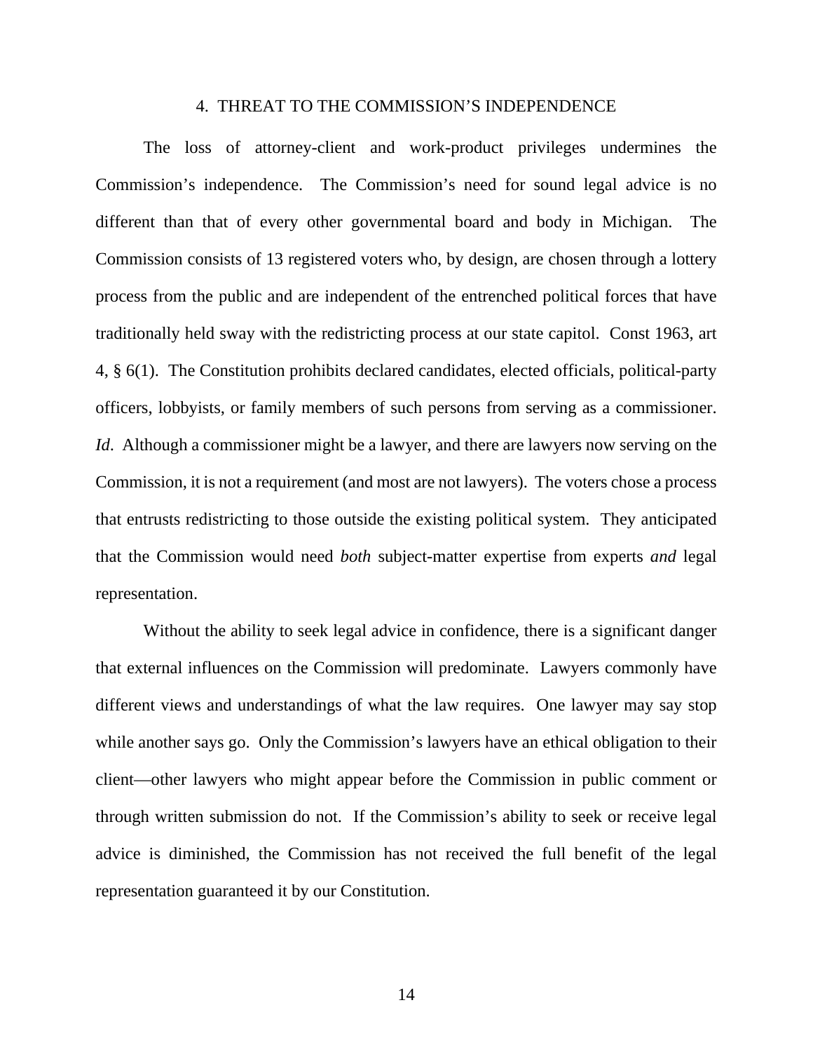### 4. THREAT TO THE COMMISSION'S INDEPENDENCE

The loss of attorney-client and work-product privileges undermines the Commission's independence. The Commission's need for sound legal advice is no different than that of every other governmental board and body in Michigan. The Commission consists of 13 registered voters who, by design, are chosen through a lottery process from the public and are independent of the entrenched political forces that have traditionally held sway with the redistricting process at our state capitol. Const 1963, art 4, § 6(1). The Constitution prohibits declared candidates, elected officials, political-party officers, lobbyists, or family members of such persons from serving as a commissioner. *Id*. Although a commissioner might be a lawyer, and there are lawyers now serving on the Commission, it is not a requirement (and most are not lawyers). The voters chose a process that entrusts redistricting to those outside the existing political system. They anticipated that the Commission would need *both* subject-matter expertise from experts *and* legal representation.

Without the ability to seek legal advice in confidence, there is a significant danger that external influences on the Commission will predominate. Lawyers commonly have different views and understandings of what the law requires. One lawyer may say stop while another says go. Only the Commission's lawyers have an ethical obligation to their client—other lawyers who might appear before the Commission in public comment or through written submission do not. If the Commission's ability to seek or receive legal advice is diminished, the Commission has not received the full benefit of the legal representation guaranteed it by our Constitution.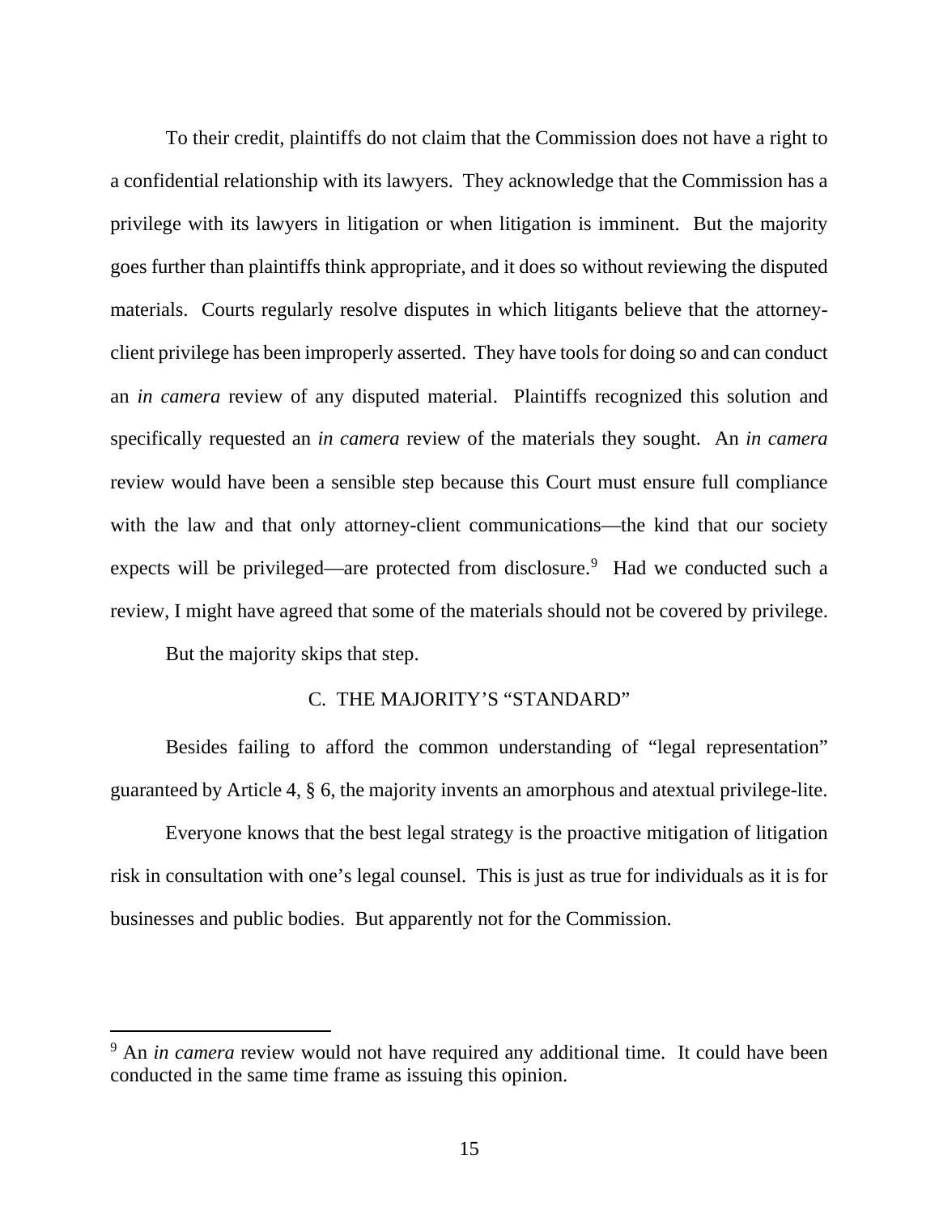To their credit, plaintiffs do not claim that the Commission does not have a right to a confidential relationship with its lawyers. They acknowledge that the Commission has a privilege with its lawyers in litigation or when litigation is imminent. But the majority goes further than plaintiffs think appropriate, and it does so without reviewing the disputed materials. Courts regularly resolve disputes in which litigants believe that the attorney-client privilege has been improperly asserted. They have tools for doing so and can conduct an *in camera* review of any disputed material. Plaintiffs recognized this solution and specifically requested an *in camera* review of the materials they sought. An *in camera* review would have been a sensible step because this Court must ensure full compliance with the law and that only attorney-client communications—the kind that our society expects will be privileged—are protected from disclosure.[9] Had we conducted such a review, I might have agreed that some of the materials should not be covered by privilege.

But the majority skips that step.

### C. THE MAJORITY'S "STANDARD"

Besides failing to afford the common understanding of "legal representation" guaranteed by Article 4, § 6, the majority invents an amorphous and atextual privilege-lite.

Everyone knows that the best legal strategy is the proactive mitigation of litigation risk in consultation with one's legal counsel. This is just as true for individuals as it is for businesses and public bodies. But apparently not for the Commission.

---

[9] An *in camera* review would not have required any additional time. It could have been conducted in the same time frame as issuing this opinion.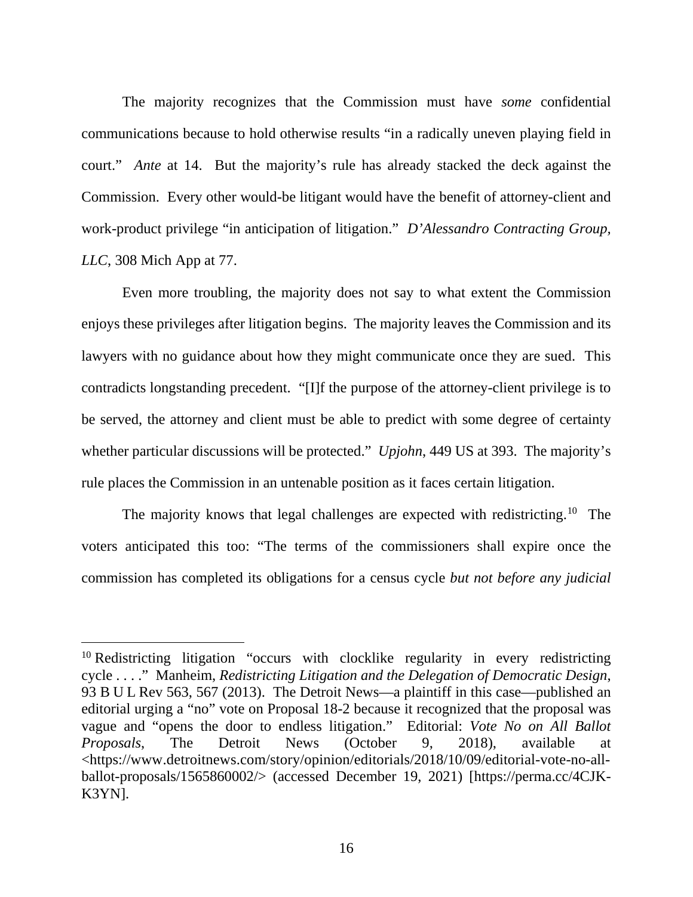The majority recognizes that the Commission must have *some* confidential communications because to hold otherwise results "in a radically uneven playing field in court." *Ante* at 14. But the majority's rule has already stacked the deck against the Commission. Every other would-be litigant would have the benefit of attorney-client and work-product privilege "in anticipation of litigation." *D'Alessandro Contracting Group, LLC*, 308 Mich App at 77.

Even more troubling, the majority does not say to what extent the Commission enjoys these privileges after litigation begins. The majority leaves the Commission and its lawyers with no guidance about how they might communicate once they are sued. This contradicts longstanding precedent. "[I]f the purpose of the attorney-client privilege is to be served, the attorney and client must be able to predict with some degree of certainty whether particular discussions will be protected." *Upjohn*, 449 US at 393. The majority's rule places the Commission in an untenable position as it faces certain litigation.

The majority knows that legal challenges are expected with redistricting.[10] The voters anticipated this too: "The terms of the commissioners shall expire once the commission has completed its obligations for a census cycle *but not before any judicial*

---

[10] Redistricting litigation "occurs with clocklike regularity in every redistricting cycle . . . ." Manheim, *Redistricting Litigation and the Delegation of Democratic Design*, 93 B U L Rev 563, 567 (2013). The Detroit News—a plaintiff in this case—published an editorial urging a "no" vote on Proposal 18-2 because it recognized that the proposal was vague and "opens the door to endless litigation." Editorial: *Vote No on All Ballot Proposals*, The Detroit News (October 9, 2018), available at <https://www.detroitnews.com/story/opinion/editorials/2018/10/09/editorial-vote-no-all-ballot-proposals/1565860002/> (accessed December 19, 2021) [https://perma.cc/4CJK-K3YN].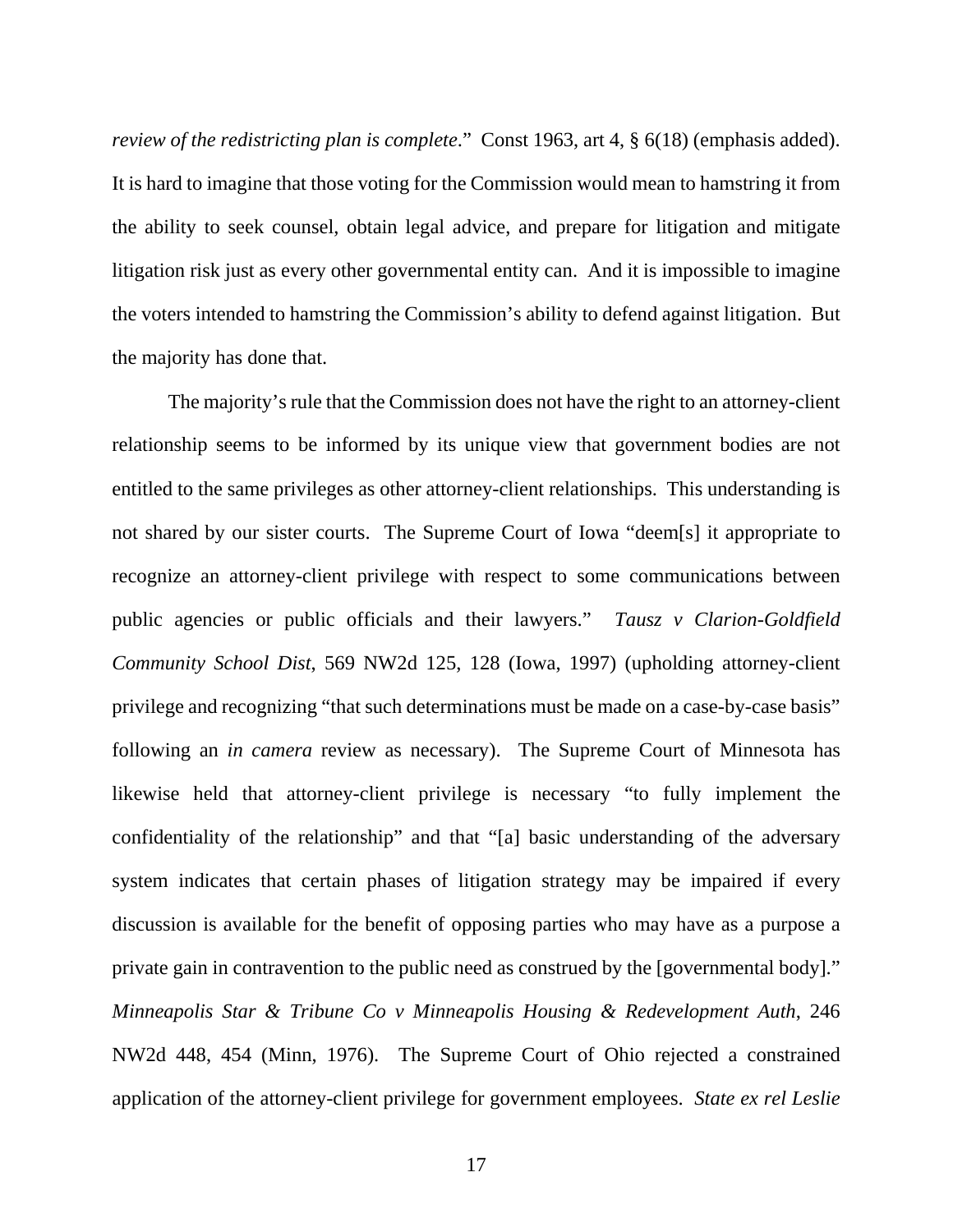*review of the redistricting plan is complete*." Const 1963, art 4, § 6(18) (emphasis added). It is hard to imagine that those voting for the Commission would mean to hamstring it from the ability to seek counsel, obtain legal advice, and prepare for litigation and mitigate litigation risk just as every other governmental entity can. And it is impossible to imagine the voters intended to hamstring the Commission's ability to defend against litigation. But the majority has done that.

The majority's rule that the Commission does not have the right to an attorney-client relationship seems to be informed by its unique view that government bodies are not entitled to the same privileges as other attorney-client relationships. This understanding is not shared by our sister courts. The Supreme Court of Iowa "deem[s] it appropriate to recognize an attorney-client privilege with respect to some communications between public agencies or public officials and their lawyers." *Tausz v Clarion-Goldfield Community School Dist*, 569 NW2d 125, 128 (Iowa, 1997) (upholding attorney-client privilege and recognizing "that such determinations must be made on a case-by-case basis" following an *in camera* review as necessary). The Supreme Court of Minnesota has likewise held that attorney-client privilege is necessary "to fully implement the confidentiality of the relationship" and that "[a] basic understanding of the adversary system indicates that certain phases of litigation strategy may be impaired if every discussion is available for the benefit of opposing parties who may have as a purpose a private gain in contravention to the public need as construed by the [governmental body]." *Minneapolis Star & Tribune Co v Minneapolis Housing & Redevelopment Auth*, 246 NW2d 448, 454 (Minn, 1976). The Supreme Court of Ohio rejected a constrained application of the attorney-client privilege for government employees. *State ex rel Leslie*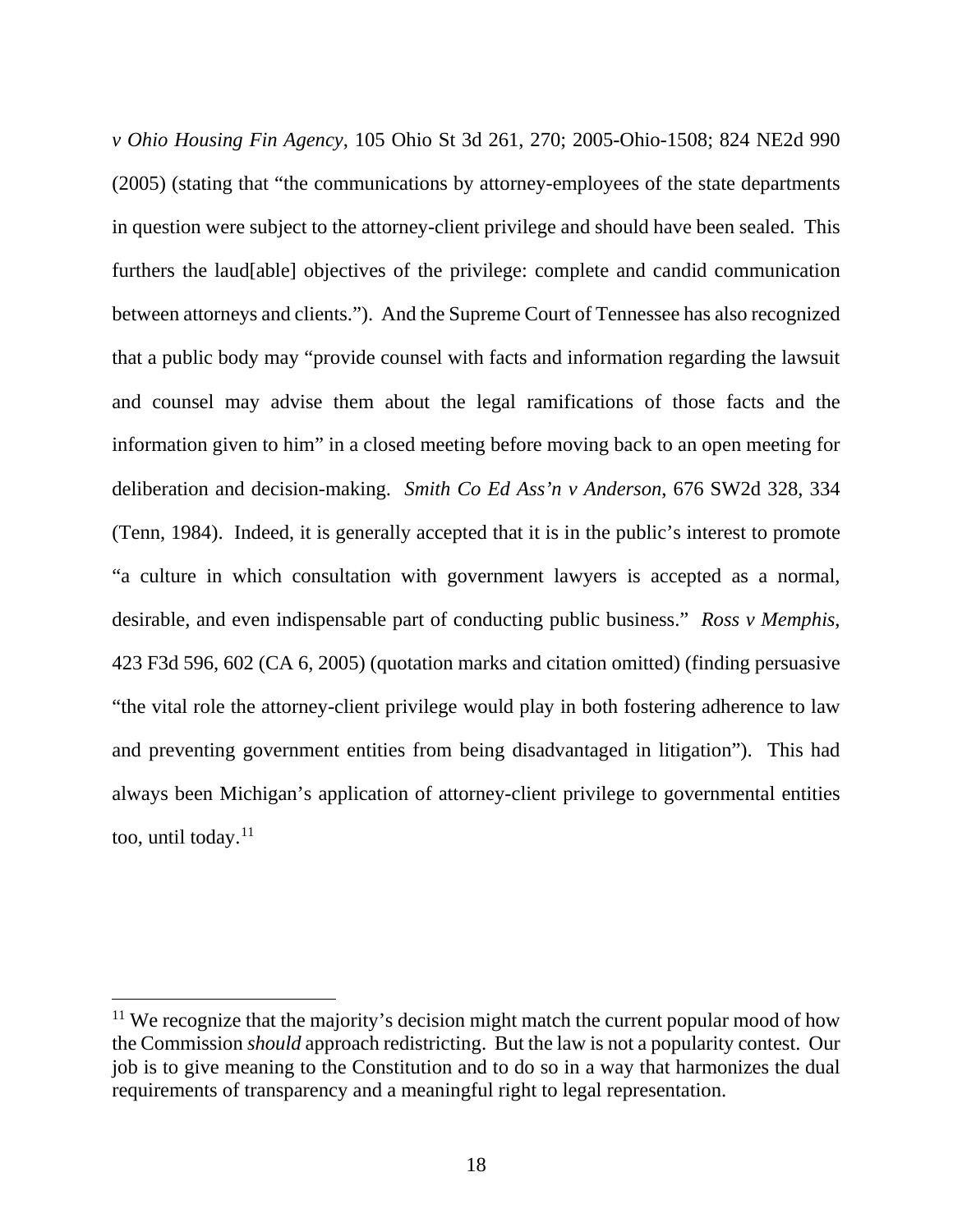*v Ohio Housing Fin Agency*, 105 Ohio St 3d 261, 270; 2005-Ohio-1508; 824 NE2d 990 (2005) (stating that "the communications by attorney-employees of the state departments in question were subject to the attorney-client privilege and should have been sealed. This furthers the laud[able] objectives of the privilege: complete and candid communication between attorneys and clients."). And the Supreme Court of Tennessee has also recognized that a public body may "provide counsel with facts and information regarding the lawsuit and counsel may advise them about the legal ramifications of those facts and the information given to him" in a closed meeting before moving back to an open meeting for deliberation and decision-making. *Smith Co Ed Ass'n v Anderson*, 676 SW2d 328, 334 (Tenn, 1984). Indeed, it is generally accepted that it is in the public's interest to promote "a culture in which consultation with government lawyers is accepted as a normal, desirable, and even indispensable part of conducting public business." *Ross v Memphis*, 423 F3d 596, 602 (CA 6, 2005) (quotation marks and citation omitted) (finding persuasive "the vital role the attorney-client privilege would play in both fostering adherence to law and preventing government entities from being disadvantaged in litigation"). This had always been Michigan's application of attorney-client privilege to governmental entities too, until today.[11]

---

[11] We recognize that the majority's decision might match the current popular mood of how the Commission *should* approach redistricting. But the law is not a popularity contest. Our job is to give meaning to the Constitution and to do so in a way that harmonizes the dual requirements of transparency and a meaningful right to legal representation.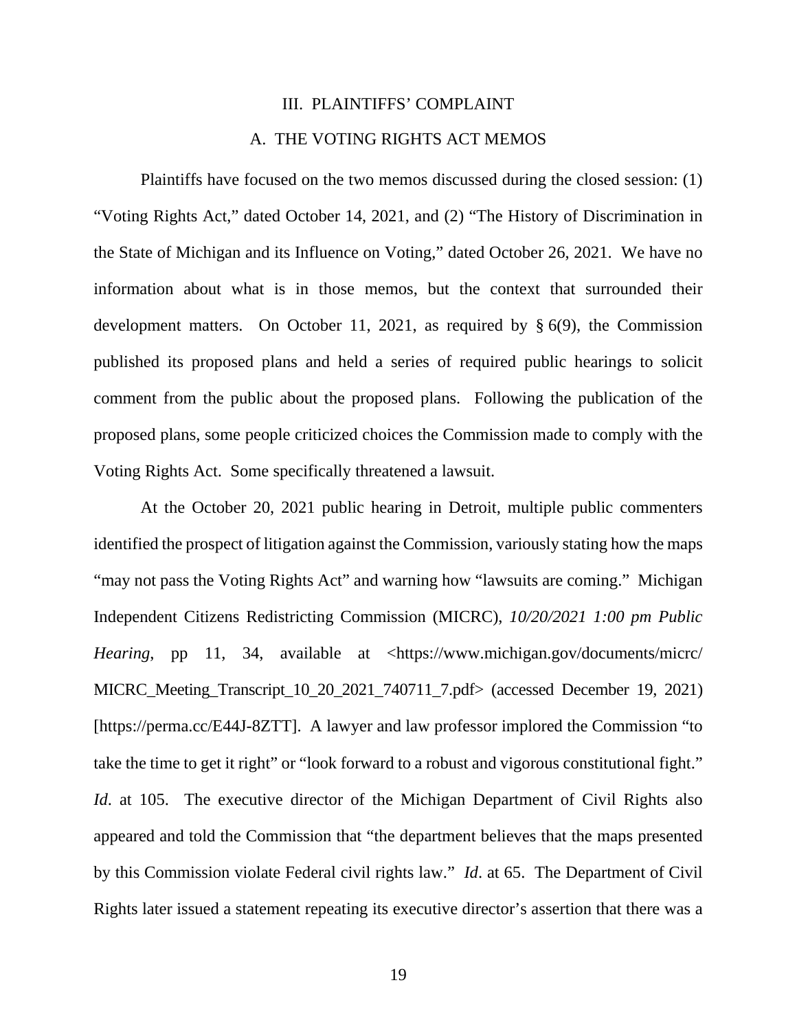## III. PLAINTIFFS' COMPLAINT

### A. THE VOTING RIGHTS ACT MEMOS

Plaintiffs have focused on the two memos discussed during the closed session: (1) "Voting Rights Act," dated October 14, 2021, and (2) "The History of Discrimination in the State of Michigan and its Influence on Voting," dated October 26, 2021. We have no information about what is in those memos, but the context that surrounded their development matters. On October 11, 2021, as required by § 6(9), the Commission published its proposed plans and held a series of required public hearings to solicit comment from the public about the proposed plans. Following the publication of the proposed plans, some people criticized choices the Commission made to comply with the Voting Rights Act. Some specifically threatened a lawsuit.

At the October 20, 2021 public hearing in Detroit, multiple public commenters identified the prospect of litigation against the Commission, variously stating how the maps "may not pass the Voting Rights Act" and warning how "lawsuits are coming." Michigan Independent Citizens Redistricting Commission (MICRC), *10/20/2021 1:00 pm Public Hearing*, pp 11, 34, available at <https://www.michigan.gov/documents/micrc/MICRC_Meeting_Transcript_10_20_2021_740711_7.pdf> (accessed December 19, 2021) [https://perma.cc/E44J-8ZTT]. A lawyer and law professor implored the Commission "to take the time to get it right" or "look forward to a robust and vigorous constitutional fight." *Id*. at 105. The executive director of the Michigan Department of Civil Rights also appeared and told the Commission that "the department believes that the maps presented by this Commission violate Federal civil rights law." *Id*. at 65. The Department of Civil Rights later issued a statement repeating its executive director's assertion that there was a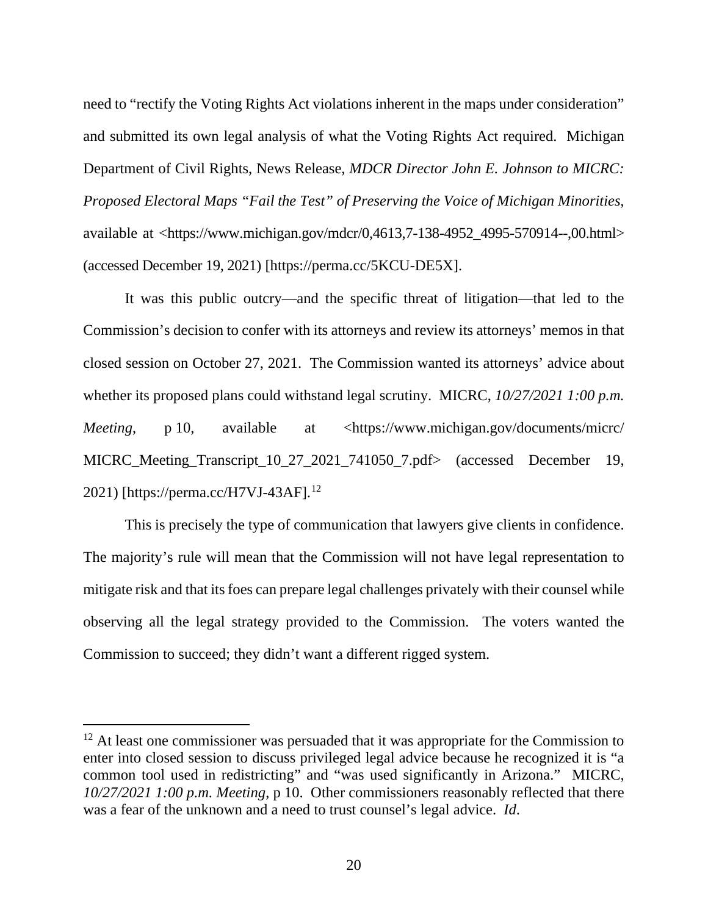need to "rectify the Voting Rights Act violations inherent in the maps under consideration" and submitted its own legal analysis of what the Voting Rights Act required. Michigan Department of Civil Rights, News Release, *MDCR Director John E. Johnson to MICRC: Proposed Electoral Maps "Fail the Test" of Preserving the Voice of Michigan Minorities*, available at <https://www.michigan.gov/mdcr/0,4613,7-138-4952_4995-570914--,00.html> (accessed December 19, 2021) [https://perma.cc/5KCU-DE5X].

It was this public outcry—and the specific threat of litigation—that led to the Commission's decision to confer with its attorneys and review its attorneys' memos in that closed session on October 27, 2021. The Commission wanted its attorneys' advice about whether its proposed plans could withstand legal scrutiny. MICRC, *10/27/2021 1:00 p.m. Meeting*, p 10, available at <https://www.michigan.gov/documents/micrc/MICRC_Meeting_Transcript_10_27_2021_741050_7.pdf> (accessed December 19, 2021) [https://perma.cc/H7VJ-43AF].[12]

This is precisely the type of communication that lawyers give clients in confidence. The majority's rule will mean that the Commission will not have legal representation to mitigate risk and that its foes can prepare legal challenges privately with their counsel while observing all the legal strategy provided to the Commission. The voters wanted the Commission to succeed; they didn't want a different rigged system.

---

[12] At least one commissioner was persuaded that it was appropriate for the Commission to enter into closed session to discuss privileged legal advice because he recognized it is "a common tool used in redistricting" and "was used significantly in Arizona." MICRC, *10/27/2021 1:00 p.m. Meeting*, p 10. Other commissioners reasonably reflected that there was a fear of the unknown and a need to trust counsel's legal advice. *Id*.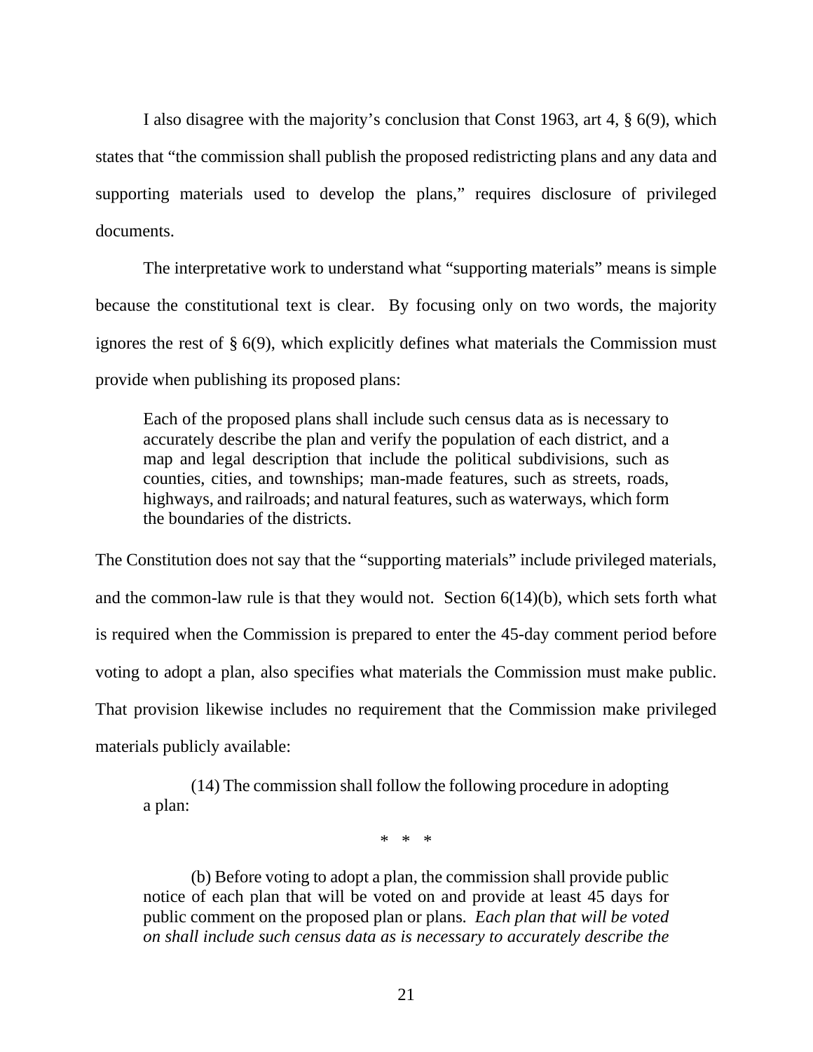I also disagree with the majority's conclusion that Const 1963, art 4, § 6(9), which states that "the commission shall publish the proposed redistricting plans and any data and supporting materials used to develop the plans," requires disclosure of privileged documents.

The interpretative work to understand what "supporting materials" means is simple because the constitutional text is clear. By focusing only on two words, the majority ignores the rest of § 6(9), which explicitly defines what materials the Commission must provide when publishing its proposed plans:

> Each of the proposed plans shall include such census data as is necessary to accurately describe the plan and verify the population of each district, and a map and legal description that include the political subdivisions, such as counties, cities, and townships; man-made features, such as streets, roads, highways, and railroads; and natural features, such as waterways, which form the boundaries of the districts.

The Constitution does not say that the "supporting materials" include privileged materials, and the common-law rule is that they would not. Section 6(14)(b), which sets forth what is required when the Commission is prepared to enter the 45-day comment period before voting to adopt a plan, also specifies what materials the Commission must make public. That provision likewise includes no requirement that the Commission make privileged materials publicly available:

> (14) The commission shall follow the following procedure in adopting a plan:
>
> \* \* \*
>
> (b) Before voting to adopt a plan, the commission shall provide public notice of each plan that will be voted on and provide at least 45 days for public comment on the proposed plan or plans. *Each plan that will be voted on shall include such census data as is necessary to accurately describe the*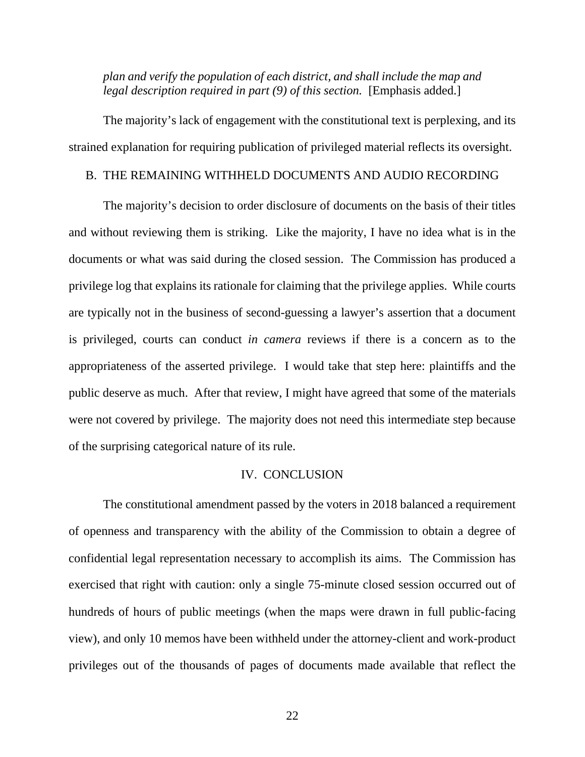*plan and verify the population of each district, and shall include the map and legal description required in part (9) of this section.* [Emphasis added.]

The majority's lack of engagement with the constitutional text is perplexing, and its strained explanation for requiring publication of privileged material reflects its oversight.

### B. THE REMAINING WITHHELD DOCUMENTS AND AUDIO RECORDING

The majority's decision to order disclosure of documents on the basis of their titles and without reviewing them is striking. Like the majority, I have no idea what is in the documents or what was said during the closed session. The Commission has produced a privilege log that explains its rationale for claiming that the privilege applies. While courts are typically not in the business of second-guessing a lawyer's assertion that a document is privileged, courts can conduct *in camera* reviews if there is a concern as to the appropriateness of the asserted privilege. I would take that step here: plaintiffs and the public deserve as much. After that review, I might have agreed that some of the materials were not covered by privilege. The majority does not need this intermediate step because of the surprising categorical nature of its rule.

## IV. CONCLUSION

The constitutional amendment passed by the voters in 2018 balanced a requirement of openness and transparency with the ability of the Commission to obtain a degree of confidential legal representation necessary to accomplish its aims. The Commission has exercised that right with caution: only a single 75-minute closed session occurred out of hundreds of hours of public meetings (when the maps were drawn in full public-facing view), and only 10 memos have been withheld under the attorney-client and work-product privileges out of the thousands of pages of documents made available that reflect the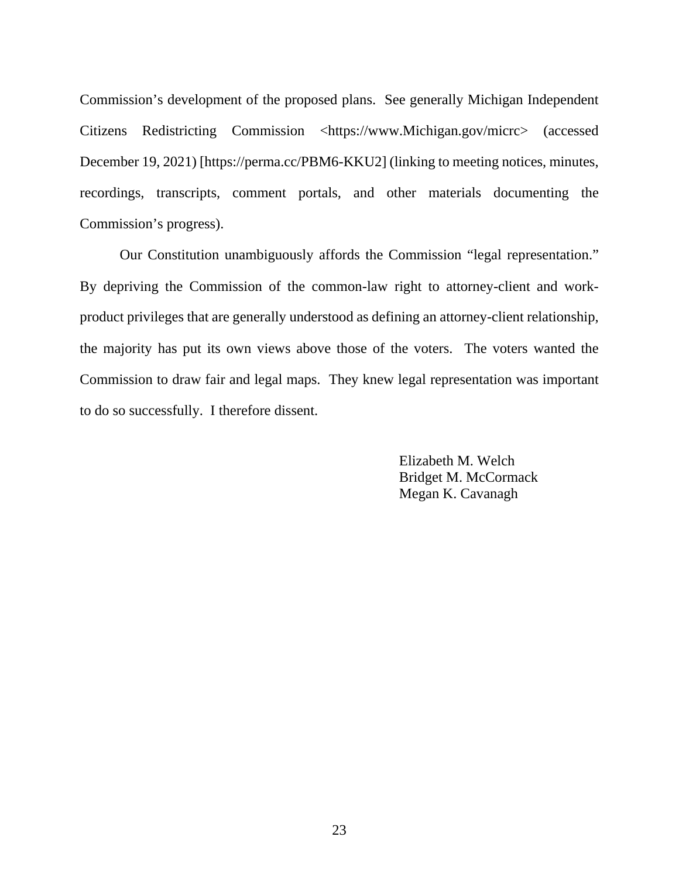Commission's development of the proposed plans. See generally Michigan Independent Citizens Redistricting Commission <https://www.Michigan.gov/micrc> (accessed December 19, 2021) [https://perma.cc/PBM6-KKU2] (linking to meeting notices, minutes, recordings, transcripts, comment portals, and other materials documenting the Commission's progress).

Our Constitution unambiguously affords the Commission "legal representation." By depriving the Commission of the common-law right to attorney-client and work-product privileges that are generally understood as defining an attorney-client relationship, the majority has put its own views above those of the voters. The voters wanted the Commission to draw fair and legal maps. They knew legal representation was important to do so successfully. I therefore dissent.

Elizabeth M. Welch
Bridget M. McCormack
Megan K. Cavanagh